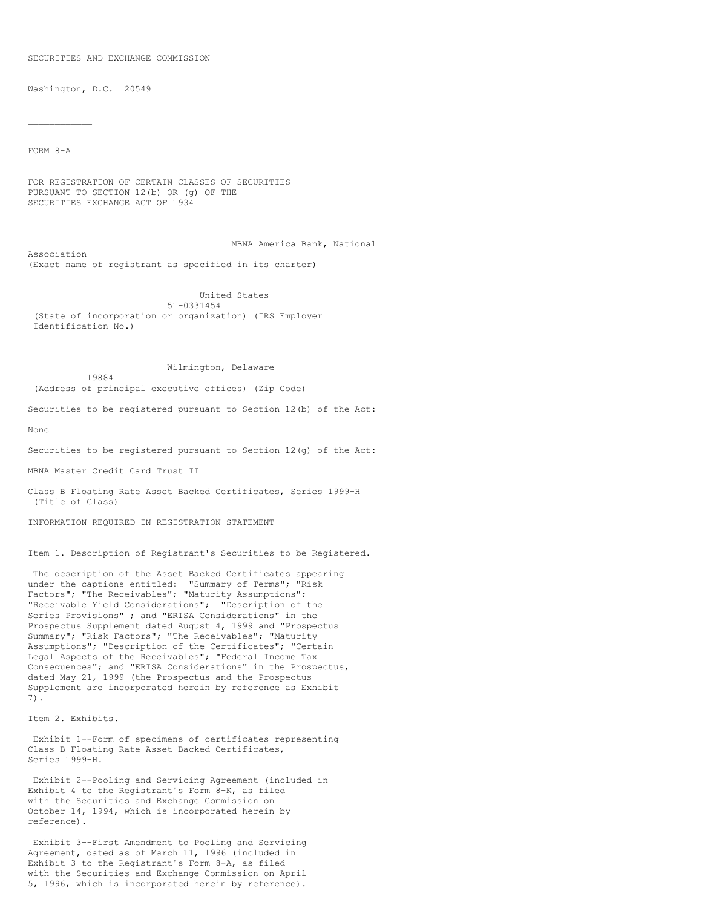SECURITIES AND EXCHANGE COMMISSION

Washington, D.C. 20549

___________

FORM 8-A

FOR REGISTRATION OF CERTAIN CLASSES OF SECURITIES
PURSUANT TO SECTION 12(b) OR (g) OF THE
SECURITIES EXCHANGE ACT OF 1934

MBNA America Bank, National Association
(Exact name of registrant as specified in its charter)

United States
51-0331454
(State of incorporation or organization) (IRS Employer Identification No.)

Wilmington, Delaware
19884
(Address of principal executive offices) (Zip Code)

Securities to be registered pursuant to Section 12(b) of the Act:

None

Securities to be registered pursuant to Section 12(g) of the Act:

MBNA Master Credit Card Trust II

Class B Floating Rate Asset Backed Certificates, Series 1999-H
(Title of Class)

INFORMATION REQUIRED IN REGISTRATION STATEMENT

Item 1. Description of Registrant's Securities to be Registered.

The description of the Asset Backed Certificates appearing under the captions entitled: "Summary of Terms"; "Risk Factors"; "The Receivables"; "Maturity Assumptions"; "Receivable Yield Considerations"; "Description of the Series Provisions" ; and "ERISA Considerations" in the Prospectus Supplement dated August 4, 1999 and "Prospectus Summary"; "Risk Factors"; "The Receivables"; "Maturity Assumptions"; "Description of the Certificates"; "Certain Legal Aspects of the Receivables"; "Federal Income Tax Consequences"; and "ERISA Considerations" in the Prospectus, dated May 21, 1999 (the Prospectus and the Prospectus Supplement are incorporated herein by reference as Exhibit 7).

Item 2. Exhibits.

Exhibit 1--Form of specimens of certificates representing Class B Floating Rate Asset Backed Certificates, Series 1999-H.

Exhibit 2--Pooling and Servicing Agreement (included in Exhibit 4 to the Registrant's Form 8-K, as filed with the Securities and Exchange Commission on October 14, 1994, which is incorporated herein by reference).

Exhibit 3--First Amendment to Pooling and Servicing Agreement, dated as of March 11, 1996 (included in Exhibit 3 to the Registrant's Form 8-A, as filed with the Securities and Exchange Commission on April 5, 1996, which is incorporated herein by reference).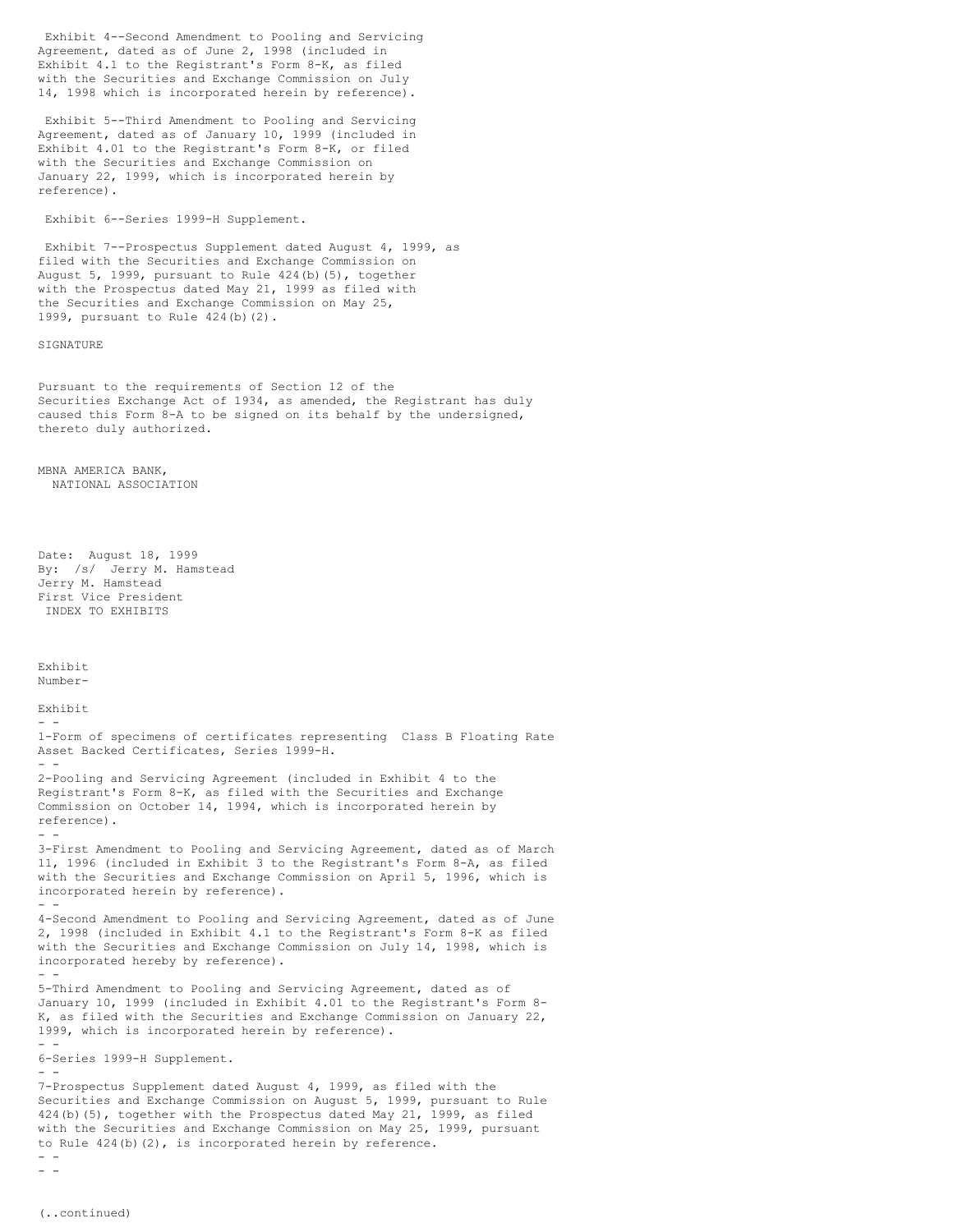Exhibit 4--Second Amendment to Pooling and Servicing Agreement, dated as of June 2, 1998 (included in Exhibit 4.1 to the Registrant's Form 8-K, as filed with the Securities and Exchange Commission on July 14, 1998 which is incorporated herein by reference).

Exhibit 5--Third Amendment to Pooling and Servicing Agreement, dated as of January 10, 1999 (included in Exhibit 4.01 to the Registrant's Form 8-K, or filed with the Securities and Exchange Commission on January 22, 1999, which is incorporated herein by reference).

Exhibit 6--Series 1999-H Supplement.

Exhibit 7--Prospectus Supplement dated August 4, 1999, as filed with the Securities and Exchange Commission on August 5, 1999, pursuant to Rule 424(b)(5), together with the Prospectus dated May 21, 1999 as filed with the Securities and Exchange Commission on May 25, 1999, pursuant to Rule 424(b)(2).

SIGNATURE

Pursuant to the requirements of Section 12 of the Securities Exchange Act of 1934, as amended, the Registrant has duly caused this Form 8-A to be signed on its behalf by the undersigned, thereto duly authorized.

MBNA AMERICA BANK,
NATIONAL ASSOCIATION

Date: August 18, 1999
By: /s/ Jerry M. Hamstead
Jerry M. Hamstead
First Vice President

INDEX TO EXHIBITS

Exhibit
Number-

Exhibit

- -

1-Form of specimens of certificates representing Class B Floating Rate Asset Backed Certificates, Series 1999-H.

- -

2-Pooling and Servicing Agreement (included in Exhibit 4 to the Registrant's Form 8-K, as filed with the Securities and Exchange Commission on October 14, 1994, which is incorporated herein by reference).

- -

3-First Amendment to Pooling and Servicing Agreement, dated as of March 11, 1996 (included in Exhibit 3 to the Registrant's Form 8-A, as filed with the Securities and Exchange Commission on April 5, 1996, which is incorporated herein by reference).

- -

4-Second Amendment to Pooling and Servicing Agreement, dated as of June 2, 1998 (included in Exhibit 4.1 to the Registrant's Form 8-K as filed with the Securities and Exchange Commission on July 14, 1998, which is incorporated hereby by reference).

- -

5-Third Amendment to Pooling and Servicing Agreement, dated as of January 10, 1999 (included in Exhibit 4.01 to the Registrant's Form 8-K, as filed with the Securities and Exchange Commission on January 22, 1999, which is incorporated herein by reference).

- -

6-Series 1999-H Supplement.

- -

7-Prospectus Supplement dated August 4, 1999, as filed with the Securities and Exchange Commission on August 5, 1999, pursuant to Rule 424(b)(5), together with the Prospectus dated May 21, 1999, as filed with the Securities and Exchange Commission on May 25, 1999, pursuant to Rule 424(b)(2), is incorporated herein by reference.

- -

- -

(..continued)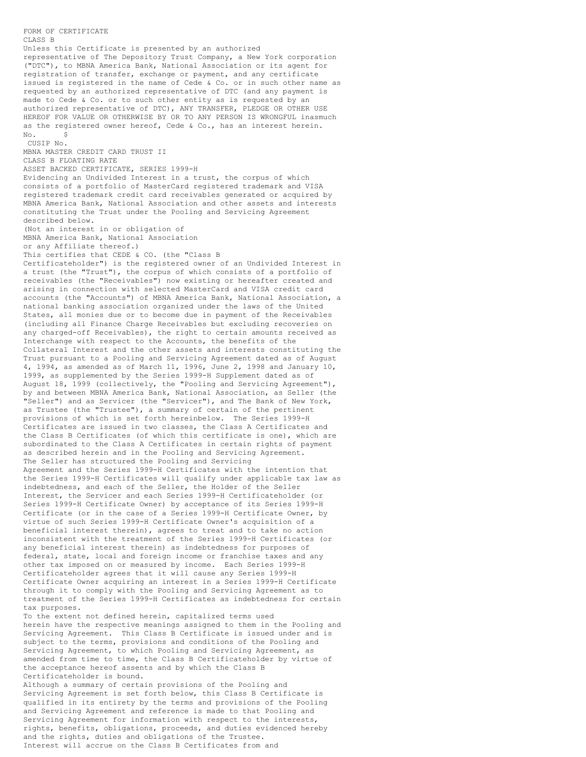FORM OF CERTIFICATE
CLASS B

Unless this Certificate is presented by an authorized representative of The Depository Trust Company, a New York corporation ("DTC"), to MBNA America Bank, National Association or its agent for registration of transfer, exchange or payment, and any certificate issued is registered in the name of Cede & Co. or in such other name as requested by an authorized representative of DTC (and any payment is made to Cede & Co. or to such other entity as is requested by an authorized representative of DTC), ANY TRANSFER, PLEDGE OR OTHER USE HEREOF FOR VALUE OR OTHERWISE BY OR TO ANY PERSON IS WRONGFUL inasmuch as the registered owner hereof, Cede & Co., has an interest herein.

No. $

CUSIP No.

MBNA MASTER CREDIT CARD TRUST II
CLASS B FLOATING RATE
ASSET BACKED CERTIFICATE, SERIES 1999-H

Evidencing an Undivided Interest in a trust, the corpus of which consists of a portfolio of MasterCard registered trademark and VISA registered trademark credit card receivables generated or acquired by MBNA America Bank, National Association and other assets and interests constituting the Trust under the Pooling and Servicing Agreement described below.

(Not an interest in or obligation of
MBNA America Bank, National Association
or any Affiliate thereof.)

This certifies that CEDE & CO. (the "Class B Certificateholder") is the registered owner of an Undivided Interest in a trust (the "Trust"), the corpus of which consists of a portfolio of receivables (the "Receivables") now existing or hereafter created and arising in connection with selected MasterCard and VISA credit card accounts (the "Accounts") of MBNA America Bank, National Association, a national banking association organized under the laws of the United States, all monies due or to become due in payment of the Receivables (including all Finance Charge Receivables but excluding recoveries on any charged-off Receivables), the right to certain amounts received as Interchange with respect to the Accounts, the benefits of the Collateral Interest and the other assets and interests constituting the Trust pursuant to a Pooling and Servicing Agreement dated as of August 4, 1994, as amended as of March 11, 1996, June 2, 1998 and January 10, 1999, as supplemented by the Series 1999-H Supplement dated as of August 18, 1999 (collectively, the "Pooling and Servicing Agreement"), by and between MBNA America Bank, National Association, as Seller (the "Seller") and as Servicer (the "Servicer"), and The Bank of New York, as Trustee (the "Trustee"), a summary of certain of the pertinent provisions of which is set forth hereinbelow. The Series 1999-H Certificates are issued in two classes, the Class A Certificates and the Class B Certificates (of which this certificate is one), which are subordinated to the Class A Certificates in certain rights of payment as described herein and in the Pooling and Servicing Agreement.

The Seller has structured the Pooling and Servicing Agreement and the Series 1999-H Certificates with the intention that the Series 1999-H Certificates will qualify under applicable tax law as indebtedness, and each of the Seller, the Holder of the Seller Interest, the Servicer and each Series 1999-H Certificateholder (or Series 1999-H Certificate Owner) by acceptance of its Series 1999-H Certificate (or in the case of a Series 1999-H Certificate Owner, by virtue of such Series 1999-H Certificate Owner's acquisition of a beneficial interest therein), agrees to treat and to take no action inconsistent with the treatment of the Series 1999-H Certificates (or any beneficial interest therein) as indebtedness for purposes of federal, state, local and foreign income or franchise taxes and any other tax imposed on or measured by income. Each Series 1999-H Certificateholder agrees that it will cause any Series 1999-H Certificate Owner acquiring an interest in a Series 1999-H Certificate through it to comply with the Pooling and Servicing Agreement as to treatment of the Series 1999-H Certificates as indebtedness for certain tax purposes.

To the extent not defined herein, capitalized terms used herein have the respective meanings assigned to them in the Pooling and Servicing Agreement. This Class B Certificate is issued under and is subject to the terms, provisions and conditions of the Pooling and Servicing Agreement, to which Pooling and Servicing Agreement, as amended from time to time, the Class B Certificateholder by virtue of the acceptance hereof assents and by which the Class B Certificateholder is bound.

Although a summary of certain provisions of the Pooling and Servicing Agreement is set forth below, this Class B Certificate is qualified in its entirety by the terms and provisions of the Pooling and Servicing Agreement and reference is made to that Pooling and Servicing Agreement for information with respect to the interests, rights, benefits, obligations, proceeds, and duties evidenced hereby and the rights, duties and obligations of the Trustee.

Interest will accrue on the Class B Certificates from and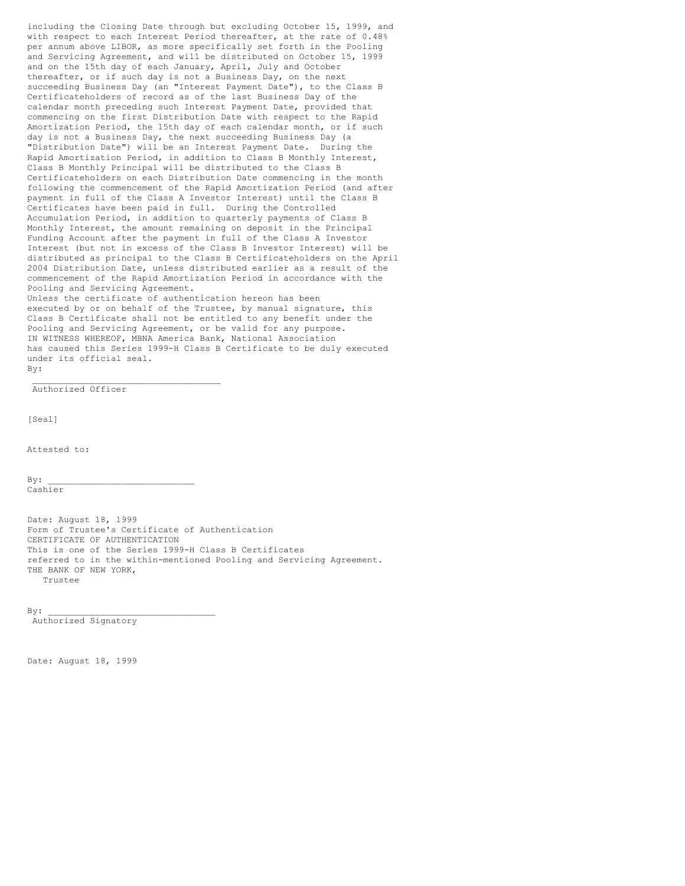including the Closing Date through but excluding October 15, 1999, and with respect to each Interest Period thereafter, at the rate of 0.48% per annum above LIBOR, as more specifically set forth in the Pooling and Servicing Agreement, and will be distributed on October 15, 1999 and on the 15th day of each January, April, July and October thereafter, or if such day is not a Business Day, on the next succeeding Business Day (an "Interest Payment Date"), to the Class B Certificateholders of record as of the last Business Day of the calendar month preceding such Interest Payment Date, provided that commencing on the first Distribution Date with respect to the Rapid Amortization Period, the 15th day of each calendar month, or if such day is not a Business Day, the next succeeding Business Day (a "Distribution Date") will be an Interest Payment Date. During the Rapid Amortization Period, in addition to Class B Monthly Interest, Class B Monthly Principal will be distributed to the Class B Certificateholders on each Distribution Date commencing in the month following the commencement of the Rapid Amortization Period (and after payment in full of the Class A Investor Interest) until the Class B Certificates have been paid in full. During the Controlled Accumulation Period, in addition to quarterly payments of Class B Monthly Interest, the amount remaining on deposit in the Principal Funding Account after the payment in full of the Class A Investor Interest (but not in excess of the Class B Investor Interest) will be distributed as principal to the Class B Certificateholders on the April 2004 Distribution Date, unless distributed earlier as a result of the commencement of the Rapid Amortization Period in accordance with the Pooling and Servicing Agreement.

Unless the certificate of authentication hereon has been executed by or on behalf of the Trustee, by manual signature, this Class B Certificate shall not be entitled to any benefit under the Pooling and Servicing Agreement, or be valid for any purpose.

IN WITNESS WHEREOF, MBNA America Bank, National Association has caused this Series 1999-H Class B Certificate to be duly executed under its official seal.

By:

\_\_\_\_\_\_\_\_\_\_\_\_\_\_\_\_\_\_\_\_\_\_\_\_\_\_\_\_\_\_\_\_\_\_\_
Authorized Officer

[Seal]

Attested to:

By: \_\_\_\_\_\_\_\_\_\_\_\_\_\_\_\_\_\_\_\_\_\_\_\_\_\_\_\_
Cashier

Date: August 18, 1999

Form of Trustee's Certificate of Authentication

CERTIFICATE OF AUTHENTICATION

This is one of the Series 1999-H Class B Certificates referred to in the within-mentioned Pooling and Servicing Agreement.

THE BANK OF NEW YORK,
Trustee

By: \_\_\_\_\_\_\_\_\_\_\_\_\_\_\_\_\_\_\_\_\_\_\_\_\_\_\_\_\_\_\_\_
Authorized Signatory

Date: August 18, 1999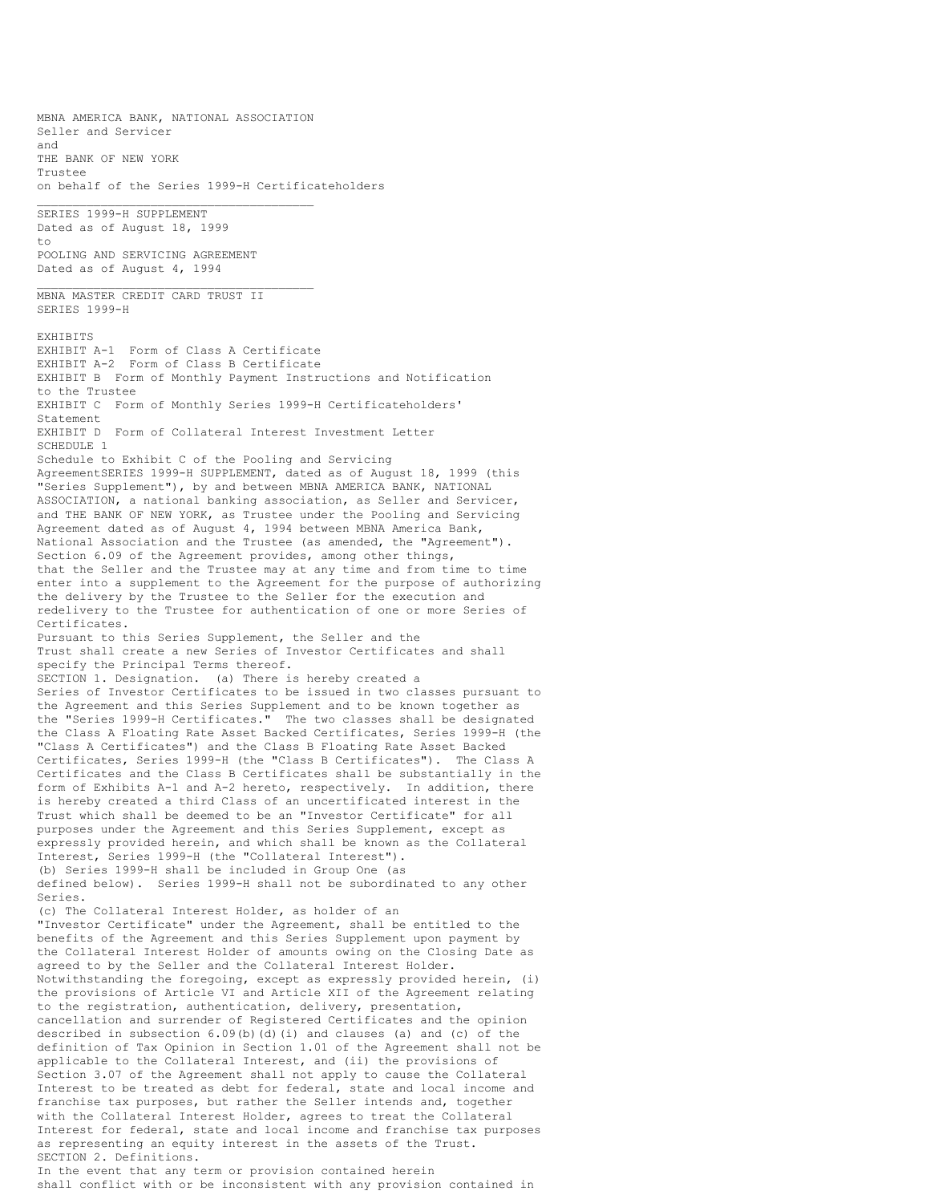MBNA AMERICA BANK, NATIONAL ASSOCIATION
Seller and Servicer
and
THE BANK OF NEW YORK
Trustee
on behalf of the Series 1999-H Certificateholders

---

SERIES 1999-H SUPPLEMENT
Dated as of August 18, 1999
to
POOLING AND SERVICING AGREEMENT
Dated as of August 4, 1994

---

MBNA MASTER CREDIT CARD TRUST II
SERIES 1999-H

EXHIBITS
EXHIBIT A-1 Form of Class A Certificate
EXHIBIT A-2 Form of Class B Certificate
EXHIBIT B Form of Monthly Payment Instructions and Notification to the Trustee
EXHIBIT C Form of Monthly Series 1999-H Certificateholders' Statement
EXHIBIT D Form of Collateral Interest Investment Letter
SCHEDULE 1
Schedule to Exhibit C of the Pooling and Servicing AgreementSERIES 1999-H SUPPLEMENT, dated as of August 18, 1999 (this "Series Supplement"), by and between MBNA AMERICA BANK, NATIONAL ASSOCIATION, a national banking association, as Seller and Servicer, and THE BANK OF NEW YORK, as Trustee under the Pooling and Servicing Agreement dated as of August 4, 1994 between MBNA America Bank, National Association and the Trustee (as amended, the "Agreement").
Section 6.09 of the Agreement provides, among other things, that the Seller and the Trustee may at any time and from time to time enter into a supplement to the Agreement for the purpose of authorizing the delivery by the Trustee to the Seller for the execution and redelivery to the Trustee for authentication of one or more Series of Certificates.
Pursuant to this Series Supplement, the Seller and the Trust shall create a new Series of Investor Certificates and shall specify the Principal Terms thereof.
SECTION 1. Designation. (a) There is hereby created a Series of Investor Certificates to be issued in two classes pursuant to the Agreement and this Series Supplement and to be known together as the "Series 1999-H Certificates." The two classes shall be designated the Class A Floating Rate Asset Backed Certificates, Series 1999-H (the "Class A Certificates") and the Class B Floating Rate Asset Backed Certificates, Series 1999-H (the "Class B Certificates"). The Class A Certificates and the Class B Certificates shall be substantially in the form of Exhibits A-1 and A-2 hereto, respectively. In addition, there is hereby created a third Class of an uncertificated interest in the Trust which shall be deemed to be an "Investor Certificate" for all purposes under the Agreement and this Series Supplement, except as expressly provided herein, and which shall be known as the Collateral Interest, Series 1999-H (the "Collateral Interest").
(b) Series 1999-H shall be included in Group One (as defined below). Series 1999-H shall not be subordinated to any other Series.
(c) The Collateral Interest Holder, as holder of an "Investor Certificate" under the Agreement, shall be entitled to the benefits of the Agreement and this Series Supplement upon payment by the Collateral Interest Holder of amounts owing on the Closing Date as agreed to by the Seller and the Collateral Interest Holder. Notwithstanding the foregoing, except as expressly provided herein, (i) the provisions of Article VI and Article XII of the Agreement relating to the registration, authentication, delivery, presentation, cancellation and surrender of Registered Certificates and the opinion described in subsection 6.09(b)(d)(i) and clauses (a) and (c) of the definition of Tax Opinion in Section 1.01 of the Agreement shall not be applicable to the Collateral Interest, and (ii) the provisions of Section 3.07 of the Agreement shall not apply to cause the Collateral Interest to be treated as debt for federal, state and local income and franchise tax purposes, but rather the Seller intends and, together with the Collateral Interest Holder, agrees to treat the Collateral Interest for federal, state and local income and franchise tax purposes as representing an equity interest in the assets of the Trust.
SECTION 2. Definitions.
In the event that any term or provision contained herein shall conflict with or be inconsistent with any provision contained in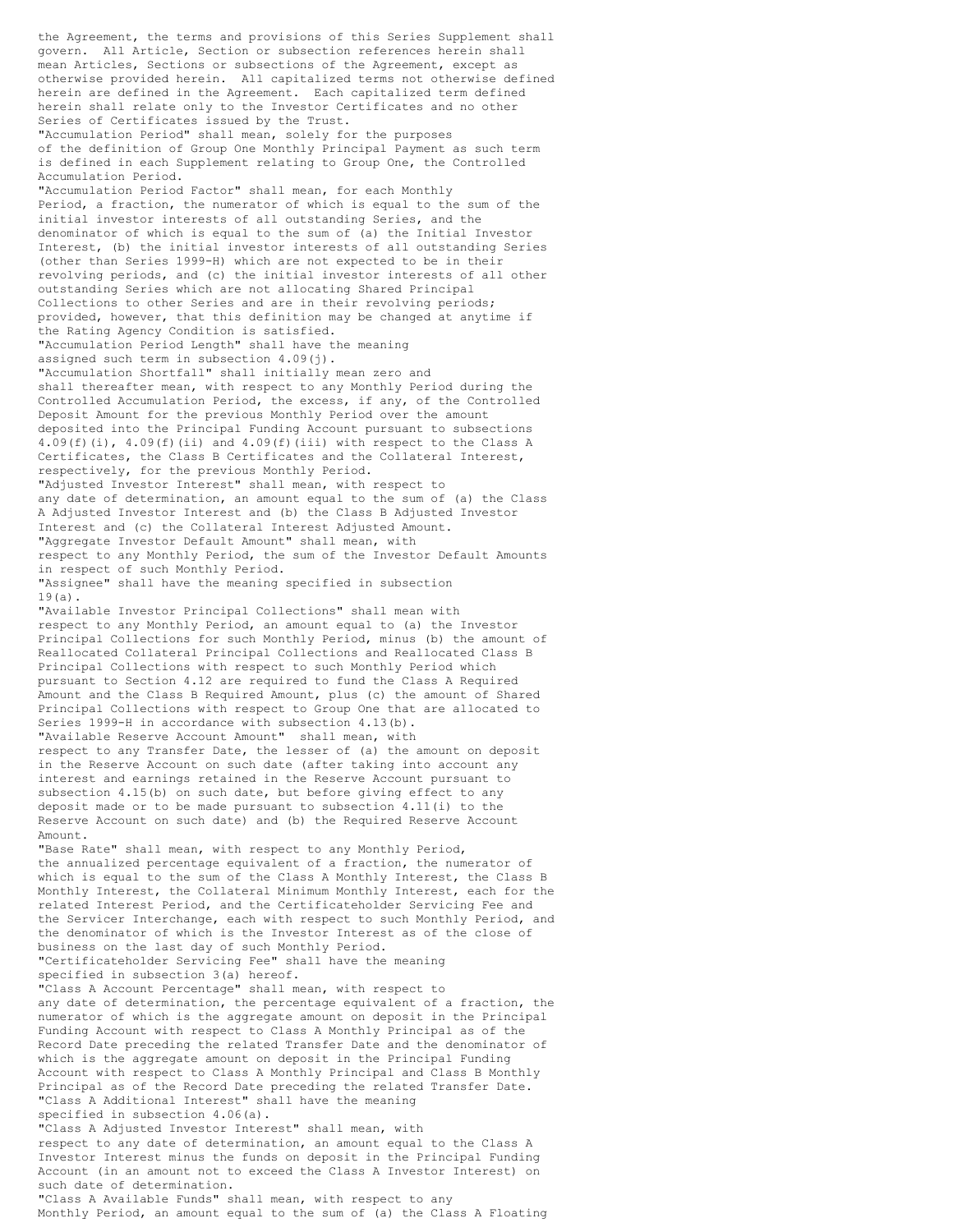the Agreement, the terms and provisions of this Series Supplement shall govern. All Article, Section or subsection references herein shall mean Articles, Sections or subsections of the Agreement, except as otherwise provided herein. All capitalized terms not otherwise defined herein are defined in the Agreement. Each capitalized term defined herein shall relate only to the Investor Certificates and no other Series of Certificates issued by the Trust.

"Accumulation Period" shall mean, solely for the purposes of the definition of Group One Monthly Principal Payment as such term is defined in each Supplement relating to Group One, the Controlled Accumulation Period.

"Accumulation Period Factor" shall mean, for each Monthly Period, a fraction, the numerator of which is equal to the sum of the initial investor interests of all outstanding Series, and the denominator of which is equal to the sum of (a) the Initial Investor Interest, (b) the initial investor interests of all outstanding Series (other than Series 1999-H) which are not expected to be in their revolving periods, and (c) the initial investor interests of all other outstanding Series which are not allocating Shared Principal Collections to other Series and are in their revolving periods; provided, however, that this definition may be changed at anytime if the Rating Agency Condition is satisfied.

"Accumulation Period Length" shall have the meaning assigned such term in subsection 4.09(j).

"Accumulation Shortfall" shall initially mean zero and shall thereafter mean, with respect to any Monthly Period during the Controlled Accumulation Period, the excess, if any, of the Controlled Deposit Amount for the previous Monthly Period over the amount deposited into the Principal Funding Account pursuant to subsections 4.09(f)(i), 4.09(f)(ii) and 4.09(f)(iii) with respect to the Class A Certificates, the Class B Certificates and the Collateral Interest, respectively, for the previous Monthly Period.

"Adjusted Investor Interest" shall mean, with respect to any date of determination, an amount equal to the sum of (a) the Class A Adjusted Investor Interest and (b) the Class B Adjusted Investor Interest and (c) the Collateral Interest Adjusted Amount.

"Aggregate Investor Default Amount" shall mean, with respect to any Monthly Period, the sum of the Investor Default Amounts in respect of such Monthly Period.

"Assignee" shall have the meaning specified in subsection 19(a).

"Available Investor Principal Collections" shall mean with respect to any Monthly Period, an amount equal to (a) the Investor Principal Collections for such Monthly Period, minus (b) the amount of Reallocated Collateral Principal Collections and Reallocated Class B Principal Collections with respect to such Monthly Period which pursuant to Section 4.12 are required to fund the Class A Required Amount and the Class B Required Amount, plus (c) the amount of Shared Principal Collections with respect to Group One that are allocated to Series 1999-H in accordance with subsection 4.13(b).

"Available Reserve Account Amount" shall mean, with respect to any Transfer Date, the lesser of (a) the amount on deposit in the Reserve Account on such date (after taking into account any interest and earnings retained in the Reserve Account pursuant to subsection 4.15(b) on such date, but before giving effect to any deposit made or to be made pursuant to subsection 4.11(i) to the Reserve Account on such date) and (b) the Required Reserve Account Amount.

"Base Rate" shall mean, with respect to any Monthly Period, the annualized percentage equivalent of a fraction, the numerator of which is equal to the sum of the Class A Monthly Interest, the Class B Monthly Interest, the Collateral Minimum Monthly Interest, each for the related Interest Period, and the Certificateholder Servicing Fee and the Servicer Interchange, each with respect to such Monthly Period, and the denominator of which is the Investor Interest as of the close of business on the last day of such Monthly Period.

"Certificateholder Servicing Fee" shall have the meaning specified in subsection 3(a) hereof.

"Class A Account Percentage" shall mean, with respect to any date of determination, the percentage equivalent of a fraction, the numerator of which is the aggregate amount on deposit in the Principal Funding Account with respect to Class A Monthly Principal as of the Record Date preceding the related Transfer Date and the denominator of which is the aggregate amount on deposit in the Principal Funding Account with respect to Class A Monthly Principal and Class B Monthly Principal as of the Record Date preceding the related Transfer Date.

"Class A Additional Interest" shall have the meaning specified in subsection 4.06(a).

"Class A Adjusted Investor Interest" shall mean, with respect to any date of determination, an amount equal to the Class A Investor Interest minus the funds on deposit in the Principal Funding Account (in an amount not to exceed the Class A Investor Interest) on such date of determination.

"Class A Available Funds" shall mean, with respect to any Monthly Period, an amount equal to the sum of (a) the Class A Floating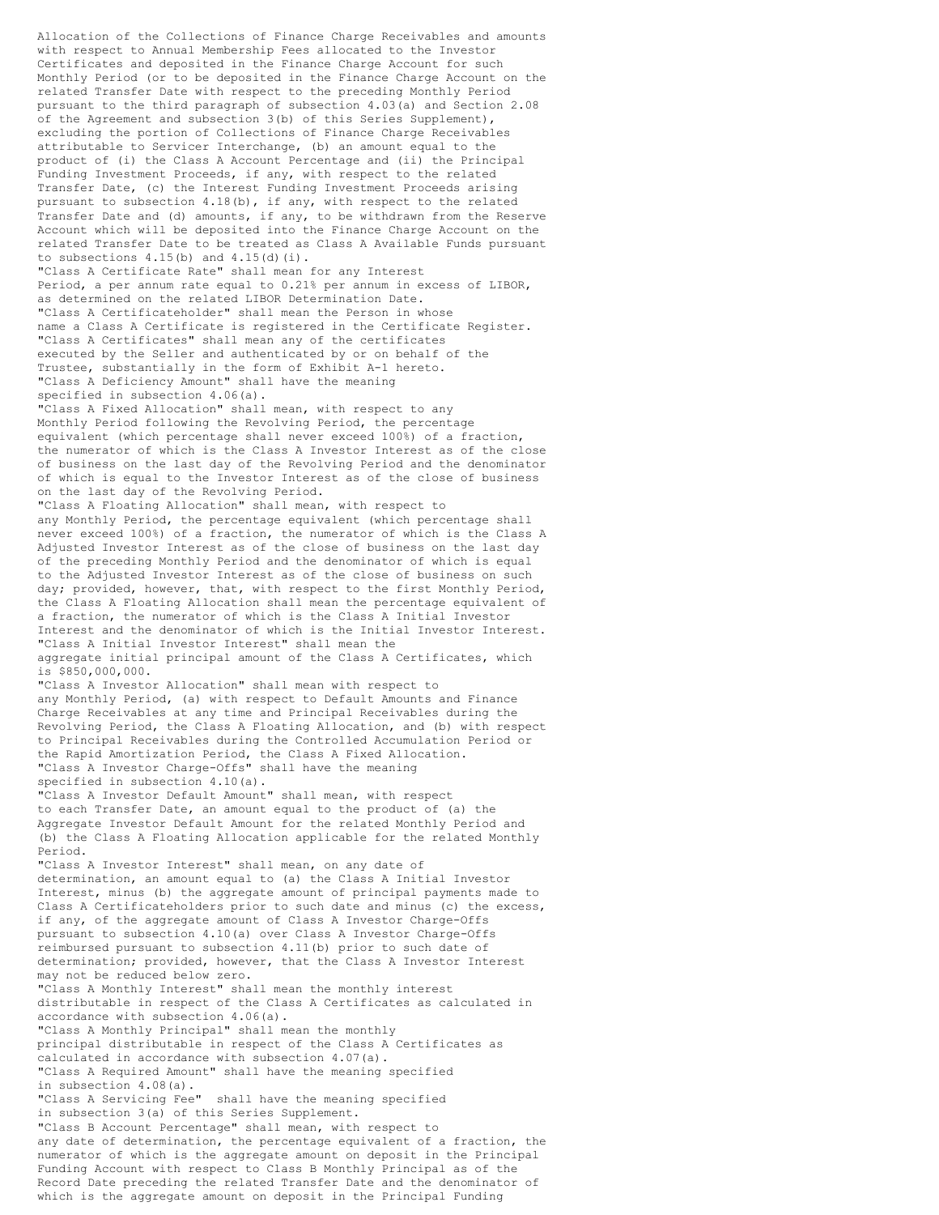Allocation of the Collections of Finance Charge Receivables and amounts with respect to Annual Membership Fees allocated to the Investor Certificates and deposited in the Finance Charge Account for such Monthly Period (or to be deposited in the Finance Charge Account on the related Transfer Date with respect to the preceding Monthly Period pursuant to the third paragraph of subsection 4.03(a) and Section 2.08 of the Agreement and subsection 3(b) of this Series Supplement), excluding the portion of Collections of Finance Charge Receivables attributable to Servicer Interchange, (b) an amount equal to the product of (i) the Class A Account Percentage and (ii) the Principal Funding Investment Proceeds, if any, with respect to the related Transfer Date, (c) the Interest Funding Investment Proceeds arising pursuant to subsection 4.18(b), if any, with respect to the related Transfer Date and (d) amounts, if any, to be withdrawn from the Reserve Account which will be deposited into the Finance Charge Account on the related Transfer Date to be treated as Class A Available Funds pursuant to subsections 4.15(b) and 4.15(d)(i).

"Class A Certificate Rate" shall mean for any Interest Period, a per annum rate equal to 0.21% per annum in excess of LIBOR, as determined on the related LIBOR Determination Date.

"Class A Certificateholder" shall mean the Person in whose name a Class A Certificate is registered in the Certificate Register.

"Class A Certificates" shall mean any of the certificates executed by the Seller and authenticated by or on behalf of the Trustee, substantially in the form of Exhibit A-1 hereto.

"Class A Deficiency Amount" shall have the meaning specified in subsection 4.06(a).

"Class A Fixed Allocation" shall mean, with respect to any Monthly Period following the Revolving Period, the percentage equivalent (which percentage shall never exceed 100%) of a fraction, the numerator of which is the Class A Investor Interest as of the close of business on the last day of the Revolving Period and the denominator of which is equal to the Investor Interest as of the close of business on the last day of the Revolving Period.

"Class A Floating Allocation" shall mean, with respect to any Monthly Period, the percentage equivalent (which percentage shall never exceed 100%) of a fraction, the numerator of which is the Class A Adjusted Investor Interest as of the close of business on the last day of the preceding Monthly Period and the denominator of which is equal to the Adjusted Investor Interest as of the close of business on such day; provided, however, that, with respect to the first Monthly Period, the Class A Floating Allocation shall mean the percentage equivalent of a fraction, the numerator of which is the Class A Initial Investor Interest and the denominator of which is the Initial Investor Interest.

"Class A Initial Investor Interest" shall mean the aggregate initial principal amount of the Class A Certificates, which is $850,000,000.

"Class A Investor Allocation" shall mean with respect to any Monthly Period, (a) with respect to Default Amounts and Finance Charge Receivables at any time and Principal Receivables during the Revolving Period, the Class A Floating Allocation, and (b) with respect to Principal Receivables during the Controlled Accumulation Period or the Rapid Amortization Period, the Class A Fixed Allocation.

"Class A Investor Charge-Offs" shall have the meaning specified in subsection 4.10(a).

"Class A Investor Default Amount" shall mean, with respect to each Transfer Date, an amount equal to the product of (a) the Aggregate Investor Default Amount for the related Monthly Period and (b) the Class A Floating Allocation applicable for the related Monthly Period.

"Class A Investor Interest" shall mean, on any date of determination, an amount equal to (a) the Class A Initial Investor Interest, minus (b) the aggregate amount of principal payments made to Class A Certificateholders prior to such date and minus (c) the excess, if any, of the aggregate amount of Class A Investor Charge-Offs pursuant to subsection 4.10(a) over Class A Investor Charge-Offs reimbursed pursuant to subsection 4.11(b) prior to such date of determination; provided, however, that the Class A Investor Interest may not be reduced below zero.

"Class A Monthly Interest" shall mean the monthly interest distributable in respect of the Class A Certificates as calculated in accordance with subsection 4.06(a).

"Class A Monthly Principal" shall mean the monthly principal distributable in respect of the Class A Certificates as calculated in accordance with subsection 4.07(a).

"Class A Required Amount" shall have the meaning specified in subsection 4.08(a).

"Class A Servicing Fee" shall have the meaning specified in subsection 3(a) of this Series Supplement.

"Class B Account Percentage" shall mean, with respect to any date of determination, the percentage equivalent of a fraction, the numerator of which is the aggregate amount on deposit in the Principal Funding Account with respect to Class B Monthly Principal as of the Record Date preceding the related Transfer Date and the denominator of which is the aggregate amount on deposit in the Principal Funding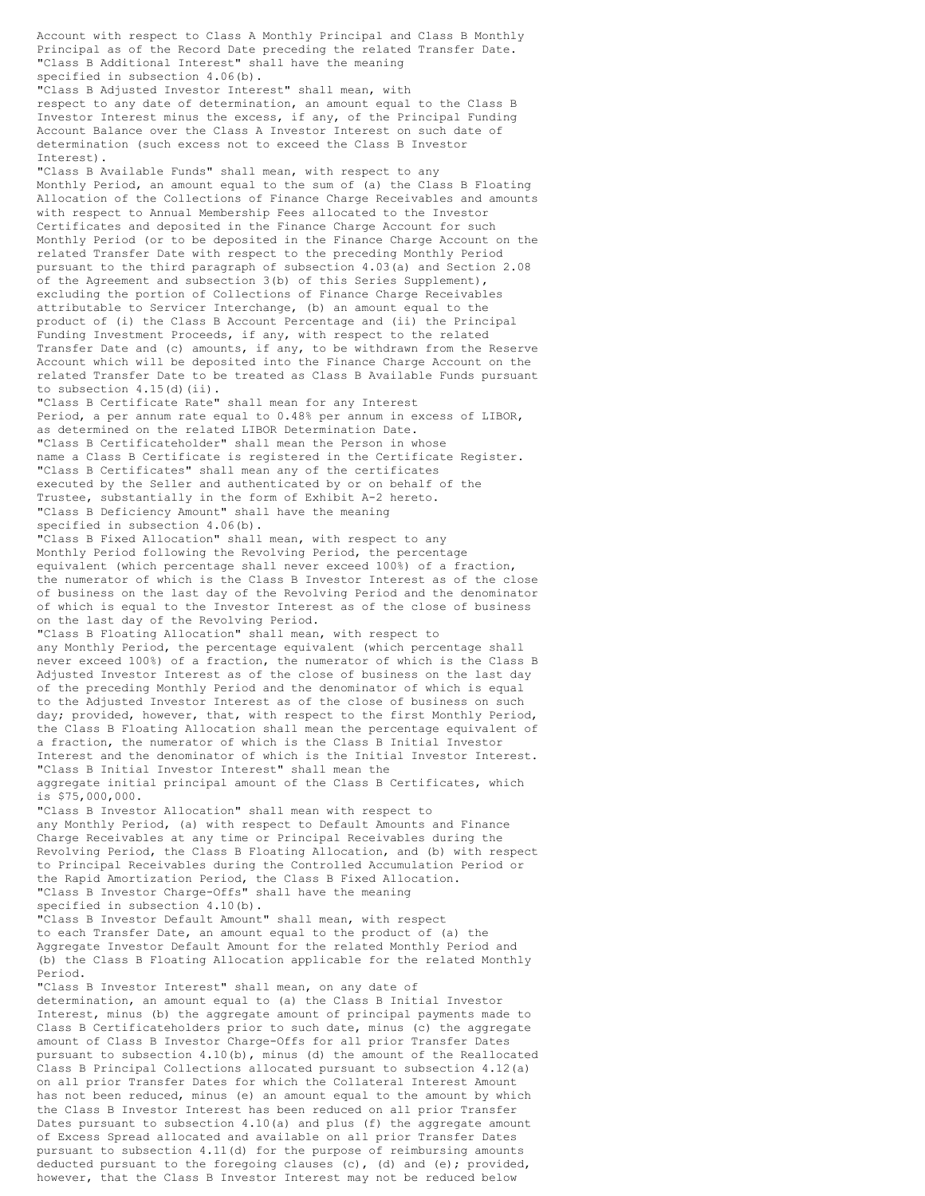Account with respect to Class A Monthly Principal and Class B Monthly Principal as of the Record Date preceding the related Transfer Date.

"Class B Additional Interest" shall have the meaning specified in subsection 4.06(b).

"Class B Adjusted Investor Interest" shall mean, with respect to any date of determination, an amount equal to the Class B Investor Interest minus the excess, if any, of the Principal Funding Account Balance over the Class A Investor Interest on such date of determination (such excess not to exceed the Class B Investor Interest).

"Class B Available Funds" shall mean, with respect to any Monthly Period, an amount equal to the sum of (a) the Class B Floating Allocation of the Collections of Finance Charge Receivables and amounts with respect to Annual Membership Fees allocated to the Investor Certificates and deposited in the Finance Charge Account for such Monthly Period (or to be deposited in the Finance Charge Account on the related Transfer Date with respect to the preceding Monthly Period pursuant to the third paragraph of subsection 4.03(a) and Section 2.08 of the Agreement and subsection 3(b) of this Series Supplement), excluding the portion of Collections of Finance Charge Receivables attributable to Servicer Interchange, (b) an amount equal to the product of (i) the Class B Account Percentage and (ii) the Principal Funding Investment Proceeds, if any, with respect to the related Transfer Date and (c) amounts, if any, to be withdrawn from the Reserve Account which will be deposited into the Finance Charge Account on the related Transfer Date to be treated as Class B Available Funds pursuant to subsection 4.15(d)(ii).

"Class B Certificate Rate" shall mean for any Interest Period, a per annum rate equal to 0.48% per annum in excess of LIBOR, as determined on the related LIBOR Determination Date.

"Class B Certificateholder" shall mean the Person in whose name a Class B Certificate is registered in the Certificate Register.

"Class B Certificates" shall mean any of the certificates executed by the Seller and authenticated by or on behalf of the Trustee, substantially in the form of Exhibit A-2 hereto.

"Class B Deficiency Amount" shall have the meaning specified in subsection 4.06(b).

"Class B Fixed Allocation" shall mean, with respect to any Monthly Period following the Revolving Period, the percentage equivalent (which percentage shall never exceed 100%) of a fraction, the numerator of which is the Class B Investor Interest as of the close of business on the last day of the Revolving Period and the denominator of which is equal to the Investor Interest as of the close of business on the last day of the Revolving Period.

"Class B Floating Allocation" shall mean, with respect to any Monthly Period, the percentage equivalent (which percentage shall never exceed 100%) of a fraction, the numerator of which is the Class B Adjusted Investor Interest as of the close of business on the last day of the preceding Monthly Period and the denominator of which is equal to the Adjusted Investor Interest as of the close of business on such day; provided, however, that, with respect to the first Monthly Period, the Class B Floating Allocation shall mean the percentage equivalent of a fraction, the numerator of which is the Class B Initial Investor Interest and the denominator of which is the Initial Investor Interest.

"Class B Initial Investor Interest" shall mean the aggregate initial principal amount of the Class B Certificates, which is $75,000,000.

"Class B Investor Allocation" shall mean with respect to any Monthly Period, (a) with respect to Default Amounts and Finance Charge Receivables at any time or Principal Receivables during the Revolving Period, the Class B Floating Allocation, and (b) with respect to Principal Receivables during the Controlled Accumulation Period or the Rapid Amortization Period, the Class B Fixed Allocation.

"Class B Investor Charge-Offs" shall have the meaning specified in subsection 4.10(b).

"Class B Investor Default Amount" shall mean, with respect to each Transfer Date, an amount equal to the product of (a) the Aggregate Investor Default Amount for the related Monthly Period and (b) the Class B Floating Allocation applicable for the related Monthly Period.

"Class B Investor Interest" shall mean, on any date of determination, an amount equal to (a) the Class B Initial Investor Interest, minus (b) the aggregate amount of principal payments made to Class B Certificateholders prior to such date, minus (c) the aggregate amount of Class B Investor Charge-Offs for all prior Transfer Dates pursuant to subsection 4.10(b), minus (d) the amount of the Reallocated Class B Principal Collections allocated pursuant to subsection 4.12(a) on all prior Transfer Dates for which the Collateral Interest Amount has not been reduced, minus (e) an amount equal to the amount by which the Class B Investor Interest has been reduced on all prior Transfer Dates pursuant to subsection 4.10(a) and plus (f) the aggregate amount of Excess Spread allocated and available on all prior Transfer Dates pursuant to subsection 4.11(d) for the purpose of reimbursing amounts deducted pursuant to the foregoing clauses (c), (d) and (e); provided, however, that the Class B Investor Interest may not be reduced below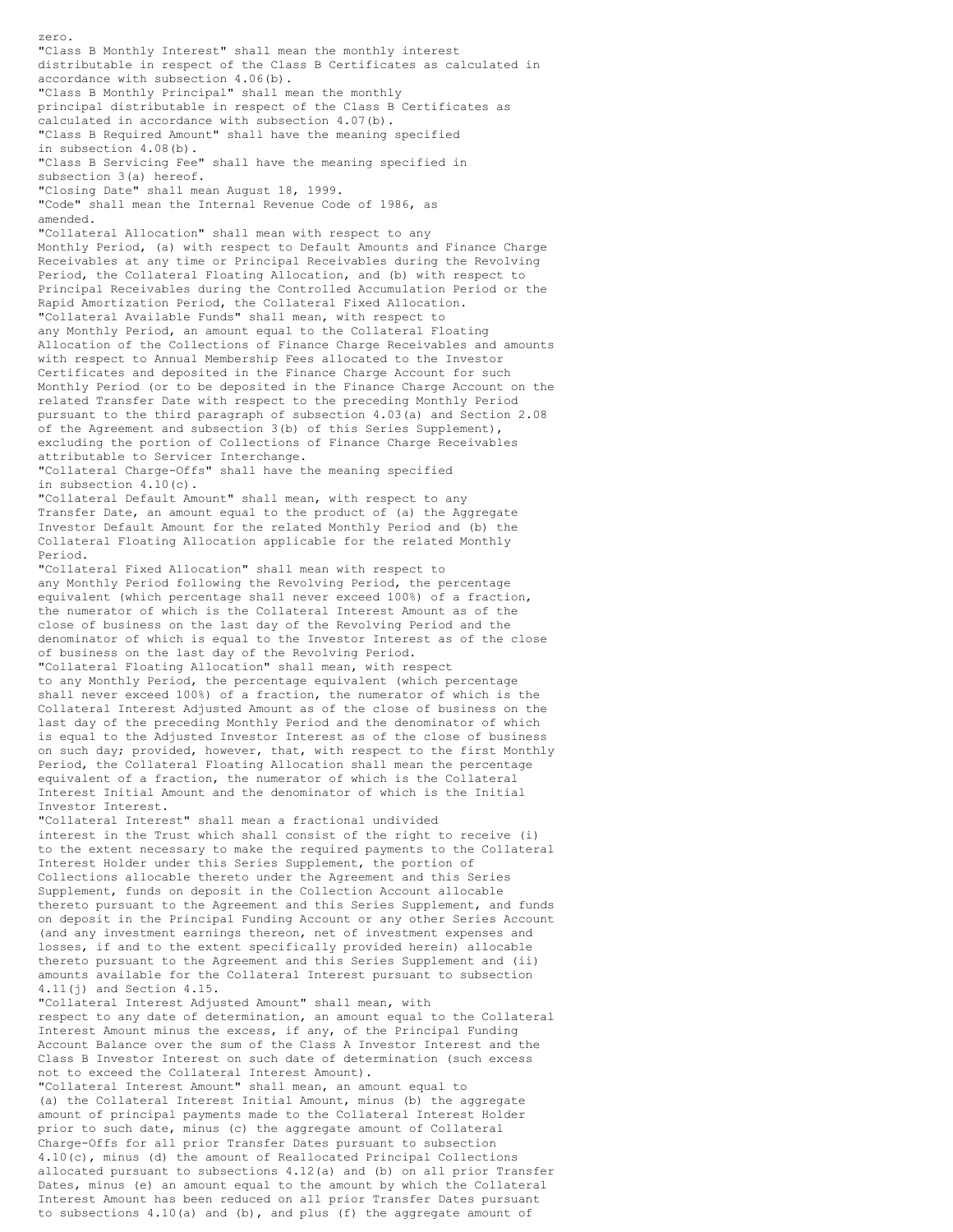zero.

"Class B Monthly Interest" shall mean the monthly interest distributable in respect of the Class B Certificates as calculated in accordance with subsection 4.06(b).

"Class B Monthly Principal" shall mean the monthly principal distributable in respect of the Class B Certificates as calculated in accordance with subsection 4.07(b).

"Class B Required Amount" shall have the meaning specified in subsection 4.08(b).

"Class B Servicing Fee" shall have the meaning specified in subsection 3(a) hereof.

"Closing Date" shall mean August 18, 1999.

"Code" shall mean the Internal Revenue Code of 1986, as amended.

"Collateral Allocation" shall mean with respect to any Monthly Period, (a) with respect to Default Amounts and Finance Charge Receivables at any time or Principal Receivables during the Revolving Period, the Collateral Floating Allocation, and (b) with respect to Principal Receivables during the Controlled Accumulation Period or the Rapid Amortization Period, the Collateral Fixed Allocation.

"Collateral Available Funds" shall mean, with respect to any Monthly Period, an amount equal to the Collateral Floating Allocation of the Collections of Finance Charge Receivables and amounts with respect to Annual Membership Fees allocated to the Investor Certificates and deposited in the Finance Charge Account for such Monthly Period (or to be deposited in the Finance Charge Account on the related Transfer Date with respect to the preceding Monthly Period pursuant to the third paragraph of subsection 4.03(a) and Section 2.08 of the Agreement and subsection 3(b) of this Series Supplement), excluding the portion of Collections of Finance Charge Receivables attributable to Servicer Interchange.

"Collateral Charge-Offs" shall have the meaning specified in subsection 4.10(c).

"Collateral Default Amount" shall mean, with respect to any Transfer Date, an amount equal to the product of (a) the Aggregate Investor Default Amount for the related Monthly Period and (b) the Collateral Floating Allocation applicable for the related Monthly Period.

"Collateral Fixed Allocation" shall mean with respect to any Monthly Period following the Revolving Period, the percentage equivalent (which percentage shall never exceed 100%) of a fraction, the numerator of which is the Collateral Interest Amount as of the close of business on the last day of the Revolving Period and the denominator of which is equal to the Investor Interest as of the close of business on the last day of the Revolving Period.

"Collateral Floating Allocation" shall mean, with respect to any Monthly Period, the percentage equivalent (which percentage shall never exceed 100%) of a fraction, the numerator of which is the Collateral Interest Adjusted Amount as of the close of business on the last day of the preceding Monthly Period and the denominator of which is equal to the Adjusted Investor Interest as of the close of business on such day; provided, however, that, with respect to the first Monthly Period, the Collateral Floating Allocation shall mean the percentage equivalent of a fraction, the numerator of which is the Collateral Interest Initial Amount and the denominator of which is the Initial Investor Interest.

"Collateral Interest" shall mean a fractional undivided interest in the Trust which shall consist of the right to receive (i) to the extent necessary to make the required payments to the Collateral Interest Holder under this Series Supplement, the portion of Collections allocable thereto under the Agreement and this Series Supplement, funds on deposit in the Collection Account allocable thereto pursuant to the Agreement and this Series Supplement, and funds on deposit in the Principal Funding Account or any other Series Account (and any investment earnings thereon, net of investment expenses and losses, if and to the extent specifically provided herein) allocable thereto pursuant to the Agreement and this Series Supplement and (ii) amounts available for the Collateral Interest pursuant to subsection 4.11(j) and Section 4.15.

"Collateral Interest Adjusted Amount" shall mean, with respect to any date of determination, an amount equal to the Collateral Interest Amount minus the excess, if any, of the Principal Funding Account Balance over the sum of the Class A Investor Interest and the Class B Investor Interest on such date of determination (such excess not to exceed the Collateral Interest Amount).

"Collateral Interest Amount" shall mean, an amount equal to (a) the Collateral Interest Initial Amount, minus (b) the aggregate amount of principal payments made to the Collateral Interest Holder prior to such date, minus (c) the aggregate amount of Collateral Charge-Offs for all prior Transfer Dates pursuant to subsection 4.10(c), minus (d) the amount of Reallocated Principal Collections allocated pursuant to subsections 4.12(a) and (b) on all prior Transfer Dates, minus (e) an amount equal to the amount by which the Collateral Interest Amount has been reduced on all prior Transfer Dates pursuant to subsections 4.10(a) and (b), and plus (f) the aggregate amount of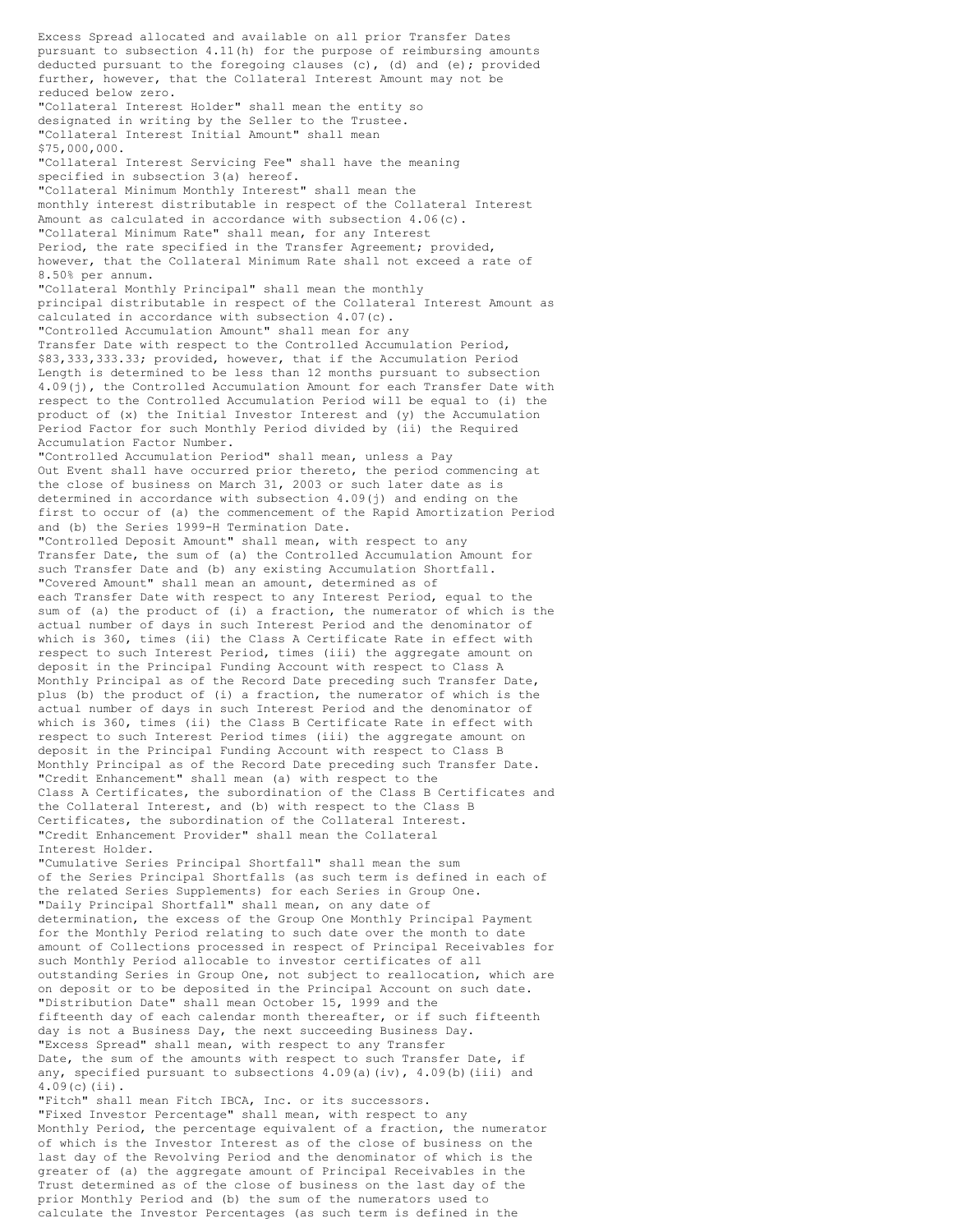Excess Spread allocated and available on all prior Transfer Dates pursuant to subsection 4.11(h) for the purpose of reimbursing amounts deducted pursuant to the foregoing clauses (c), (d) and (e); provided further, however, that the Collateral Interest Amount may not be reduced below zero.

"Collateral Interest Holder" shall mean the entity so designated in writing by the Seller to the Trustee.

"Collateral Interest Initial Amount" shall mean $75,000,000.

"Collateral Interest Servicing Fee" shall have the meaning specified in subsection 3(a) hereof.

"Collateral Minimum Monthly Interest" shall mean the monthly interest distributable in respect of the Collateral Interest Amount as calculated in accordance with subsection 4.06(c).

"Collateral Minimum Rate" shall mean, for any Interest Period, the rate specified in the Transfer Agreement; provided, however, that the Collateral Minimum Rate shall not exceed a rate of 8.50% per annum.

"Collateral Monthly Principal" shall mean the monthly principal distributable in respect of the Collateral Interest Amount as calculated in accordance with subsection 4.07(c).

"Controlled Accumulation Amount" shall mean for any Transfer Date with respect to the Controlled Accumulation Period, $83,333,333.33; provided, however, that if the Accumulation Period Length is determined to be less than 12 months pursuant to subsection 4.09(j), the Controlled Accumulation Amount for each Transfer Date with respect to the Controlled Accumulation Period will be equal to (i) the product of (x) the Initial Investor Interest and (y) the Accumulation Period Factor for such Monthly Period divided by (ii) the Required Accumulation Factor Number.

"Controlled Accumulation Period" shall mean, unless a Pay Out Event shall have occurred prior thereto, the period commencing at the close of business on March 31, 2003 or such later date as is determined in accordance with subsection 4.09(j) and ending on the first to occur of (a) the commencement of the Rapid Amortization Period and (b) the Series 1999-H Termination Date.

"Controlled Deposit Amount" shall mean, with respect to any Transfer Date, the sum of (a) the Controlled Accumulation Amount for such Transfer Date and (b) any existing Accumulation Shortfall.

"Covered Amount" shall mean an amount, determined as of each Transfer Date with respect to any Interest Period, equal to the sum of (a) the product of (i) a fraction, the numerator of which is the actual number of days in such Interest Period and the denominator of which is 360, times (ii) the Class A Certificate Rate in effect with respect to such Interest Period, times (iii) the aggregate amount on deposit in the Principal Funding Account with respect to Class A Monthly Principal as of the Record Date preceding such Transfer Date, plus (b) the product of (i) a fraction, the numerator of which is the actual number of days in such Interest Period and the denominator of which is 360, times (ii) the Class B Certificate Rate in effect with respect to such Interest Period times (iii) the aggregate amount on deposit in the Principal Funding Account with respect to Class B Monthly Principal as of the Record Date preceding such Transfer Date.

"Credit Enhancement" shall mean (a) with respect to the Class A Certificates, the subordination of the Class B Certificates and the Collateral Interest, and (b) with respect to the Class B Certificates, the subordination of the Collateral Interest.

"Credit Enhancement Provider" shall mean the Collateral Interest Holder.

"Cumulative Series Principal Shortfall" shall mean the sum of the Series Principal Shortfalls (as such term is defined in each of the related Series Supplements) for each Series in Group One.

"Daily Principal Shortfall" shall mean, on any date of determination, the excess of the Group One Monthly Principal Payment for the Monthly Period relating to such date over the month to date amount of Collections processed in respect of Principal Receivables for such Monthly Period allocable to investor certificates of all outstanding Series in Group One, not subject to reallocation, which are on deposit or to be deposited in the Principal Account on such date.

"Distribution Date" shall mean October 15, 1999 and the fifteenth day of each calendar month thereafter, or if such fifteenth day is not a Business Day, the next succeeding Business Day.

"Excess Spread" shall mean, with respect to any Transfer Date, the sum of the amounts with respect to such Transfer Date, if any, specified pursuant to subsections 4.09(a)(iv), 4.09(b)(iii) and 4.09(c)(ii).

"Fitch" shall mean Fitch IBCA, Inc. or its successors.

"Fixed Investor Percentage" shall mean, with respect to any Monthly Period, the percentage equivalent of a fraction, the numerator of which is the Investor Interest as of the close of business on the last day of the Revolving Period and the denominator of which is the greater of (a) the aggregate amount of Principal Receivables in the Trust determined as of the close of business on the last day of the prior Monthly Period and (b) the sum of the numerators used to calculate the Investor Percentages (as such term is defined in the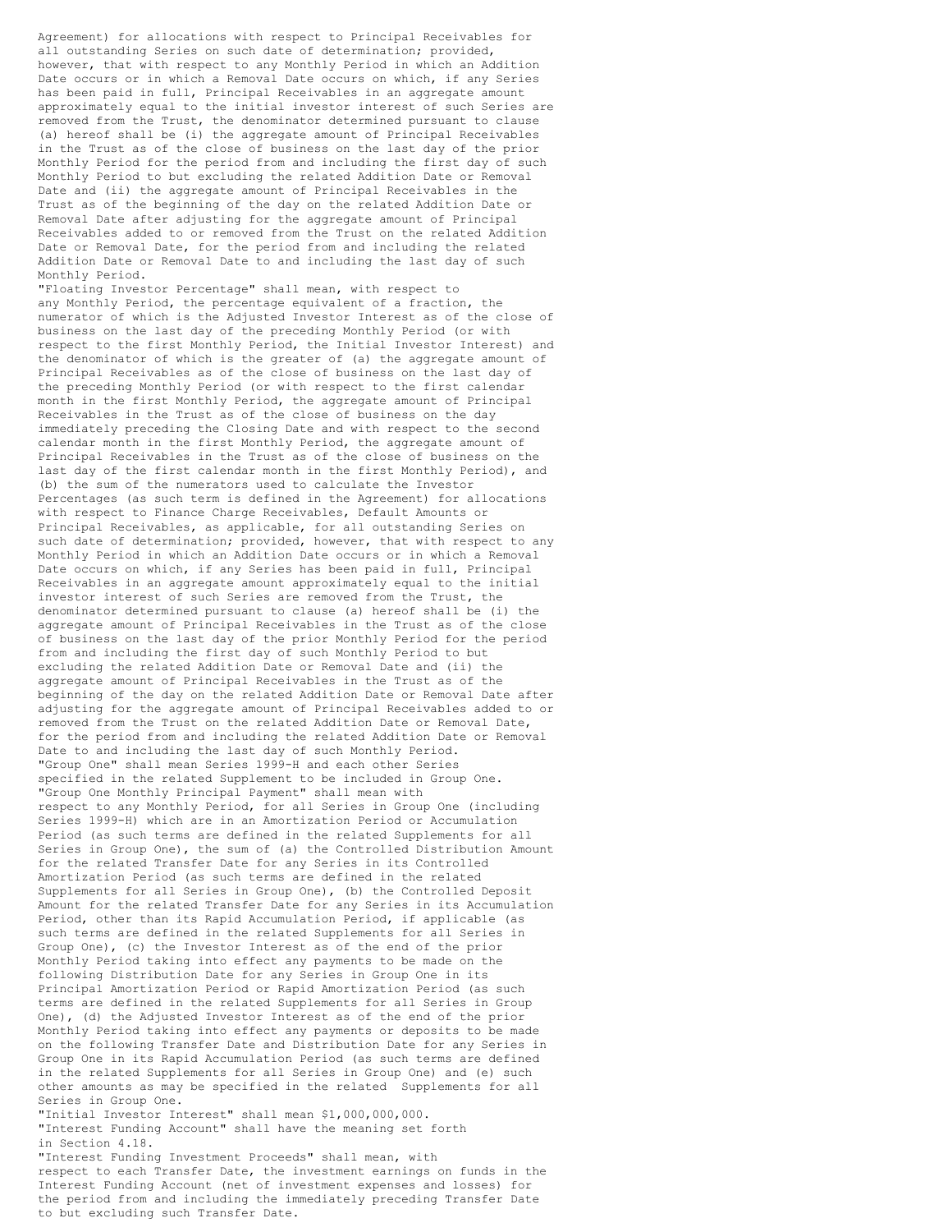Agreement) for allocations with respect to Principal Receivables for all outstanding Series on such date of determination; provided, however, that with respect to any Monthly Period in which an Addition Date occurs or in which a Removal Date occurs on which, if any Series has been paid in full, Principal Receivables in an aggregate amount approximately equal to the initial investor interest of such Series are removed from the Trust, the denominator determined pursuant to clause (a) hereof shall be (i) the aggregate amount of Principal Receivables in the Trust as of the close of business on the last day of the prior Monthly Period for the period from and including the first day of such Monthly Period to but excluding the related Addition Date or Removal Date and (ii) the aggregate amount of Principal Receivables in the Trust as of the beginning of the day on the related Addition Date or Removal Date after adjusting for the aggregate amount of Principal Receivables added to or removed from the Trust on the related Addition Date or Removal Date, for the period from and including the related Addition Date or Removal Date to and including the last day of such Monthly Period.

"Floating Investor Percentage" shall mean, with respect to any Monthly Period, the percentage equivalent of a fraction, the numerator of which is the Adjusted Investor Interest as of the close of business on the last day of the preceding Monthly Period (or with respect to the first Monthly Period, the Initial Investor Interest) and the denominator of which is the greater of (a) the aggregate amount of Principal Receivables as of the close of business on the last day of the preceding Monthly Period (or with respect to the first calendar month in the first Monthly Period, the aggregate amount of Principal Receivables in the Trust as of the close of business on the day immediately preceding the Closing Date and with respect to the second calendar month in the first Monthly Period, the aggregate amount of Principal Receivables in the Trust as of the close of business on the last day of the first calendar month in the first Monthly Period), and (b) the sum of the numerators used to calculate the Investor Percentages (as such term is defined in the Agreement) for allocations with respect to Finance Charge Receivables, Default Amounts or Principal Receivables, as applicable, for all outstanding Series on such date of determination; provided, however, that with respect to any Monthly Period in which an Addition Date occurs or in which a Removal Date occurs on which, if any Series has been paid in full, Principal Receivables in an aggregate amount approximately equal to the initial investor interest of such Series are removed from the Trust, the denominator determined pursuant to clause (a) hereof shall be (i) the aggregate amount of Principal Receivables in the Trust as of the close of business on the last day of the prior Monthly Period for the period from and including the first day of such Monthly Period to but excluding the related Addition Date or Removal Date and (ii) the aggregate amount of Principal Receivables in the Trust as of the beginning of the day on the related Addition Date or Removal Date after adjusting for the aggregate amount of Principal Receivables added to or removed from the Trust on the related Addition Date or Removal Date, for the period from and including the related Addition Date or Removal Date to and including the last day of such Monthly Period.

"Group One" shall mean Series 1999-H and each other Series specified in the related Supplement to be included in Group One.

"Group One Monthly Principal Payment" shall mean with respect to any Monthly Period, for all Series in Group One (including Series 1999-H) which are in an Amortization Period or Accumulation Period (as such terms are defined in the related Supplements for all Series in Group One), the sum of (a) the Controlled Distribution Amount for the related Transfer Date for any Series in its Controlled Amortization Period (as such terms are defined in the related Supplements for all Series in Group One), (b) the Controlled Deposit Amount for the related Transfer Date for any Series in its Accumulation Period, other than its Rapid Accumulation Period, if applicable (as such terms are defined in the related Supplements for all Series in Group One), (c) the Investor Interest as of the end of the prior Monthly Period taking into effect any payments to be made on the following Distribution Date for any Series in Group One in its Principal Amortization Period or Rapid Amortization Period (as such terms are defined in the related Supplements for all Series in Group One), (d) the Adjusted Investor Interest as of the end of the prior Monthly Period taking into effect any payments or deposits to be made on the following Transfer Date and Distribution Date for any Series in Group One in its Rapid Accumulation Period (as such terms are defined in the related Supplements for all Series in Group One) and (e) such other amounts as may be specified in the related Supplements for all Series in Group One.

"Initial Investor Interest" shall mean $1,000,000,000.

"Interest Funding Account" shall have the meaning set forth in Section 4.18.

"Interest Funding Investment Proceeds" shall mean, with respect to each Transfer Date, the investment earnings on funds in the Interest Funding Account (net of investment expenses and losses) for the period from and including the immediately preceding Transfer Date to but excluding such Transfer Date.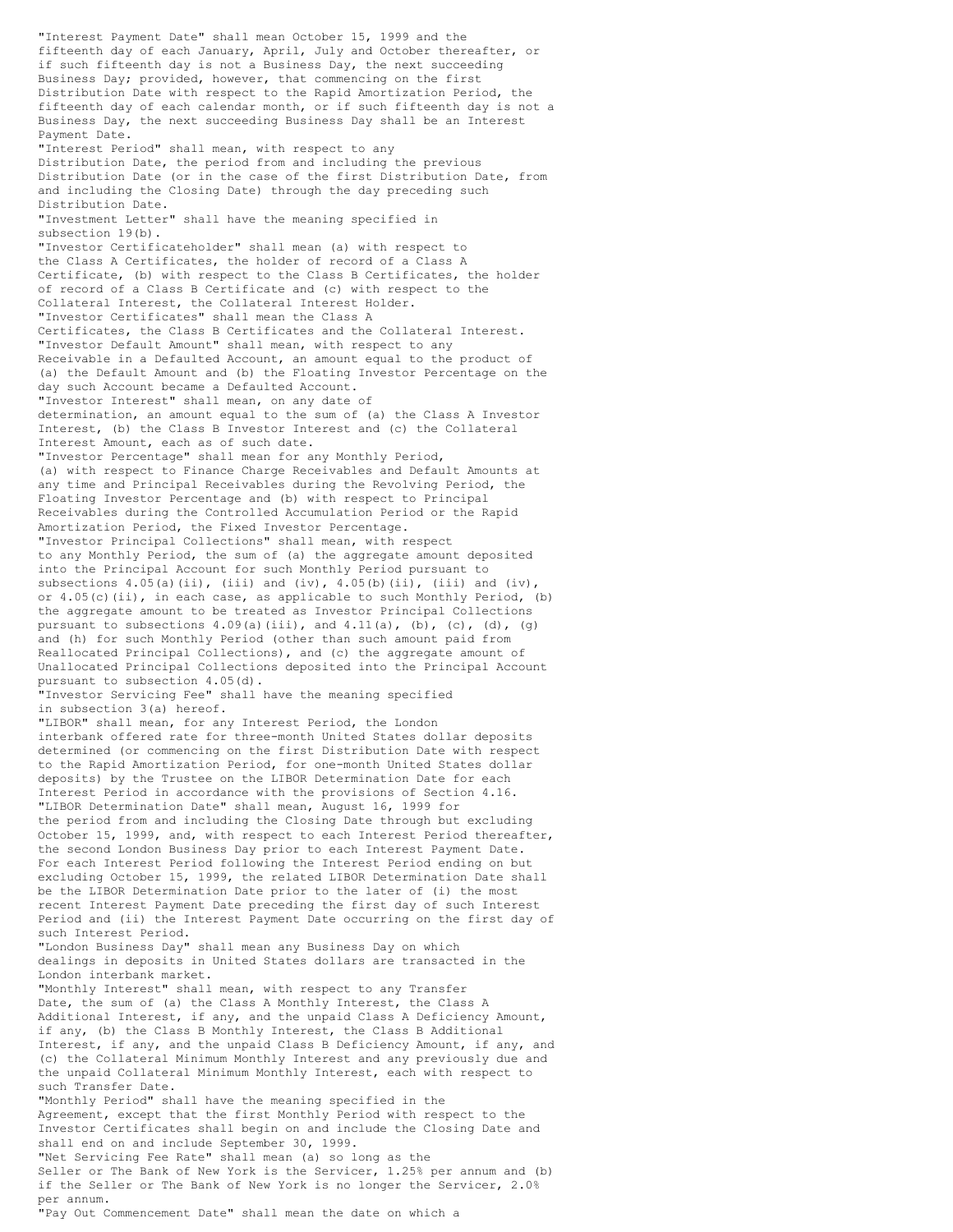"Interest Payment Date" shall mean October 15, 1999 and the fifteenth day of each January, April, July and October thereafter, or if such fifteenth day is not a Business Day, the next succeeding Business Day; provided, however, that commencing on the first Distribution Date with respect to the Rapid Amortization Period, the fifteenth day of each calendar month, or if such fifteenth day is not a Business Day, the next succeeding Business Day shall be an Interest Payment Date.

"Interest Period" shall mean, with respect to any Distribution Date, the period from and including the previous Distribution Date (or in the case of the first Distribution Date, from and including the Closing Date) through the day preceding such Distribution Date.

"Investment Letter" shall have the meaning specified in subsection 19(b).

"Investor Certificateholder" shall mean (a) with respect to the Class A Certificates, the holder of record of a Class A Certificate, (b) with respect to the Class B Certificates, the holder of record of a Class B Certificate and (c) with respect to the Collateral Interest, the Collateral Interest Holder.

"Investor Certificates" shall mean the Class A Certificates, the Class B Certificates and the Collateral Interest.

"Investor Default Amount" shall mean, with respect to any Receivable in a Defaulted Account, an amount equal to the product of (a) the Default Amount and (b) the Floating Investor Percentage on the day such Account became a Defaulted Account.

"Investor Interest" shall mean, on any date of determination, an amount equal to the sum of (a) the Class A Investor Interest, (b) the Class B Investor Interest and (c) the Collateral Interest Amount, each as of such date.

"Investor Percentage" shall mean for any Monthly Period, (a) with respect to Finance Charge Receivables and Default Amounts at any time and Principal Receivables during the Revolving Period, the Floating Investor Percentage and (b) with respect to Principal Receivables during the Controlled Accumulation Period or the Rapid Amortization Period, the Fixed Investor Percentage.

"Investor Principal Collections" shall mean, with respect to any Monthly Period, the sum of (a) the aggregate amount deposited into the Principal Account for such Monthly Period pursuant to subsections 4.05(a)(ii), (iii) and (iv), 4.05(b)(ii), (iii) and (iv), or 4.05(c)(ii), in each case, as applicable to such Monthly Period, (b) the aggregate amount to be treated as Investor Principal Collections pursuant to subsections 4.09(a)(iii), and 4.11(a), (b), (c), (d), (g) and (h) for such Monthly Period (other than such amount paid from Reallocated Principal Collections), and (c) the aggregate amount of Unallocated Principal Collections deposited into the Principal Account pursuant to subsection 4.05(d).

"Investor Servicing Fee" shall have the meaning specified in subsection 3(a) hereof.

"LIBOR" shall mean, for any Interest Period, the London interbank offered rate for three-month United States dollar deposits determined (or commencing on the first Distribution Date with respect to the Rapid Amortization Period, for one-month United States dollar deposits) by the Trustee on the LIBOR Determination Date for each Interest Period in accordance with the provisions of Section 4.16.

"LIBOR Determination Date" shall mean, August 16, 1999 for the period from and including the Closing Date through but excluding October 15, 1999, and, with respect to each Interest Period thereafter, the second London Business Day prior to each Interest Payment Date. For each Interest Period following the Interest Period ending on but excluding October 15, 1999, the related LIBOR Determination Date shall be the LIBOR Determination Date prior to the later of (i) the most recent Interest Payment Date preceding the first day of such Interest Period and (ii) the Interest Payment Date occurring on the first day of such Interest Period.

"London Business Day" shall mean any Business Day on which dealings in deposits in United States dollars are transacted in the London interbank market.

"Monthly Interest" shall mean, with respect to any Transfer Date, the sum of (a) the Class A Monthly Interest, the Class A Additional Interest, if any, and the unpaid Class A Deficiency Amount, if any, (b) the Class B Monthly Interest, the Class B Additional Interest, if any, and the unpaid Class B Deficiency Amount, if any, and (c) the Collateral Minimum Monthly Interest and any previously due and the unpaid Collateral Minimum Monthly Interest, each with respect to such Transfer Date.

"Monthly Period" shall have the meaning specified in the Agreement, except that the first Monthly Period with respect to the Investor Certificates shall begin on and include the Closing Date and shall end on and include September 30, 1999.

"Net Servicing Fee Rate" shall mean (a) so long as the Seller or The Bank of New York is the Servicer, 1.25% per annum and (b) if the Seller or The Bank of New York is no longer the Servicer, 2.0% per annum.

"Pay Out Commencement Date" shall mean the date on which a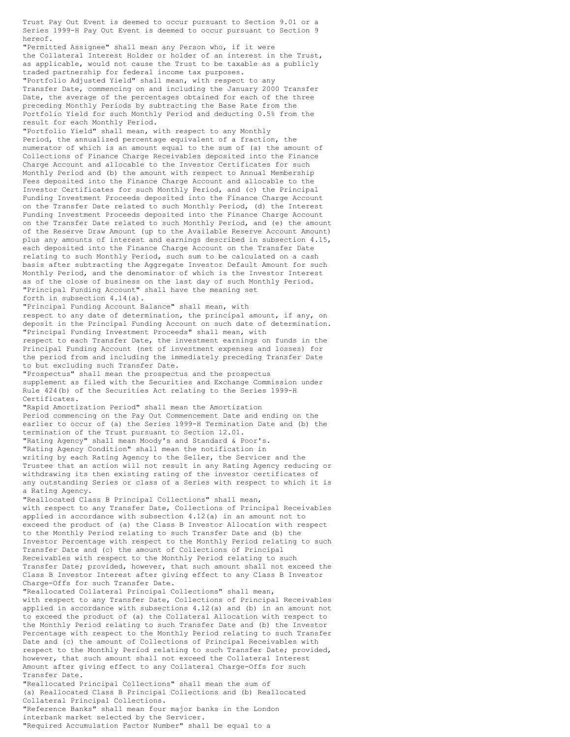Trust Pay Out Event is deemed to occur pursuant to Section 9.01 or a Series 1999-H Pay Out Event is deemed to occur pursuant to Section 9 hereof.

"Permitted Assignee" shall mean any Person who, if it were the Collateral Interest Holder or holder of an interest in the Trust, as applicable, would not cause the Trust to be taxable as a publicly traded partnership for federal income tax purposes.

"Portfolio Adjusted Yield" shall mean, with respect to any Transfer Date, commencing on and including the January 2000 Transfer Date, the average of the percentages obtained for each of the three preceding Monthly Periods by subtracting the Base Rate from the Portfolio Yield for such Monthly Period and deducting 0.5% from the result for each Monthly Period.

"Portfolio Yield" shall mean, with respect to any Monthly Period, the annualized percentage equivalent of a fraction, the numerator of which is an amount equal to the sum of (a) the amount of Collections of Finance Charge Receivables deposited into the Finance Charge Account and allocable to the Investor Certificates for such Monthly Period and (b) the amount with respect to Annual Membership Fees deposited into the Finance Charge Account and allocable to the Investor Certificates for such Monthly Period, and (c) the Principal Funding Investment Proceeds deposited into the Finance Charge Account on the Transfer Date related to such Monthly Period, (d) the Interest Funding Investment Proceeds deposited into the Finance Charge Account on the Transfer Date related to such Monthly Period, and (e) the amount of the Reserve Draw Amount (up to the Available Reserve Account Amount) plus any amounts of interest and earnings described in subsection 4.15, each deposited into the Finance Charge Account on the Transfer Date relating to such Monthly Period, such sum to be calculated on a cash basis after subtracting the Aggregate Investor Default Amount for such Monthly Period, and the denominator of which is the Investor Interest as of the close of business on the last day of such Monthly Period.

"Principal Funding Account" shall have the meaning set forth in subsection 4.14(a).

"Principal Funding Account Balance" shall mean, with respect to any date of determination, the principal amount, if any, on deposit in the Principal Funding Account on such date of determination.

"Principal Funding Investment Proceeds" shall mean, with respect to each Transfer Date, the investment earnings on funds in the Principal Funding Account (net of investment expenses and losses) for the period from and including the immediately preceding Transfer Date to but excluding such Transfer Date.

"Prospectus" shall mean the prospectus and the prospectus supplement as filed with the Securities and Exchange Commission under Rule 424(b) of the Securities Act relating to the Series 1999-H Certificates.

"Rapid Amortization Period" shall mean the Amortization Period commencing on the Pay Out Commencement Date and ending on the earlier to occur of (a) the Series 1999-H Termination Date and (b) the termination of the Trust pursuant to Section 12.01.

"Rating Agency" shall mean Moody's and Standard & Poor's.

"Rating Agency Condition" shall mean the notification in writing by each Rating Agency to the Seller, the Servicer and the Trustee that an action will not result in any Rating Agency reducing or withdrawing its then existing rating of the investor certificates of any outstanding Series or class of a Series with respect to which it is a Rating Agency.

"Reallocated Class B Principal Collections" shall mean, with respect to any Transfer Date, Collections of Principal Receivables applied in accordance with subsection 4.12(a) in an amount not to exceed the product of (a) the Class B Investor Allocation with respect to the Monthly Period relating to such Transfer Date and (b) the Investor Percentage with respect to the Monthly Period relating to such Transfer Date and (c) the amount of Collections of Principal Receivables with respect to the Monthly Period relating to such Transfer Date; provided, however, that such amount shall not exceed the Class B Investor Interest after giving effect to any Class B Investor Charge-Offs for such Transfer Date.

"Reallocated Collateral Principal Collections" shall mean, with respect to any Transfer Date, Collections of Principal Receivables applied in accordance with subsections 4.12(a) and (b) in an amount not to exceed the product of (a) the Collateral Allocation with respect to the Monthly Period relating to such Transfer Date and (b) the Investor Percentage with respect to the Monthly Period relating to such Transfer Date and (c) the amount of Collections of Principal Receivables with respect to the Monthly Period relating to such Transfer Date; provided, however, that such amount shall not exceed the Collateral Interest Amount after giving effect to any Collateral Charge-Offs for such Transfer Date.

"Reallocated Principal Collections" shall mean the sum of (a) Reallocated Class B Principal Collections and (b) Reallocated Collateral Principal Collections.

"Reference Banks" shall mean four major banks in the London interbank market selected by the Servicer.

"Required Accumulation Factor Number" shall be equal to a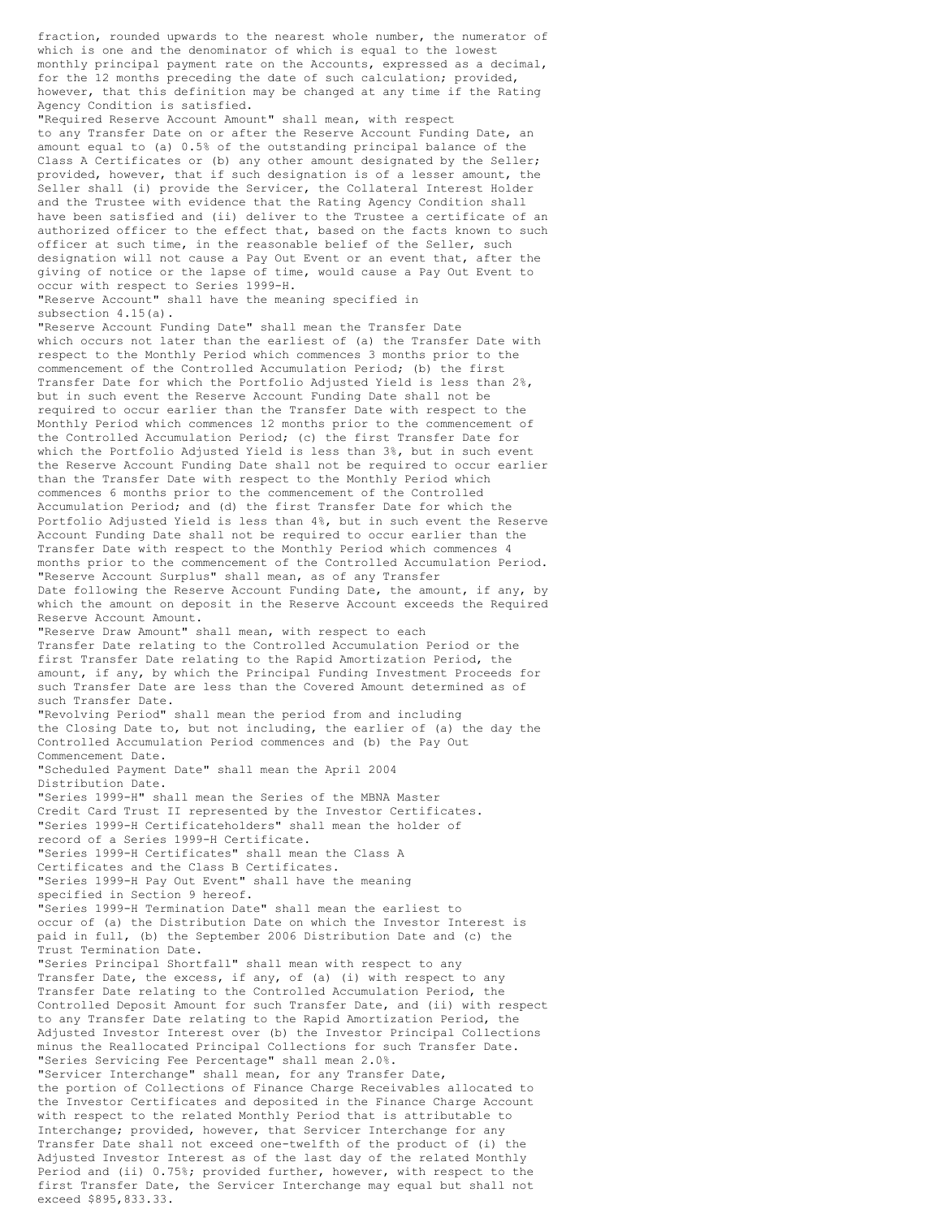fraction, rounded upwards to the nearest whole number, the numerator of which is one and the denominator of which is equal to the lowest monthly principal payment rate on the Accounts, expressed as a decimal, for the 12 months preceding the date of such calculation; provided, however, that this definition may be changed at any time if the Rating Agency Condition is satisfied.

"Required Reserve Account Amount" shall mean, with respect to any Transfer Date on or after the Reserve Account Funding Date, an amount equal to (a) 0.5% of the outstanding principal balance of the Class A Certificates or (b) any other amount designated by the Seller; provided, however, that if such designation is of a lesser amount, the Seller shall (i) provide the Servicer, the Collateral Interest Holder and the Trustee with evidence that the Rating Agency Condition shall have been satisfied and (ii) deliver to the Trustee a certificate of an authorized officer to the effect that, based on the facts known to such officer at such time, in the reasonable belief of the Seller, such designation will not cause a Pay Out Event or an event that, after the giving of notice or the lapse of time, would cause a Pay Out Event to occur with respect to Series 1999-H.

"Reserve Account" shall have the meaning specified in subsection 4.15(a).

"Reserve Account Funding Date" shall mean the Transfer Date which occurs not later than the earliest of (a) the Transfer Date with respect to the Monthly Period which commences 3 months prior to the commencement of the Controlled Accumulation Period; (b) the first Transfer Date for which the Portfolio Adjusted Yield is less than 2%, but in such event the Reserve Account Funding Date shall not be required to occur earlier than the Transfer Date with respect to the Monthly Period which commences 12 months prior to the commencement of the Controlled Accumulation Period; (c) the first Transfer Date for which the Portfolio Adjusted Yield is less than 3%, but in such event the Reserve Account Funding Date shall not be required to occur earlier than the Transfer Date with respect to the Monthly Period which commences 6 months prior to the commencement of the Controlled Accumulation Period; and (d) the first Transfer Date for which the Portfolio Adjusted Yield is less than 4%, but in such event the Reserve Account Funding Date shall not be required to occur earlier than the Transfer Date with respect to the Monthly Period which commences 4 months prior to the commencement of the Controlled Accumulation Period.

"Reserve Account Surplus" shall mean, as of any Transfer Date following the Reserve Account Funding Date, the amount, if any, by which the amount on deposit in the Reserve Account exceeds the Required Reserve Account Amount.

"Reserve Draw Amount" shall mean, with respect to each Transfer Date relating to the Controlled Accumulation Period or the first Transfer Date relating to the Rapid Amortization Period, the amount, if any, by which the Principal Funding Investment Proceeds for such Transfer Date are less than the Covered Amount determined as of such Transfer Date.

"Revolving Period" shall mean the period from and including the Closing Date to, but not including, the earlier of (a) the day the Controlled Accumulation Period commences and (b) the Pay Out Commencement Date.

"Scheduled Payment Date" shall mean the April 2004 Distribution Date.

"Series 1999-H" shall mean the Series of the MBNA Master Credit Card Trust II represented by the Investor Certificates.

"Series 1999-H Certificateholders" shall mean the holder of record of a Series 1999-H Certificate.

"Series 1999-H Certificates" shall mean the Class A Certificates and the Class B Certificates.

"Series 1999-H Pay Out Event" shall have the meaning specified in Section 9 hereof.

"Series 1999-H Termination Date" shall mean the earliest to occur of (a) the Distribution Date on which the Investor Interest is paid in full, (b) the September 2006 Distribution Date and (c) the Trust Termination Date.

"Series Principal Shortfall" shall mean with respect to any Transfer Date, the excess, if any, of (a) (i) with respect to any Transfer Date relating to the Controlled Accumulation Period, the Controlled Deposit Amount for such Transfer Date, and (ii) with respect to any Transfer Date relating to the Rapid Amortization Period, the Adjusted Investor Interest over (b) the Investor Principal Collections minus the Reallocated Principal Collections for such Transfer Date.

"Series Servicing Fee Percentage" shall mean 2.0%.

"Servicer Interchange" shall mean, for any Transfer Date, the portion of Collections of Finance Charge Receivables allocated to the Investor Certificates and deposited in the Finance Charge Account with respect to the related Monthly Period that is attributable to Interchange; provided, however, that Servicer Interchange for any Transfer Date shall not exceed one-twelfth of the product of (i) the Adjusted Investor Interest as of the last day of the related Monthly Period and (ii) 0.75%; provided further, however, with respect to the first Transfer Date, the Servicer Interchange may equal but shall not exceed $895,833.33.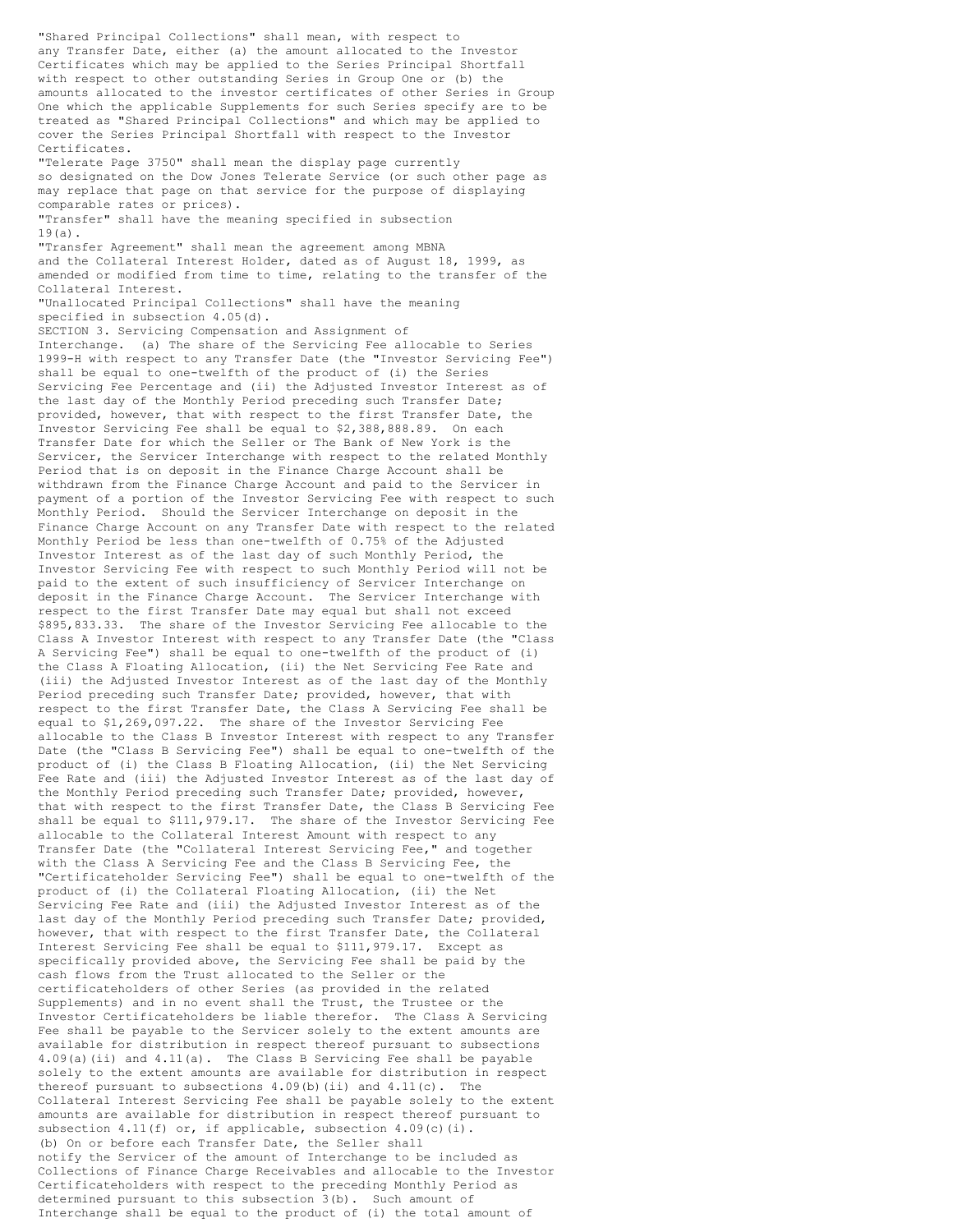"Shared Principal Collections" shall mean, with respect to any Transfer Date, either (a) the amount allocated to the Investor Certificates which may be applied to the Series Principal Shortfall with respect to other outstanding Series in Group One or (b) the amounts allocated to the investor certificates of other Series in Group One which the applicable Supplements for such Series specify are to be treated as "Shared Principal Collections" and which may be applied to cover the Series Principal Shortfall with respect to the Investor Certificates.

"Telerate Page 3750" shall mean the display page currently so designated on the Dow Jones Telerate Service (or such other page as may replace that page on that service for the purpose of displaying comparable rates or prices).

"Transfer" shall have the meaning specified in subsection 19(a).

"Transfer Agreement" shall mean the agreement among MBNA and the Collateral Interest Holder, dated as of August 18, 1999, as amended or modified from time to time, relating to the transfer of the Collateral Interest.

"Unallocated Principal Collections" shall have the meaning specified in subsection 4.05(d).

SECTION 3. Servicing Compensation and Assignment of Interchange. (a) The share of the Servicing Fee allocable to Series 1999-H with respect to any Transfer Date (the "Investor Servicing Fee") shall be equal to one-twelfth of the product of (i) the Series Servicing Fee Percentage and (ii) the Adjusted Investor Interest as of the last day of the Monthly Period preceding such Transfer Date; provided, however, that with respect to the first Transfer Date, the Investor Servicing Fee shall be equal to $2,388,888.89. On each Transfer Date for which the Seller or The Bank of New York is the Servicer, the Servicer Interchange with respect to the related Monthly Period that is on deposit in the Finance Charge Account shall be withdrawn from the Finance Charge Account and paid to the Servicer in payment of a portion of the Investor Servicing Fee with respect to such Monthly Period. Should the Servicer Interchange on deposit in the Finance Charge Account on any Transfer Date with respect to the related Monthly Period be less than one-twelfth of 0.75% of the Adjusted Investor Interest as of the last day of such Monthly Period, the Investor Servicing Fee with respect to such Monthly Period will not be paid to the extent of such insufficiency of Servicer Interchange on deposit in the Finance Charge Account. The Servicer Interchange with respect to the first Transfer Date may equal but shall not exceed $895,833.33. The share of the Investor Servicing Fee allocable to the Class A Investor Interest with respect to any Transfer Date (the "Class A Servicing Fee") shall be equal to one-twelfth of the product of (i) the Class A Floating Allocation, (ii) the Net Servicing Fee Rate and (iii) the Adjusted Investor Interest as of the last day of the Monthly Period preceding such Transfer Date; provided, however, that with respect to the first Transfer Date, the Class A Servicing Fee shall be equal to $1,269,097.22. The share of the Investor Servicing Fee allocable to the Class B Investor Interest with respect to any Transfer Date (the "Class B Servicing Fee") shall be equal to one-twelfth of the product of (i) the Class B Floating Allocation, (ii) the Net Servicing Fee Rate and (iii) the Adjusted Investor Interest as of the last day of the Monthly Period preceding such Transfer Date; provided, however, that with respect to the first Transfer Date, the Class B Servicing Fee shall be equal to $111,979.17. The share of the Investor Servicing Fee allocable to the Collateral Interest Amount with respect to any Transfer Date (the "Collateral Interest Servicing Fee," and together with the Class A Servicing Fee and the Class B Servicing Fee, the "Certificateholder Servicing Fee") shall be equal to one-twelfth of the product of (i) the Collateral Floating Allocation, (ii) the Net Servicing Fee Rate and (iii) the Adjusted Investor Interest as of the last day of the Monthly Period preceding such Transfer Date; provided, however, that with respect to the first Transfer Date, the Collateral Interest Servicing Fee shall be equal to $111,979.17. Except as specifically provided above, the Servicing Fee shall be paid by the cash flows from the Trust allocated to the Seller or the certificateholders of other Series (as provided in the related Supplements) and in no event shall the Trust, the Trustee or the Investor Certificateholders be liable therefor. The Class A Servicing Fee shall be payable to the Servicer solely to the extent amounts are available for distribution in respect thereof pursuant to subsections 4.09(a)(ii) and 4.11(a). The Class B Servicing Fee shall be payable solely to the extent amounts are available for distribution in respect thereof pursuant to subsections 4.09(b)(ii) and 4.11(c). The Collateral Interest Servicing Fee shall be payable solely to the extent amounts are available for distribution in respect thereof pursuant to subsection 4.11(f) or, if applicable, subsection 4.09(c)(i).

(b) On or before each Transfer Date, the Seller shall notify the Servicer of the amount of Interchange to be included as Collections of Finance Charge Receivables and allocable to the Investor Certificateholders with respect to the preceding Monthly Period as determined pursuant to this subsection 3(b). Such amount of Interchange shall be equal to the product of (i) the total amount of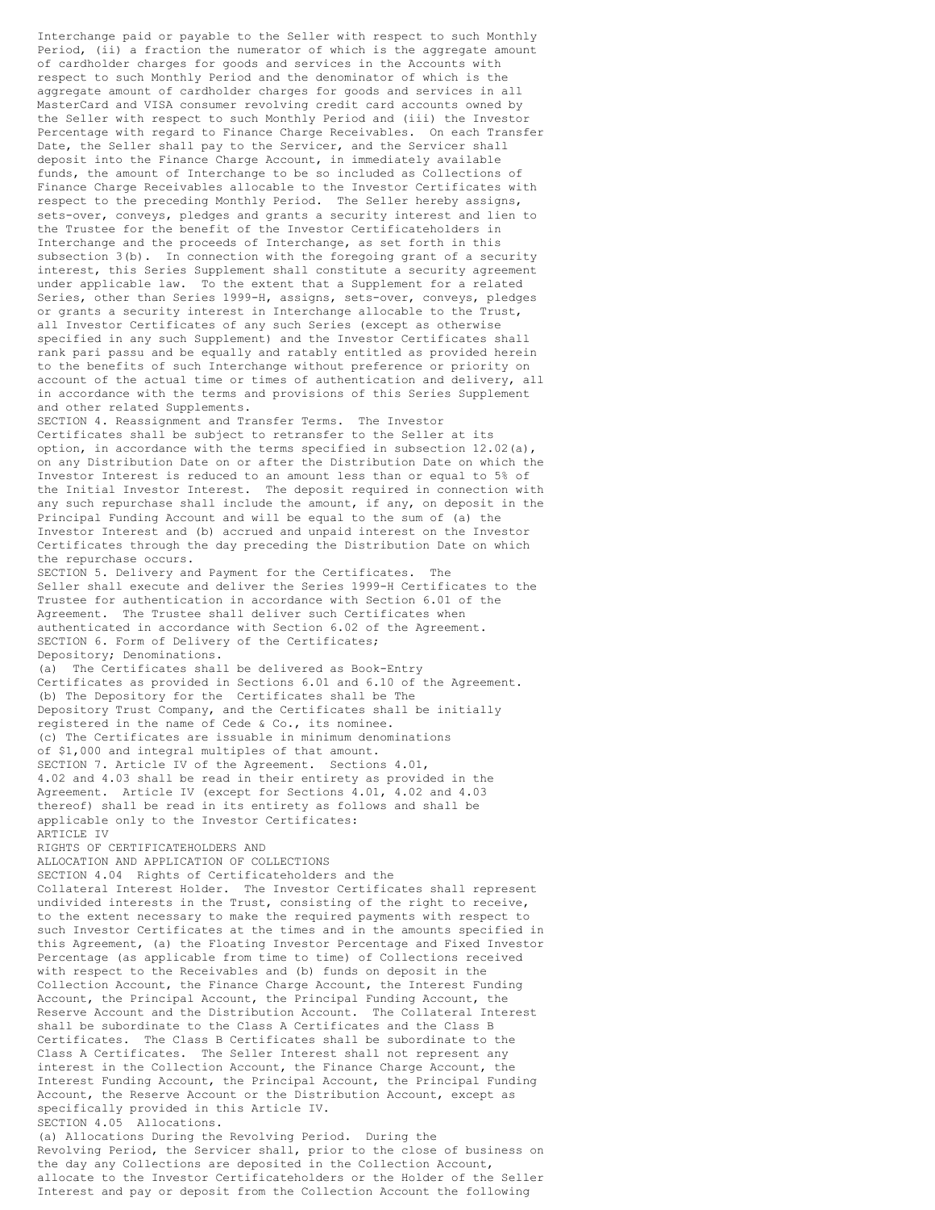Interchange paid or payable to the Seller with respect to such Monthly Period, (ii) a fraction the numerator of which is the aggregate amount of cardholder charges for goods and services in the Accounts with respect to such Monthly Period and the denominator of which is the aggregate amount of cardholder charges for goods and services in all MasterCard and VISA consumer revolving credit card accounts owned by the Seller with respect to such Monthly Period and (iii) the Investor Percentage with regard to Finance Charge Receivables. On each Transfer Date, the Seller shall pay to the Servicer, and the Servicer shall deposit into the Finance Charge Account, in immediately available funds, the amount of Interchange to be so included as Collections of Finance Charge Receivables allocable to the Investor Certificates with respect to the preceding Monthly Period. The Seller hereby assigns, sets-over, conveys, pledges and grants a security interest and lien to the Trustee for the benefit of the Investor Certificateholders in Interchange and the proceeds of Interchange, as set forth in this subsection 3(b). In connection with the foregoing grant of a security interest, this Series Supplement shall constitute a security agreement under applicable law. To the extent that a Supplement for a related Series, other than Series 1999-H, assigns, sets-over, conveys, pledges or grants a security interest in Interchange allocable to the Trust, all Investor Certificates of any such Series (except as otherwise specified in any such Supplement) and the Investor Certificates shall rank pari passu and be equally and ratably entitled as provided herein to the benefits of such Interchange without preference or priority on account of the actual time or times of authentication and delivery, all in accordance with the terms and provisions of this Series Supplement and other related Supplements.

SECTION 4. Reassignment and Transfer Terms. The Investor Certificates shall be subject to retransfer to the Seller at its option, in accordance with the terms specified in subsection 12.02(a), on any Distribution Date on or after the Distribution Date on which the Investor Interest is reduced to an amount less than or equal to 5% of the Initial Investor Interest. The deposit required in connection with any such repurchase shall include the amount, if any, on deposit in the Principal Funding Account and will be equal to the sum of (a) the Investor Interest and (b) accrued and unpaid interest on the Investor Certificates through the day preceding the Distribution Date on which the repurchase occurs.

SECTION 5. Delivery and Payment for the Certificates. The Seller shall execute and deliver the Series 1999-H Certificates to the Trustee for authentication in accordance with Section 6.01 of the Agreement. The Trustee shall deliver such Certificates when authenticated in accordance with Section 6.02 of the Agreement.

SECTION 6. Form of Delivery of the Certificates; Depository; Denominations.

(a) The Certificates shall be delivered as Book-Entry Certificates as provided in Sections 6.01 and 6.10 of the Agreement.

(b) The Depository for the Certificates shall be The Depository Trust Company, and the Certificates shall be initially registered in the name of Cede & Co., its nominee.

(c) The Certificates are issuable in minimum denominations of $1,000 and integral multiples of that amount.

SECTION 7. Article IV of the Agreement. Sections 4.01, 4.02 and 4.03 shall be read in their entirety as provided in the Agreement. Article IV (except for Sections 4.01, 4.02 and 4.03 thereof) shall be read in its entirety as follows and shall be applicable only to the Investor Certificates:

ARTICLE IV

RIGHTS OF CERTIFICATEHOLDERS AND ALLOCATION AND APPLICATION OF COLLECTIONS

SECTION 4.04 Rights of Certificateholders and the Collateral Interest Holder. The Investor Certificates shall represent undivided interests in the Trust, consisting of the right to receive, to the extent necessary to make the required payments with respect to such Investor Certificates at the times and in the amounts specified in this Agreement, (a) the Floating Investor Percentage and Fixed Investor Percentage (as applicable from time to time) of Collections received with respect to the Receivables and (b) funds on deposit in the Collection Account, the Finance Charge Account, the Interest Funding Account, the Principal Account, the Principal Funding Account, the Reserve Account and the Distribution Account. The Collateral Interest shall be subordinate to the Class A Certificates and the Class B Certificates. The Class B Certificates shall be subordinate to the Class A Certificates. The Seller Interest shall not represent any interest in the Collection Account, the Finance Charge Account, the Interest Funding Account, the Principal Account, the Principal Funding Account, the Reserve Account or the Distribution Account, except as specifically provided in this Article IV.

SECTION 4.05 Allocations.

(a) Allocations During the Revolving Period. During the Revolving Period, the Servicer shall, prior to the close of business on the day any Collections are deposited in the Collection Account, allocate to the Investor Certificateholders or the Holder of the Seller Interest and pay or deposit from the Collection Account the following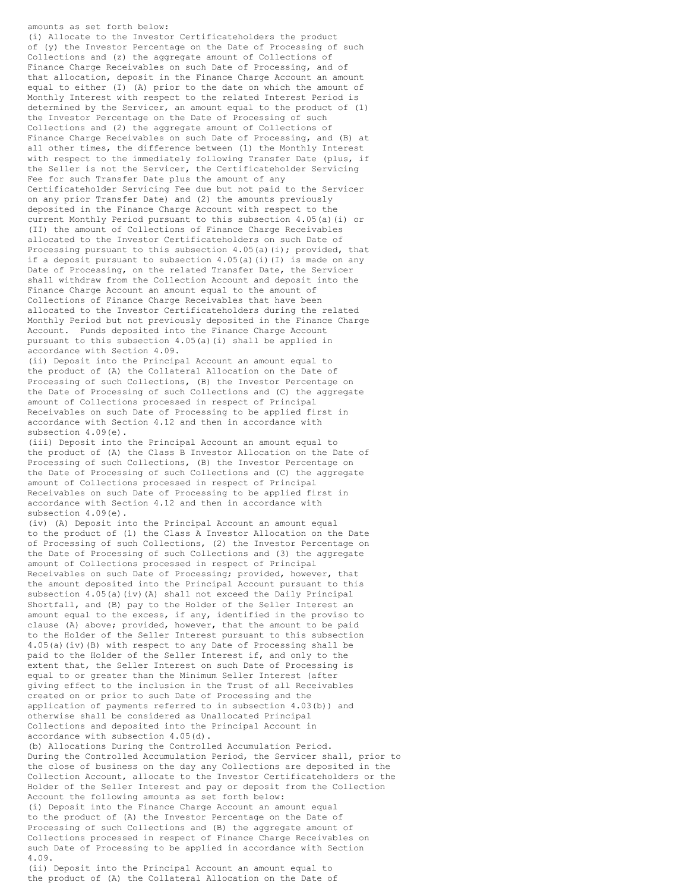amounts as set forth below:

(i) Allocate to the Investor Certificateholders the product of (y) the Investor Percentage on the Date of Processing of such Collections and (z) the aggregate amount of Collections of Finance Charge Receivables on such Date of Processing, and of that allocation, deposit in the Finance Charge Account an amount equal to either (I) (A) prior to the date on which the amount of Monthly Interest with respect to the related Interest Period is determined by the Servicer, an amount equal to the product of (1) the Investor Percentage on the Date of Processing of such Collections and (2) the aggregate amount of Collections of Finance Charge Receivables on such Date of Processing, and (B) at all other times, the difference between (1) the Monthly Interest with respect to the immediately following Transfer Date (plus, if the Seller is not the Servicer, the Certificateholder Servicing Fee for such Transfer Date plus the amount of any Certificateholder Servicing Fee due but not paid to the Servicer on any prior Transfer Date) and (2) the amounts previously deposited in the Finance Charge Account with respect to the current Monthly Period pursuant to this subsection 4.05(a)(i) or (II) the amount of Collections of Finance Charge Receivables allocated to the Investor Certificateholders on such Date of Processing pursuant to this subsection 4.05(a)(i); provided, that if a deposit pursuant to subsection 4.05(a)(i)(I) is made on any Date of Processing, on the related Transfer Date, the Servicer shall withdraw from the Collection Account and deposit into the Finance Charge Account an amount equal to the amount of Collections of Finance Charge Receivables that have been allocated to the Investor Certificateholders during the related Monthly Period but not previously deposited in the Finance Charge Account. Funds deposited into the Finance Charge Account pursuant to this subsection 4.05(a)(i) shall be applied in accordance with Section 4.09.

(ii) Deposit into the Principal Account an amount equal to the product of (A) the Collateral Allocation on the Date of Processing of such Collections, (B) the Investor Percentage on the Date of Processing of such Collections and (C) the aggregate amount of Collections processed in respect of Principal Receivables on such Date of Processing to be applied first in accordance with Section 4.12 and then in accordance with subsection 4.09(e).

(iii) Deposit into the Principal Account an amount equal to the product of (A) the Class B Investor Allocation on the Date of Processing of such Collections, (B) the Investor Percentage on the Date of Processing of such Collections and (C) the aggregate amount of Collections processed in respect of Principal Receivables on such Date of Processing to be applied first in accordance with Section 4.12 and then in accordance with subsection 4.09(e).

(iv) (A) Deposit into the Principal Account an amount equal to the product of (1) the Class A Investor Allocation on the Date of Processing of such Collections, (2) the Investor Percentage on the Date of Processing of such Collections and (3) the aggregate amount of Collections processed in respect of Principal Receivables on such Date of Processing; provided, however, that the amount deposited into the Principal Account pursuant to this subsection 4.05(a)(iv)(A) shall not exceed the Daily Principal Shortfall, and (B) pay to the Holder of the Seller Interest an amount equal to the excess, if any, identified in the proviso to clause (A) above; provided, however, that the amount to be paid to the Holder of the Seller Interest pursuant to this subsection 4.05(a)(iv)(B) with respect to any Date of Processing shall be paid to the Holder of the Seller Interest if, and only to the extent that, the Seller Interest on such Date of Processing is equal to or greater than the Minimum Seller Interest (after giving effect to the inclusion in the Trust of all Receivables created on or prior to such Date of Processing and the application of payments referred to in subsection 4.03(b)) and otherwise shall be considered as Unallocated Principal Collections and deposited into the Principal Account in accordance with subsection 4.05(d).

(b) Allocations During the Controlled Accumulation Period. During the Controlled Accumulation Period, the Servicer shall, prior to the close of business on the day any Collections are deposited in the Collection Account, allocate to the Investor Certificateholders or the Holder of the Seller Interest and pay or deposit from the Collection Account the following amounts as set forth below:

(i) Deposit into the Finance Charge Account an amount equal to the product of (A) the Investor Percentage on the Date of Processing of such Collections and (B) the aggregate amount of Collections processed in respect of Finance Charge Receivables on such Date of Processing to be applied in accordance with Section 4.09.

(ii) Deposit into the Principal Account an amount equal to the product of (A) the Collateral Allocation on the Date of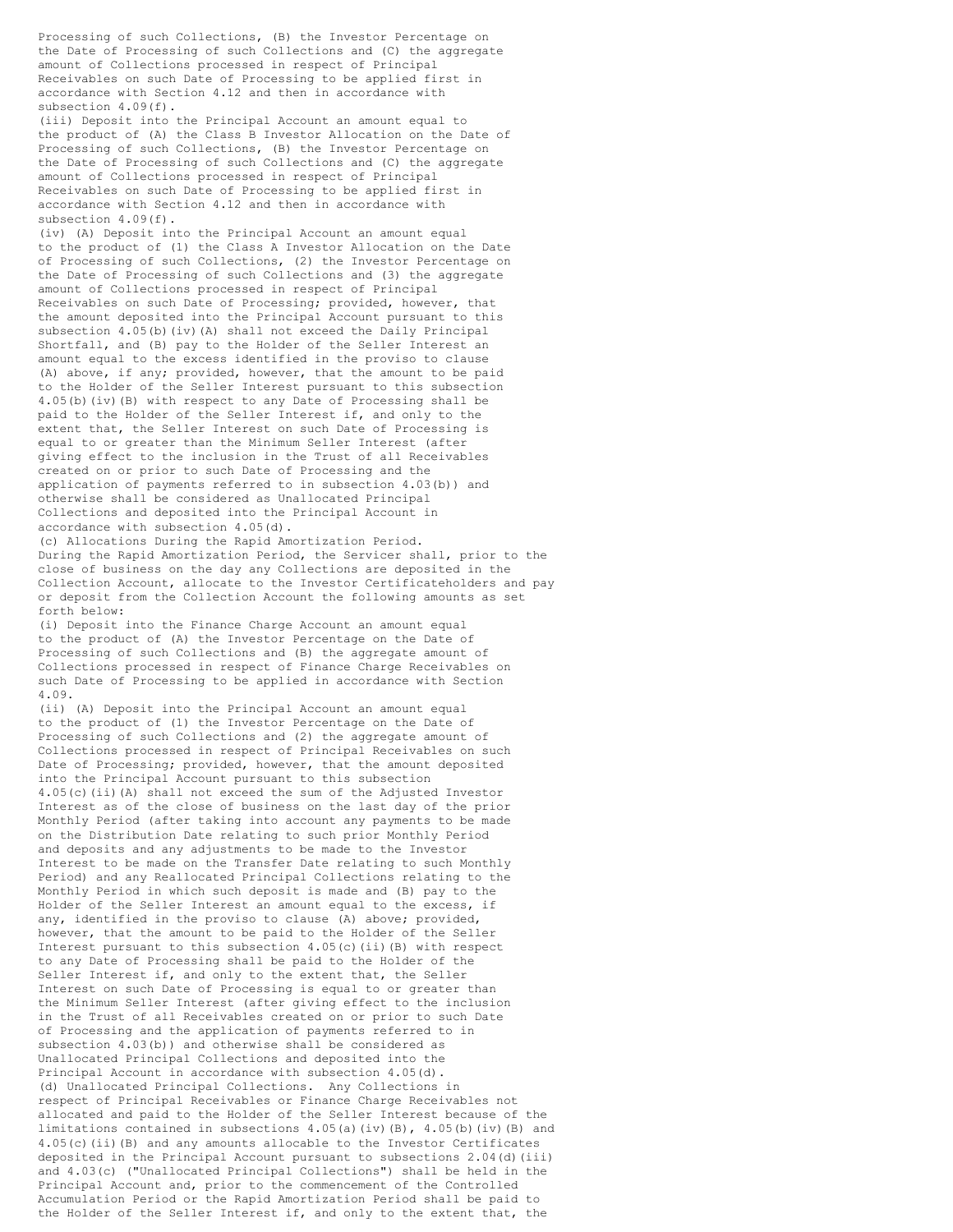Processing of such Collections, (B) the Investor Percentage on the Date of Processing of such Collections and (C) the aggregate amount of Collections processed in respect of Principal Receivables on such Date of Processing to be applied first in accordance with Section 4.12 and then in accordance with subsection 4.09(f).

(iii) Deposit into the Principal Account an amount equal to the product of (A) the Class B Investor Allocation on the Date of Processing of such Collections, (B) the Investor Percentage on the Date of Processing of such Collections and (C) the aggregate amount of Collections processed in respect of Principal Receivables on such Date of Processing to be applied first in accordance with Section 4.12 and then in accordance with subsection 4.09(f).

(iv) (A) Deposit into the Principal Account an amount equal to the product of (1) the Class A Investor Allocation on the Date of Processing of such Collections, (2) the Investor Percentage on the Date of Processing of such Collections and (3) the aggregate amount of Collections processed in respect of Principal Receivables on such Date of Processing; provided, however, that the amount deposited into the Principal Account pursuant to this subsection 4.05(b)(iv)(A) shall not exceed the Daily Principal Shortfall, and (B) pay to the Holder of the Seller Interest an amount equal to the excess identified in the proviso to clause (A) above, if any; provided, however, that the amount to be paid to the Holder of the Seller Interest pursuant to this subsection 4.05(b)(iv)(B) with respect to any Date of Processing shall be paid to the Holder of the Seller Interest if, and only to the extent that, the Seller Interest on such Date of Processing is equal to or greater than the Minimum Seller Interest (after giving effect to the inclusion in the Trust of all Receivables created on or prior to such Date of Processing and the application of payments referred to in subsection 4.03(b)) and otherwise shall be considered as Unallocated Principal Collections and deposited into the Principal Account in accordance with subsection 4.05(d).

(c) Allocations During the Rapid Amortization Period. During the Rapid Amortization Period, the Servicer shall, prior to the close of business on the day any Collections are deposited in the Collection Account, allocate to the Investor Certificateholders and pay or deposit from the Collection Account the following amounts as set forth below:

(i) Deposit into the Finance Charge Account an amount equal to the product of (A) the Investor Percentage on the Date of Processing of such Collections and (B) the aggregate amount of Collections processed in respect of Finance Charge Receivables on such Date of Processing to be applied in accordance with Section 4.09.

(ii) (A) Deposit into the Principal Account an amount equal to the product of (1) the Investor Percentage on the Date of Processing of such Collections and (2) the aggregate amount of Collections processed in respect of Principal Receivables on such Date of Processing; provided, however, that the amount deposited into the Principal Account pursuant to this subsection 4.05(c)(ii)(A) shall not exceed the sum of the Adjusted Investor Interest as of the close of business on the last day of the prior Monthly Period (after taking into account any payments to be made on the Distribution Date relating to such prior Monthly Period and deposits and any adjustments to be made to the Investor Interest to be made on the Transfer Date relating to such Monthly Period) and any Reallocated Principal Collections relating to the Monthly Period in which such deposit is made and (B) pay to the Holder of the Seller Interest an amount equal to the excess, if any, identified in the proviso to clause (A) above; provided, however, that the amount to be paid to the Holder of the Seller Interest pursuant to this subsection 4.05(c)(ii)(B) with respect to any Date of Processing shall be paid to the Holder of the Seller Interest if, and only to the extent that, the Seller Interest on such Date of Processing is equal to or greater than the Minimum Seller Interest (after giving effect to the inclusion in the Trust of all Receivables created on or prior to such Date of Processing and the application of payments referred to in subsection 4.03(b)) and otherwise shall be considered as Unallocated Principal Collections and deposited into the Principal Account in accordance with subsection 4.05(d).

(d) Unallocated Principal Collections. Any Collections in respect of Principal Receivables or Finance Charge Receivables not allocated and paid to the Holder of the Seller Interest because of the limitations contained in subsections 4.05(a)(iv)(B), 4.05(b)(iv)(B) and 4.05(c)(ii)(B) and any amounts allocable to the Investor Certificates deposited in the Principal Account pursuant to subsections 2.04(d)(iii) and 4.03(c) ("Unallocated Principal Collections") shall be held in the Principal Account and, prior to the commencement of the Controlled Accumulation Period or the Rapid Amortization Period shall be paid to the Holder of the Seller Interest if, and only to the extent that, the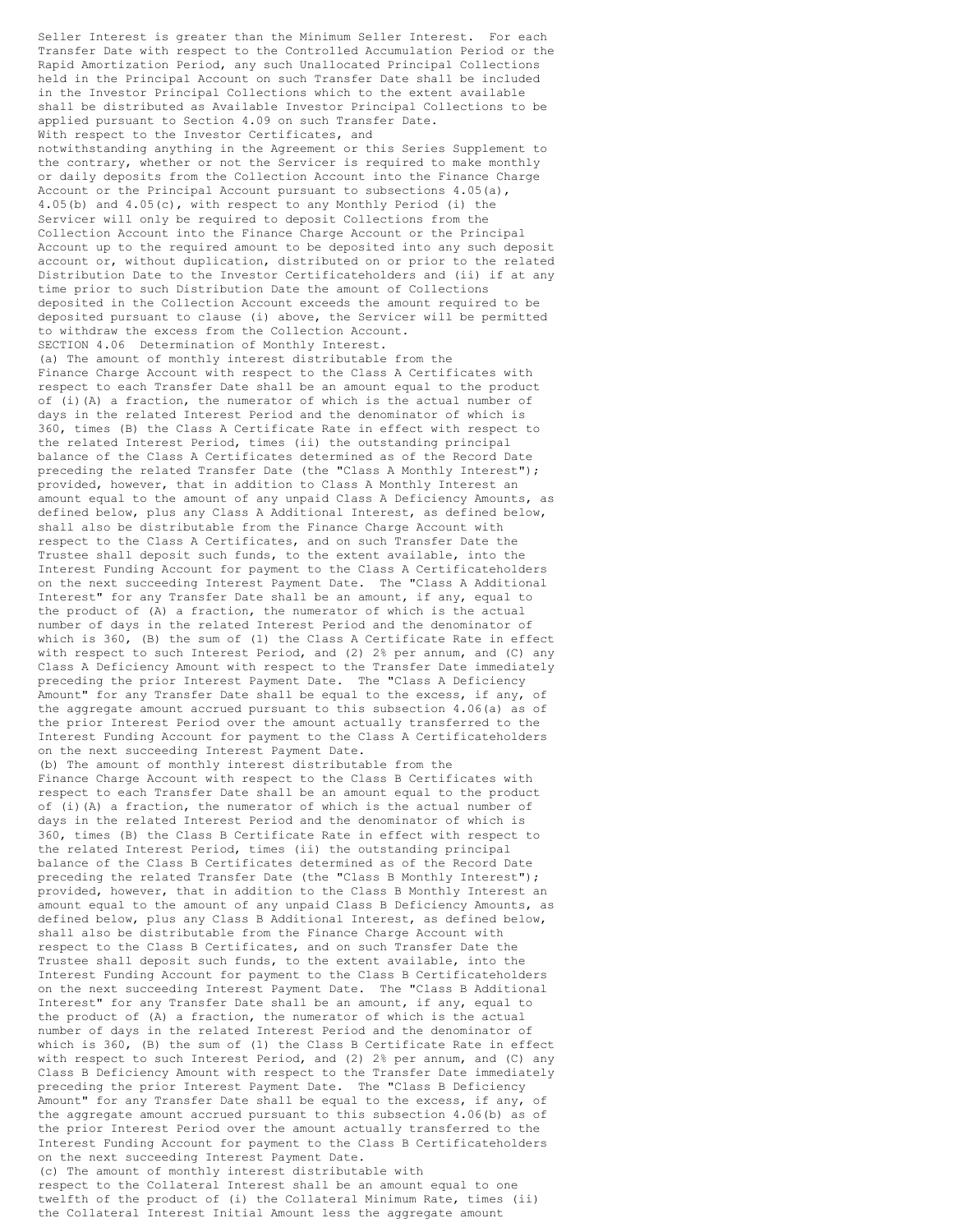Seller Interest is greater than the Minimum Seller Interest. For each Transfer Date with respect to the Controlled Accumulation Period or the Rapid Amortization Period, any such Unallocated Principal Collections held in the Principal Account on such Transfer Date shall be included in the Investor Principal Collections which to the extent available shall be distributed as Available Investor Principal Collections to be applied pursuant to Section 4.09 on such Transfer Date.

With respect to the Investor Certificates, and notwithstanding anything in the Agreement or this Series Supplement to the contrary, whether or not the Servicer is required to make monthly or daily deposits from the Collection Account into the Finance Charge Account or the Principal Account pursuant to subsections 4.05(a), 4.05(b) and 4.05(c), with respect to any Monthly Period (i) the Servicer will only be required to deposit Collections from the Collection Account into the Finance Charge Account or the Principal Account up to the required amount to be deposited into any such deposit account or, without duplication, distributed on or prior to the related Distribution Date to the Investor Certificateholders and (ii) if at any time prior to such Distribution Date the amount of Collections deposited in the Collection Account exceeds the amount required to be deposited pursuant to clause (i) above, the Servicer will be permitted to withdraw the excess from the Collection Account.

SECTION 4.06 Determination of Monthly Interest.

(a) The amount of monthly interest distributable from the Finance Charge Account with respect to the Class A Certificates with respect to each Transfer Date shall be an amount equal to the product of (i)(A) a fraction, the numerator of which is the actual number of days in the related Interest Period and the denominator of which is 360, times (B) the Class A Certificate Rate in effect with respect to the related Interest Period, times (ii) the outstanding principal balance of the Class A Certificates determined as of the Record Date preceding the related Transfer Date (the "Class A Monthly Interest"); provided, however, that in addition to Class A Monthly Interest an amount equal to the amount of any unpaid Class A Deficiency Amounts, as defined below, plus any Class A Additional Interest, as defined below, shall also be distributable from the Finance Charge Account with respect to the Class A Certificates, and on such Transfer Date the Trustee shall deposit such funds, to the extent available, into the Interest Funding Account for payment to the Class A Certificateholders on the next succeeding Interest Payment Date. The "Class A Additional Interest" for any Transfer Date shall be an amount, if any, equal to the product of (A) a fraction, the numerator of which is the actual number of days in the related Interest Period and the denominator of which is 360, (B) the sum of (1) the Class A Certificate Rate in effect with respect to such Interest Period, and (2) 2% per annum, and (C) any Class A Deficiency Amount with respect to the Transfer Date immediately preceding the prior Interest Payment Date. The "Class A Deficiency Amount" for any Transfer Date shall be equal to the excess, if any, of the aggregate amount accrued pursuant to this subsection 4.06(a) as of the prior Interest Period over the amount actually transferred to the Interest Funding Account for payment to the Class A Certificateholders on the next succeeding Interest Payment Date.

(b) The amount of monthly interest distributable from the Finance Charge Account with respect to the Class B Certificates with respect to each Transfer Date shall be an amount equal to the product of (i)(A) a fraction, the numerator of which is the actual number of days in the related Interest Period and the denominator of which is 360, times (B) the Class B Certificate Rate in effect with respect to the related Interest Period, times (ii) the outstanding principal balance of the Class B Certificates determined as of the Record Date preceding the related Transfer Date (the "Class B Monthly Interest"); provided, however, that in addition to the Class B Monthly Interest an amount equal to the amount of any unpaid Class B Deficiency Amounts, as defined below, plus any Class B Additional Interest, as defined below, shall also be distributable from the Finance Charge Account with respect to the Class B Certificates, and on such Transfer Date the Trustee shall deposit such funds, to the extent available, into the Interest Funding Account for payment to the Class B Certificateholders on the next succeeding Interest Payment Date. The "Class B Additional Interest" for any Transfer Date shall be an amount, if any, equal to the product of (A) a fraction, the numerator of which is the actual number of days in the related Interest Period and the denominator of which is 360, (B) the sum of (1) the Class B Certificate Rate in effect with respect to such Interest Period, and (2) 2% per annum, and (C) any Class B Deficiency Amount with respect to the Transfer Date immediately preceding the prior Interest Payment Date. The "Class B Deficiency Amount" for any Transfer Date shall be equal to the excess, if any, of the aggregate amount accrued pursuant to this subsection 4.06(b) as of the prior Interest Period over the amount actually transferred to the Interest Funding Account for payment to the Class B Certificateholders on the next succeeding Interest Payment Date.

(c) The amount of monthly interest distributable with respect to the Collateral Interest shall be an amount equal to one twelfth of the product of (i) the Collateral Minimum Rate, times (ii) the Collateral Interest Initial Amount less the aggregate amount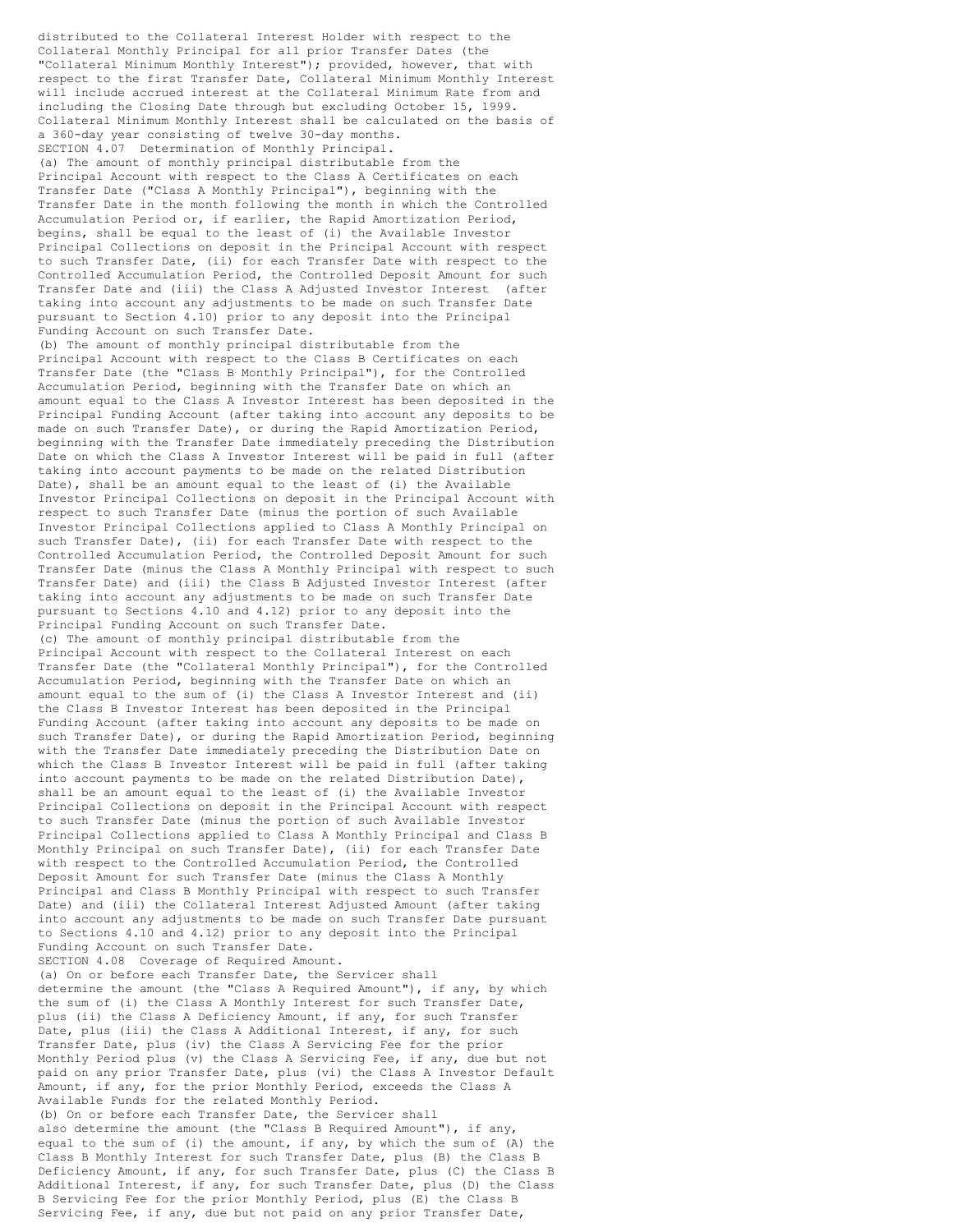distributed to the Collateral Interest Holder with respect to the Collateral Monthly Principal for all prior Transfer Dates (the "Collateral Minimum Monthly Interest"); provided, however, that with respect to the first Transfer Date, Collateral Minimum Monthly Interest will include accrued interest at the Collateral Minimum Rate from and including the Closing Date through but excluding October 15, 1999. Collateral Minimum Monthly Interest shall be calculated on the basis of a 360-day year consisting of twelve 30-day months.

SECTION 4.07 Determination of Monthly Principal.

(a) The amount of monthly principal distributable from the Principal Account with respect to the Class A Certificates on each Transfer Date ("Class A Monthly Principal"), beginning with the Transfer Date in the month following the month in which the Controlled Accumulation Period or, if earlier, the Rapid Amortization Period, begins, shall be equal to the least of (i) the Available Investor Principal Collections on deposit in the Principal Account with respect to such Transfer Date, (ii) for each Transfer Date with respect to the Controlled Accumulation Period, the Controlled Deposit Amount for such Transfer Date and (iii) the Class A Adjusted Investor Interest (after taking into account any adjustments to be made on such Transfer Date pursuant to Section 4.10) prior to any deposit into the Principal Funding Account on such Transfer Date.

(b) The amount of monthly principal distributable from the Principal Account with respect to the Class B Certificates on each Transfer Date (the "Class B Monthly Principal"), for the Controlled Accumulation Period, beginning with the Transfer Date on which an amount equal to the Class A Investor Interest has been deposited in the Principal Funding Account (after taking into account any deposits to be made on such Transfer Date), or during the Rapid Amortization Period, beginning with the Transfer Date immediately preceding the Distribution Date on which the Class A Investor Interest will be paid in full (after taking into account payments to be made on the related Distribution Date), shall be an amount equal to the least of (i) the Available Investor Principal Collections on deposit in the Principal Account with respect to such Transfer Date (minus the portion of such Available Investor Principal Collections applied to Class A Monthly Principal on such Transfer Date), (ii) for each Transfer Date with respect to the Controlled Accumulation Period, the Controlled Deposit Amount for such Transfer Date (minus the Class A Monthly Principal with respect to such Transfer Date) and (iii) the Class B Adjusted Investor Interest (after taking into account any adjustments to be made on such Transfer Date pursuant to Sections 4.10 and 4.12) prior to any deposit into the Principal Funding Account on such Transfer Date.

(c) The amount of monthly principal distributable from the Principal Account with respect to the Collateral Interest on each Transfer Date (the "Collateral Monthly Principal"), for the Controlled Accumulation Period, beginning with the Transfer Date on which an amount equal to the sum of (i) the Class A Investor Interest and (ii) the Class B Investor Interest has been deposited in the Principal Funding Account (after taking into account any deposits to be made on such Transfer Date), or during the Rapid Amortization Period, beginning with the Transfer Date immediately preceding the Distribution Date on which the Class B Investor Interest will be paid in full (after taking into account payments to be made on the related Distribution Date), shall be an amount equal to the least of (i) the Available Investor Principal Collections on deposit in the Principal Account with respect to such Transfer Date (minus the portion of such Available Investor Principal Collections applied to Class A Monthly Principal and Class B Monthly Principal on such Transfer Date), (ii) for each Transfer Date with respect to the Controlled Accumulation Period, the Controlled Deposit Amount for such Transfer Date (minus the Class A Monthly Principal and Class B Monthly Principal with respect to such Transfer Date) and (iii) the Collateral Interest Adjusted Amount (after taking into account any adjustments to be made on such Transfer Date pursuant to Sections 4.10 and 4.12) prior to any deposit into the Principal Funding Account on such Transfer Date.

SECTION 4.08 Coverage of Required Amount.

(a) On or before each Transfer Date, the Servicer shall determine the amount (the "Class A Required Amount"), if any, by which the sum of (i) the Class A Monthly Interest for such Transfer Date, plus (ii) the Class A Deficiency Amount, if any, for such Transfer Date, plus (iii) the Class A Additional Interest, if any, for such Transfer Date, plus (iv) the Class A Servicing Fee for the prior Monthly Period plus (v) the Class A Servicing Fee, if any, due but not paid on any prior Transfer Date, plus (vi) the Class A Investor Default Amount, if any, for the prior Monthly Period, exceeds the Class A Available Funds for the related Monthly Period.

(b) On or before each Transfer Date, the Servicer shall also determine the amount (the "Class B Required Amount"), if any, equal to the sum of (i) the amount, if any, by which the sum of (A) the Class B Monthly Interest for such Transfer Date, plus (B) the Class B Deficiency Amount, if any, for such Transfer Date, plus (C) the Class B Additional Interest, if any, for such Transfer Date, plus (D) the Class B Servicing Fee for the prior Monthly Period, plus (E) the Class B Servicing Fee, if any, due but not paid on any prior Transfer Date,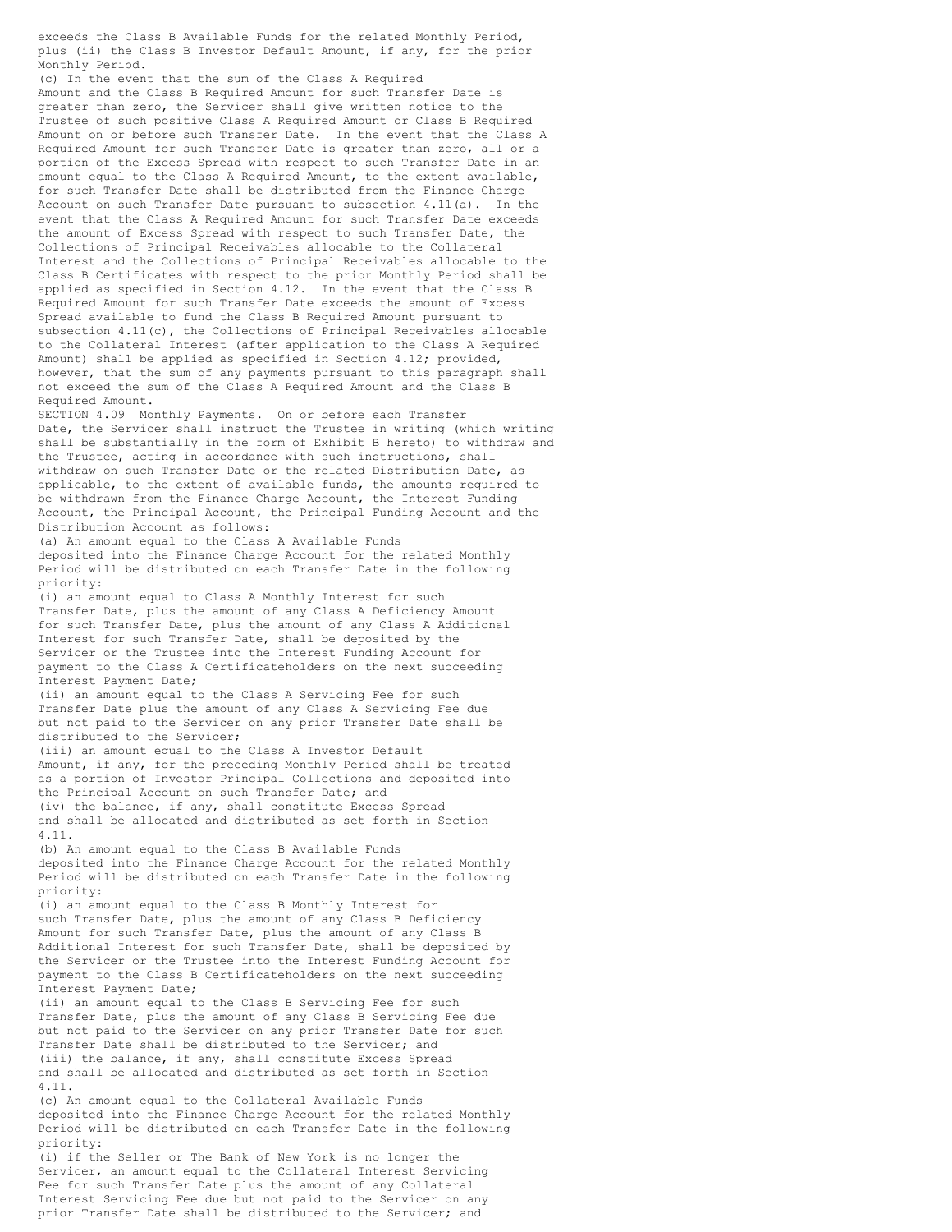exceeds the Class B Available Funds for the related Monthly Period, plus (ii) the Class B Investor Default Amount, if any, for the prior Monthly Period.

(c) In the event that the sum of the Class A Required Amount and the Class B Required Amount for such Transfer Date is greater than zero, the Servicer shall give written notice to the Trustee of such positive Class A Required Amount or Class B Required Amount on or before such Transfer Date. In the event that the Class A Required Amount for such Transfer Date is greater than zero, all or a portion of the Excess Spread with respect to such Transfer Date in an amount equal to the Class A Required Amount, to the extent available, for such Transfer Date shall be distributed from the Finance Charge Account on such Transfer Date pursuant to subsection 4.11(a). In the event that the Class A Required Amount for such Transfer Date exceeds the amount of Excess Spread with respect to such Transfer Date, the Collections of Principal Receivables allocable to the Collateral Interest and the Collections of Principal Receivables allocable to the Class B Certificates with respect to the prior Monthly Period shall be applied as specified in Section 4.12. In the event that the Class B Required Amount for such Transfer Date exceeds the amount of Excess Spread available to fund the Class B Required Amount pursuant to subsection 4.11(c), the Collections of Principal Receivables allocable to the Collateral Interest (after application to the Class A Required Amount) shall be applied as specified in Section 4.12; provided, however, that the sum of any payments pursuant to this paragraph shall not exceed the sum of the Class A Required Amount and the Class B Required Amount.

SECTION 4.09 Monthly Payments. On or before each Transfer Date, the Servicer shall instruct the Trustee in writing (which writing shall be substantially in the form of Exhibit B hereto) to withdraw and the Trustee, acting in accordance with such instructions, shall withdraw on such Transfer Date or the related Distribution Date, as applicable, to the extent of available funds, the amounts required to be withdrawn from the Finance Charge Account, the Interest Funding Account, the Principal Account, the Principal Funding Account and the Distribution Account as follows:

(a) An amount equal to the Class A Available Funds deposited into the Finance Charge Account for the related Monthly Period will be distributed on each Transfer Date in the following priority:

(i) an amount equal to Class A Monthly Interest for such Transfer Date, plus the amount of any Class A Deficiency Amount for such Transfer Date, plus the amount of any Class A Additional Interest for such Transfer Date, shall be deposited by the Servicer or the Trustee into the Interest Funding Account for payment to the Class A Certificateholders on the next succeeding Interest Payment Date;

(ii) an amount equal to the Class A Servicing Fee for such Transfer Date plus the amount of any Class A Servicing Fee due but not paid to the Servicer on any prior Transfer Date shall be distributed to the Servicer;

(iii) an amount equal to the Class A Investor Default Amount, if any, for the preceding Monthly Period shall be treated as a portion of Investor Principal Collections and deposited into the Principal Account on such Transfer Date; and

(iv) the balance, if any, shall constitute Excess Spread and shall be allocated and distributed as set forth in Section 4.11.

(b) An amount equal to the Class B Available Funds deposited into the Finance Charge Account for the related Monthly Period will be distributed on each Transfer Date in the following priority:

(i) an amount equal to the Class B Monthly Interest for such Transfer Date, plus the amount of any Class B Deficiency Amount for such Transfer Date, plus the amount of any Class B Additional Interest for such Transfer Date, shall be deposited by the Servicer or the Trustee into the Interest Funding Account for payment to the Class B Certificateholders on the next succeeding Interest Payment Date;

(ii) an amount equal to the Class B Servicing Fee for such Transfer Date, plus the amount of any Class B Servicing Fee due but not paid to the Servicer on any prior Transfer Date for such Transfer Date shall be distributed to the Servicer; and

(iii) the balance, if any, shall constitute Excess Spread and shall be allocated and distributed as set forth in Section 4.11.

(c) An amount equal to the Collateral Available Funds deposited into the Finance Charge Account for the related Monthly Period will be distributed on each Transfer Date in the following priority:

(i) if the Seller or The Bank of New York is no longer the Servicer, an amount equal to the Collateral Interest Servicing Fee for such Transfer Date plus the amount of any Collateral Interest Servicing Fee due but not paid to the Servicer on any prior Transfer Date shall be distributed to the Servicer; and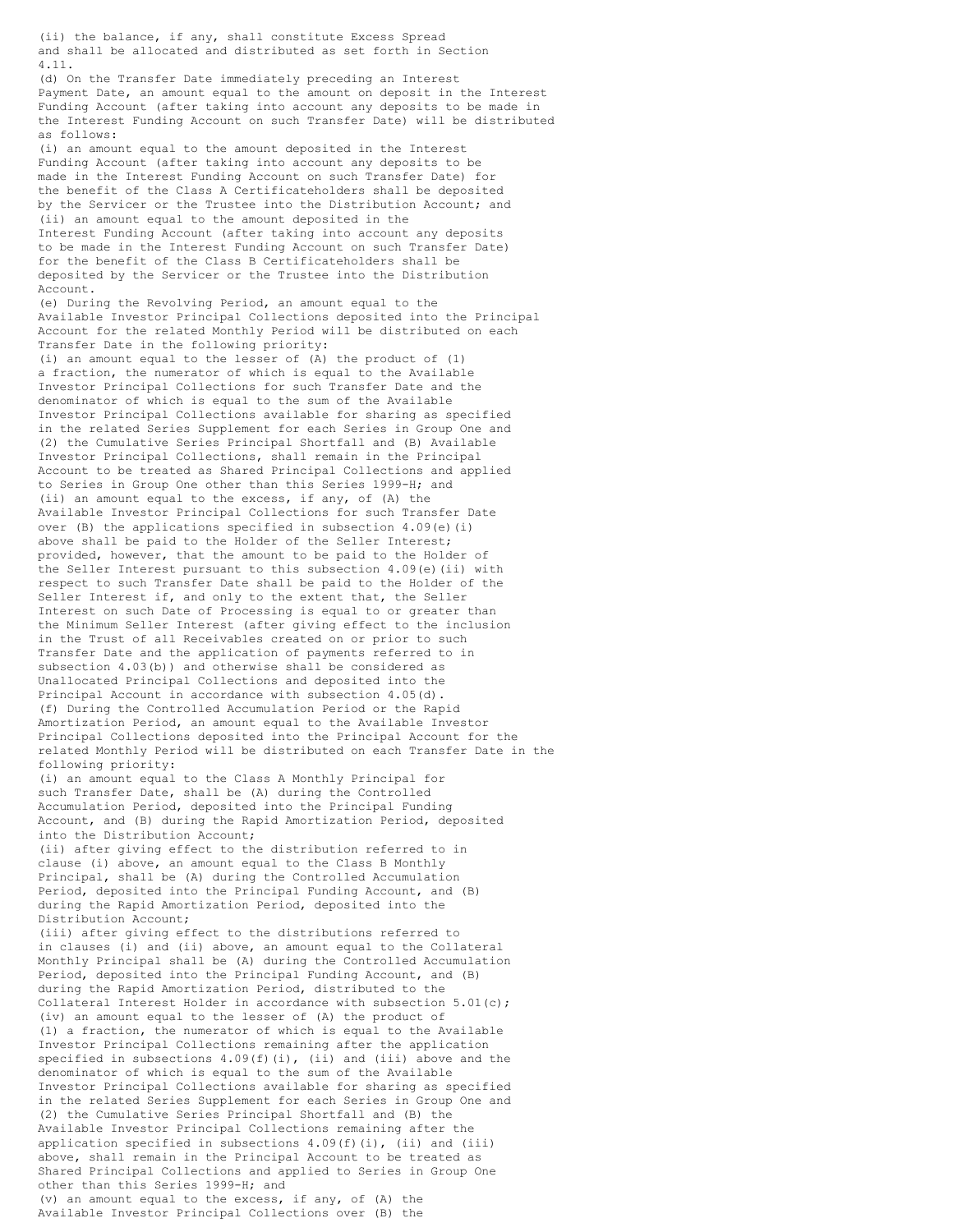(ii) the balance, if any, shall constitute Excess Spread and shall be allocated and distributed as set forth in Section 4.11.

(d) On the Transfer Date immediately preceding an Interest Payment Date, an amount equal to the amount on deposit in the Interest Funding Account (after taking into account any deposits to be made in the Interest Funding Account on such Transfer Date) will be distributed as follows:

(i) an amount equal to the amount deposited in the Interest Funding Account (after taking into account any deposits to be made in the Interest Funding Account on such Transfer Date) for the benefit of the Class A Certificateholders shall be deposited by the Servicer or the Trustee into the Distribution Account; and

(ii) an amount equal to the amount deposited in the Interest Funding Account (after taking into account any deposits to be made in the Interest Funding Account on such Transfer Date) for the benefit of the Class B Certificateholders shall be deposited by the Servicer or the Trustee into the Distribution Account.

(e) During the Revolving Period, an amount equal to the Available Investor Principal Collections deposited into the Principal Account for the related Monthly Period will be distributed on each Transfer Date in the following priority:

(i) an amount equal to the lesser of (A) the product of (1) a fraction, the numerator of which is equal to the Available Investor Principal Collections for such Transfer Date and the denominator of which is equal to the sum of the Available Investor Principal Collections available for sharing as specified in the related Series Supplement for each Series in Group One and (2) the Cumulative Series Principal Shortfall and (B) Available Investor Principal Collections, shall remain in the Principal Account to be treated as Shared Principal Collections and applied to Series in Group One other than this Series 1999-H; and

(ii) an amount equal to the excess, if any, of (A) the Available Investor Principal Collections for such Transfer Date over (B) the applications specified in subsection 4.09(e)(i) above shall be paid to the Holder of the Seller Interest; provided, however, that the amount to be paid to the Holder of the Seller Interest pursuant to this subsection 4.09(e)(ii) with respect to such Transfer Date shall be paid to the Holder of the Seller Interest if, and only to the extent that, the Seller Interest on such Date of Processing is equal to or greater than the Minimum Seller Interest (after giving effect to the inclusion in the Trust of all Receivables created on or prior to such Transfer Date and the application of payments referred to in subsection 4.03(b)) and otherwise shall be considered as Unallocated Principal Collections and deposited into the Principal Account in accordance with subsection 4.05(d).

(f) During the Controlled Accumulation Period or the Rapid Amortization Period, an amount equal to the Available Investor Principal Collections deposited into the Principal Account for the related Monthly Period will be distributed on each Transfer Date in the following priority:

(i) an amount equal to the Class A Monthly Principal for such Transfer Date, shall be (A) during the Controlled Accumulation Period, deposited into the Principal Funding Account, and (B) during the Rapid Amortization Period, deposited into the Distribution Account;

(ii) after giving effect to the distribution referred to in clause (i) above, an amount equal to the Class B Monthly Principal, shall be (A) during the Controlled Accumulation Period, deposited into the Principal Funding Account, and (B) during the Rapid Amortization Period, deposited into the Distribution Account;

(iii) after giving effect to the distributions referred to in clauses (i) and (ii) above, an amount equal to the Collateral Monthly Principal shall be (A) during the Controlled Accumulation Period, deposited into the Principal Funding Account, and (B) during the Rapid Amortization Period, distributed to the Collateral Interest Holder in accordance with subsection 5.01(c);

(iv) an amount equal to the lesser of (A) the product of (1) a fraction, the numerator of which is equal to the Available Investor Principal Collections remaining after the application specified in subsections 4.09(f)(i), (ii) and (iii) above and the denominator of which is equal to the sum of the Available Investor Principal Collections available for sharing as specified in the related Series Supplement for each Series in Group One and (2) the Cumulative Series Principal Shortfall and (B) the Available Investor Principal Collections remaining after the application specified in subsections 4.09(f)(i), (ii) and (iii) above, shall remain in the Principal Account to be treated as Shared Principal Collections and applied to Series in Group One other than this Series 1999-H; and

(v) an amount equal to the excess, if any, of (A) the Available Investor Principal Collections over (B) the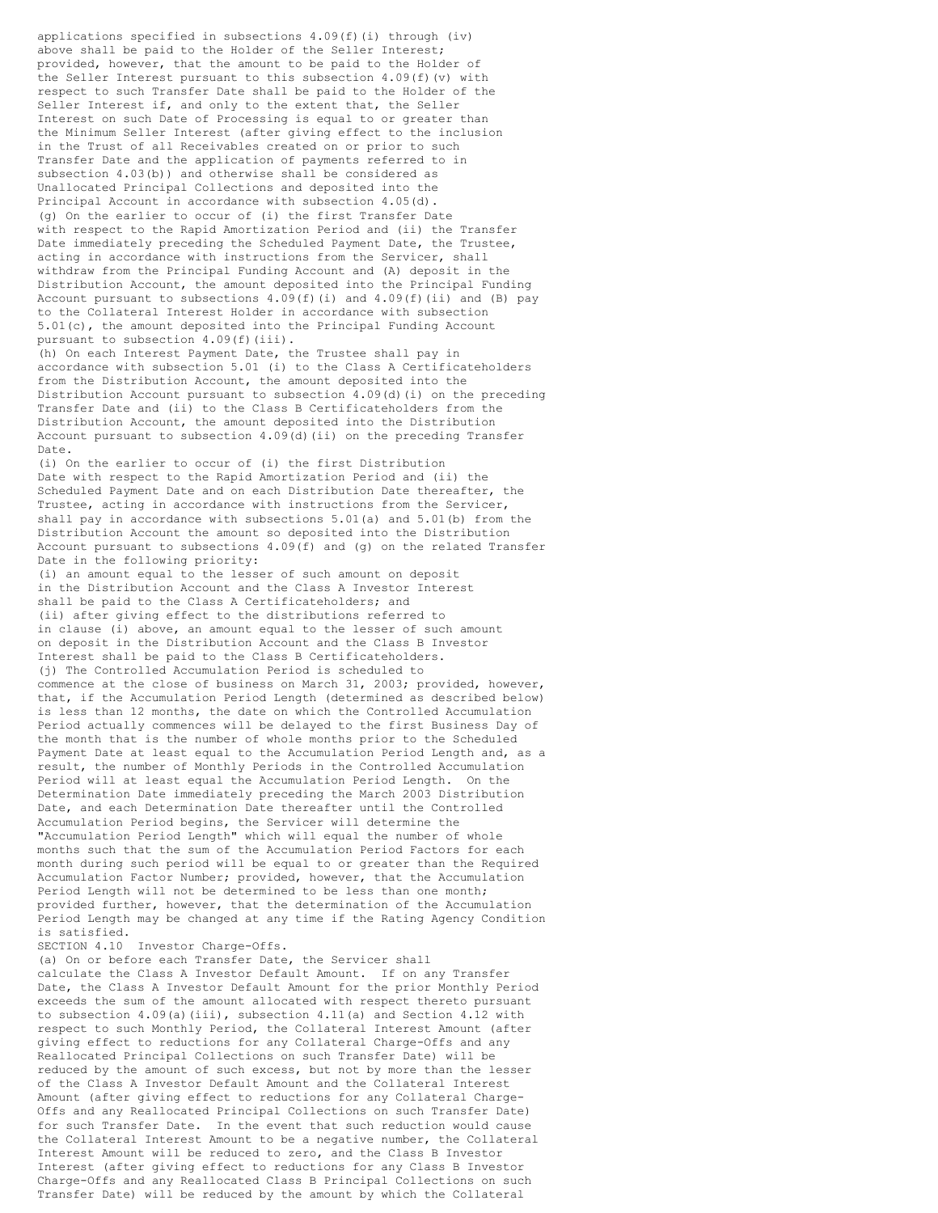applications specified in subsections 4.09(f)(i) through (iv) above shall be paid to the Holder of the Seller Interest; provided, however, that the amount to be paid to the Holder of the Seller Interest pursuant to this subsection 4.09(f)(v) with respect to such Transfer Date shall be paid to the Holder of the Seller Interest if, and only to the extent that, the Seller Interest on such Date of Processing is equal to or greater than the Minimum Seller Interest (after giving effect to the inclusion in the Trust of all Receivables created on or prior to such Transfer Date and the application of payments referred to in subsection 4.03(b)) and otherwise shall be considered as Unallocated Principal Collections and deposited into the Principal Account in accordance with subsection 4.05(d).

(g) On the earlier to occur of (i) the first Transfer Date with respect to the Rapid Amortization Period and (ii) the Transfer Date immediately preceding the Scheduled Payment Date, the Trustee, acting in accordance with instructions from the Servicer, shall withdraw from the Principal Funding Account and (A) deposit in the Distribution Account, the amount deposited into the Principal Funding Account pursuant to subsections 4.09(f)(i) and 4.09(f)(ii) and (B) pay to the Collateral Interest Holder in accordance with subsection 5.01(c), the amount deposited into the Principal Funding Account pursuant to subsection 4.09(f)(iii).

(h) On each Interest Payment Date, the Trustee shall pay in accordance with subsection 5.01 (i) to the Class A Certificateholders from the Distribution Account, the amount deposited into the Distribution Account pursuant to subsection 4.09(d)(i) on the preceding Transfer Date and (ii) to the Class B Certificateholders from the Distribution Account, the amount deposited into the Distribution Account pursuant to subsection 4.09(d)(ii) on the preceding Transfer Date.

(i) On the earlier to occur of (i) the first Distribution Date with respect to the Rapid Amortization Period and (ii) the Scheduled Payment Date and on each Distribution Date thereafter, the Trustee, acting in accordance with instructions from the Servicer, shall pay in accordance with subsections 5.01(a) and 5.01(b) from the Distribution Account the amount so deposited into the Distribution Account pursuant to subsections 4.09(f) and (g) on the related Transfer Date in the following priority:

(i) an amount equal to the lesser of such amount on deposit in the Distribution Account and the Class A Investor Interest shall be paid to the Class A Certificateholders; and

(ii) after giving effect to the distributions referred to in clause (i) above, an amount equal to the lesser of such amount on deposit in the Distribution Account and the Class B Investor Interest shall be paid to the Class B Certificateholders.

(j) The Controlled Accumulation Period is scheduled to commence at the close of business on March 31, 2003; provided, however, that, if the Accumulation Period Length (determined as described below) is less than 12 months, the date on which the Controlled Accumulation Period actually commences will be delayed to the first Business Day of the month that is the number of whole months prior to the Scheduled Payment Date at least equal to the Accumulation Period Length and, as a result, the number of Monthly Periods in the Controlled Accumulation Period will at least equal the Accumulation Period Length. On the Determination Date immediately preceding the March 2003 Distribution Date, and each Determination Date thereafter until the Controlled Accumulation Period begins, the Servicer will determine the "Accumulation Period Length" which will equal the number of whole months such that the sum of the Accumulation Period Factors for each month during such period will be equal to or greater than the Required Accumulation Factor Number; provided, however, that the Accumulation Period Length will not be determined to be less than one month; provided further, however, that the determination of the Accumulation Period Length may be changed at any time if the Rating Agency Condition is satisfied.

SECTION 4.10 Investor Charge-Offs.

(a) On or before each Transfer Date, the Servicer shall calculate the Class A Investor Default Amount. If on any Transfer Date, the Class A Investor Default Amount for the prior Monthly Period exceeds the sum of the amount allocated with respect thereto pursuant to subsection 4.09(a)(iii), subsection 4.11(a) and Section 4.12 with respect to such Monthly Period, the Collateral Interest Amount (after giving effect to reductions for any Collateral Charge-Offs and any Reallocated Principal Collections on such Transfer Date) will be reduced by the amount of such excess, but not by more than the lesser of the Class A Investor Default Amount and the Collateral Interest Amount (after giving effect to reductions for any Collateral Charge-Offs and any Reallocated Principal Collections on such Transfer Date) for such Transfer Date. In the event that such reduction would cause the Collateral Interest Amount to be a negative number, the Collateral Interest Amount will be reduced to zero, and the Class B Investor Interest (after giving effect to reductions for any Class B Investor Charge-Offs and any Reallocated Class B Principal Collections on such Transfer Date) will be reduced by the amount by which the Collateral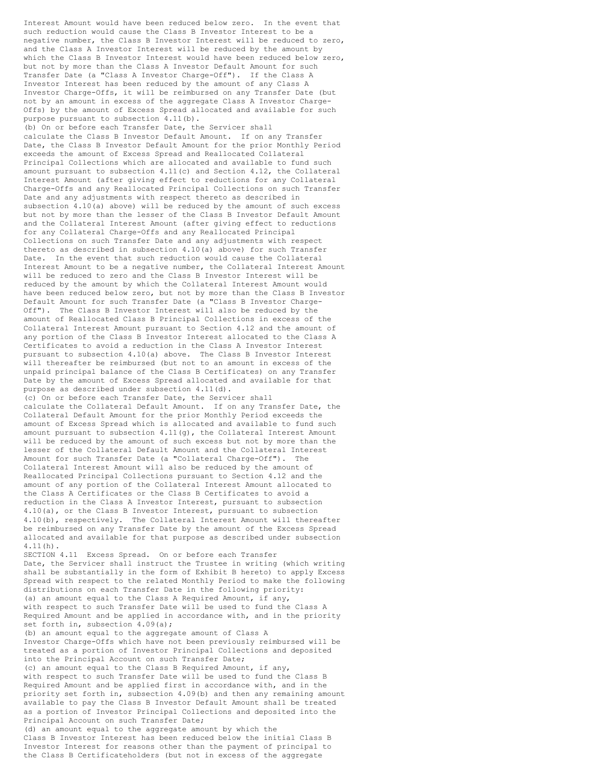Interest Amount would have been reduced below zero. In the event that such reduction would cause the Class B Investor Interest to be a negative number, the Class B Investor Interest will be reduced to zero, and the Class A Investor Interest will be reduced by the amount by which the Class B Investor Interest would have been reduced below zero, but not by more than the Class A Investor Default Amount for such Transfer Date (a "Class A Investor Charge-Off"). If the Class A Investor Interest has been reduced by the amount of any Class A Investor Charge-Offs, it will be reimbursed on any Transfer Date (but not by an amount in excess of the aggregate Class A Investor Charge-Offs) by the amount of Excess Spread allocated and available for such purpose pursuant to subsection 4.11(b).

(b) On or before each Transfer Date, the Servicer shall calculate the Class B Investor Default Amount. If on any Transfer Date, the Class B Investor Default Amount for the prior Monthly Period exceeds the amount of Excess Spread and Reallocated Collateral Principal Collections which are allocated and available to fund such amount pursuant to subsection 4.11(c) and Section 4.12, the Collateral Interest Amount (after giving effect to reductions for any Collateral Charge-Offs and any Reallocated Principal Collections on such Transfer Date and any adjustments with respect thereto as described in subsection 4.10(a) above) will be reduced by the amount of such excess but not by more than the lesser of the Class B Investor Default Amount and the Collateral Interest Amount (after giving effect to reductions for any Collateral Charge-Offs and any Reallocated Principal Collections on such Transfer Date and any adjustments with respect thereto as described in subsection 4.10(a) above) for such Transfer Date. In the event that such reduction would cause the Collateral Interest Amount to be a negative number, the Collateral Interest Amount will be reduced to zero and the Class B Investor Interest will be reduced by the amount by which the Collateral Interest Amount would have been reduced below zero, but not by more than the Class B Investor Default Amount for such Transfer Date (a "Class B Investor Charge-Off"). The Class B Investor Interest will also be reduced by the amount of Reallocated Class B Principal Collections in excess of the Collateral Interest Amount pursuant to Section 4.12 and the amount of any portion of the Class B Investor Interest allocated to the Class A Certificates to avoid a reduction in the Class A Investor Interest pursuant to subsection 4.10(a) above. The Class B Investor Interest will thereafter be reimbursed (but not to an amount in excess of the unpaid principal balance of the Class B Certificates) on any Transfer Date by the amount of Excess Spread allocated and available for that purpose as described under subsection 4.11(d).

(c) On or before each Transfer Date, the Servicer shall calculate the Collateral Default Amount. If on any Transfer Date, the Collateral Default Amount for the prior Monthly Period exceeds the amount of Excess Spread which is allocated and available to fund such amount pursuant to subsection 4.11(g), the Collateral Interest Amount will be reduced by the amount of such excess but not by more than the lesser of the Collateral Default Amount and the Collateral Interest Amount for such Transfer Date (a "Collateral Charge-Off"). The Collateral Interest Amount will also be reduced by the amount of Reallocated Principal Collections pursuant to Section 4.12 and the amount of any portion of the Collateral Interest Amount allocated to the Class A Certificates or the Class B Certificates to avoid a reduction in the Class A Investor Interest, pursuant to subsection 4.10(a), or the Class B Investor Interest, pursuant to subsection 4.10(b), respectively. The Collateral Interest Amount will thereafter be reimbursed on any Transfer Date by the amount of the Excess Spread allocated and available for that purpose as described under subsection 4.11(h).

SECTION 4.11 Excess Spread. On or before each Transfer Date, the Servicer shall instruct the Trustee in writing (which writing shall be substantially in the form of Exhibit B hereto) to apply Excess Spread with respect to the related Monthly Period to make the following distributions on each Transfer Date in the following priority:

(a) an amount equal to the Class A Required Amount, if any, with respect to such Transfer Date will be used to fund the Class A Required Amount and be applied in accordance with, and in the priority set forth in, subsection 4.09(a);

(b) an amount equal to the aggregate amount of Class A Investor Charge-Offs which have not been previously reimbursed will be treated as a portion of Investor Principal Collections and deposited into the Principal Account on such Transfer Date;

(c) an amount equal to the Class B Required Amount, if any, with respect to such Transfer Date will be used to fund the Class B Required Amount and be applied first in accordance with, and in the priority set forth in, subsection 4.09(b) and then any remaining amount available to pay the Class B Investor Default Amount shall be treated as a portion of Investor Principal Collections and deposited into the Principal Account on such Transfer Date;

(d) an amount equal to the aggregate amount by which the Class B Investor Interest has been reduced below the initial Class B Investor Interest for reasons other than the payment of principal to the Class B Certificateholders (but not in excess of the aggregate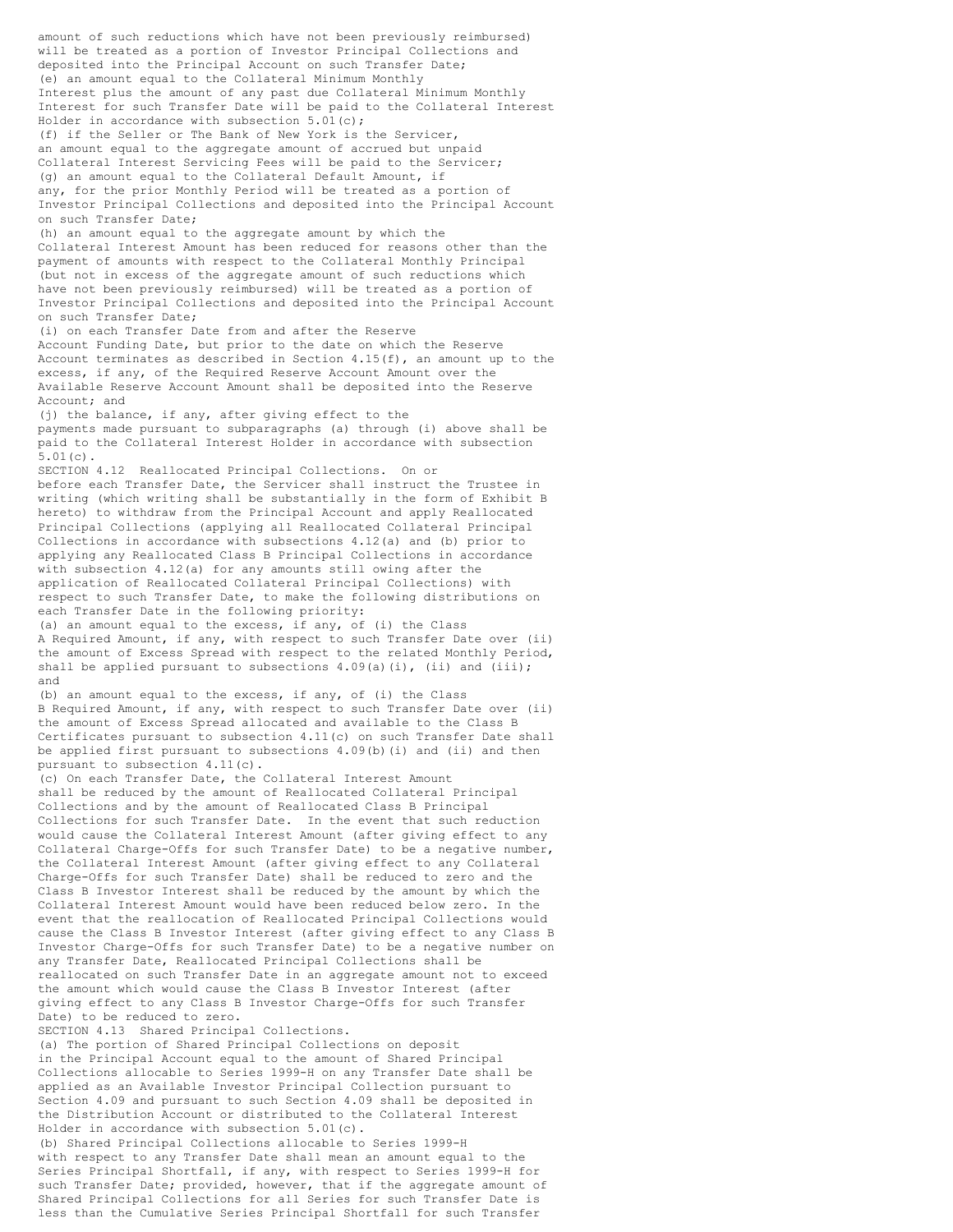amount of such reductions which have not been previously reimbursed) will be treated as a portion of Investor Principal Collections and deposited into the Principal Account on such Transfer Date;

(e) an amount equal to the Collateral Minimum Monthly Interest plus the amount of any past due Collateral Minimum Monthly Interest for such Transfer Date will be paid to the Collateral Interest Holder in accordance with subsection 5.01(c);

(f) if the Seller or The Bank of New York is the Servicer, an amount equal to the aggregate amount of accrued but unpaid Collateral Interest Servicing Fees will be paid to the Servicer;

(g) an amount equal to the Collateral Default Amount, if any, for the prior Monthly Period will be treated as a portion of Investor Principal Collections and deposited into the Principal Account on such Transfer Date;

(h) an amount equal to the aggregate amount by which the Collateral Interest Amount has been reduced for reasons other than the payment of amounts with respect to the Collateral Monthly Principal (but not in excess of the aggregate amount of such reductions which have not been previously reimbursed) will be treated as a portion of Investor Principal Collections and deposited into the Principal Account on such Transfer Date;

(i) on each Transfer Date from and after the Reserve Account Funding Date, but prior to the date on which the Reserve Account terminates as described in Section 4.15(f), an amount up to the excess, if any, of the Required Reserve Account Amount over the Available Reserve Account Amount shall be deposited into the Reserve Account; and

(j) the balance, if any, after giving effect to the payments made pursuant to subparagraphs (a) through (i) above shall be paid to the Collateral Interest Holder in accordance with subsection 5.01(c).

SECTION 4.12 Reallocated Principal Collections. On or before each Transfer Date, the Servicer shall instruct the Trustee in writing (which writing shall be substantially in the form of Exhibit B hereto) to withdraw from the Principal Account and apply Reallocated Principal Collections (applying all Reallocated Collateral Principal Collections in accordance with subsections 4.12(a) and (b) prior to applying any Reallocated Class B Principal Collections in accordance with subsection 4.12(a) for any amounts still owing after the application of Reallocated Collateral Principal Collections) with respect to such Transfer Date, to make the following distributions on each Transfer Date in the following priority:

(a) an amount equal to the excess, if any, of (i) the Class A Required Amount, if any, with respect to such Transfer Date over (ii) the amount of Excess Spread with respect to the related Monthly Period, shall be applied pursuant to subsections 4.09(a)(i), (ii) and (iii); and

(b) an amount equal to the excess, if any, of (i) the Class B Required Amount, if any, with respect to such Transfer Date over (ii) the amount of Excess Spread allocated and available to the Class B Certificates pursuant to subsection 4.11(c) on such Transfer Date shall be applied first pursuant to subsections 4.09(b)(i) and (ii) and then pursuant to subsection 4.11(c).

(c) On each Transfer Date, the Collateral Interest Amount shall be reduced by the amount of Reallocated Collateral Principal Collections and by the amount of Reallocated Class B Principal Collections for such Transfer Date. In the event that such reduction would cause the Collateral Interest Amount (after giving effect to any Collateral Charge-Offs for such Transfer Date) to be a negative number, the Collateral Interest Amount (after giving effect to any Collateral Charge-Offs for such Transfer Date) shall be reduced to zero and the Class B Investor Interest shall be reduced by the amount by which the Collateral Interest Amount would have been reduced below zero. In the event that the reallocation of Reallocated Principal Collections would cause the Class B Investor Interest (after giving effect to any Class B Investor Charge-Offs for such Transfer Date) to be a negative number on any Transfer Date, Reallocated Principal Collections shall be reallocated on such Transfer Date in an aggregate amount not to exceed the amount which would cause the Class B Investor Interest (after giving effect to any Class B Investor Charge-Offs for such Transfer Date) to be reduced to zero.

SECTION 4.13 Shared Principal Collections.

(a) The portion of Shared Principal Collections on deposit in the Principal Account equal to the amount of Shared Principal Collections allocable to Series 1999-H on any Transfer Date shall be applied as an Available Investor Principal Collection pursuant to Section 4.09 and pursuant to such Section 4.09 shall be deposited in the Distribution Account or distributed to the Collateral Interest Holder in accordance with subsection 5.01(c).

(b) Shared Principal Collections allocable to Series 1999-H with respect to any Transfer Date shall mean an amount equal to the Series Principal Shortfall, if any, with respect to Series 1999-H for such Transfer Date; provided, however, that if the aggregate amount of Shared Principal Collections for all Series for such Transfer Date is less than the Cumulative Series Principal Shortfall for such Transfer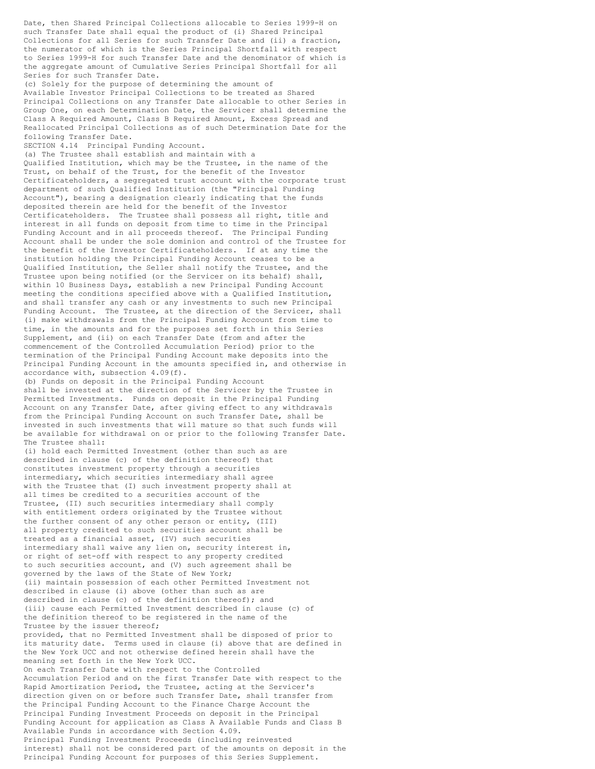Date, then Shared Principal Collections allocable to Series 1999-H on such Transfer Date shall equal the product of (i) Shared Principal Collections for all Series for such Transfer Date and (ii) a fraction, the numerator of which is the Series Principal Shortfall with respect to Series 1999-H for such Transfer Date and the denominator of which is the aggregate amount of Cumulative Series Principal Shortfall for all Series for such Transfer Date.

(c) Solely for the purpose of determining the amount of Available Investor Principal Collections to be treated as Shared Principal Collections on any Transfer Date allocable to other Series in Group One, on each Determination Date, the Servicer shall determine the Class A Required Amount, Class B Required Amount, Excess Spread and Reallocated Principal Collections as of such Determination Date for the following Transfer Date.

SECTION 4.14 Principal Funding Account.

(a) The Trustee shall establish and maintain with a Qualified Institution, which may be the Trustee, in the name of the Trust, on behalf of the Trust, for the benefit of the Investor Certificateholders, a segregated trust account with the corporate trust department of such Qualified Institution (the "Principal Funding Account"), bearing a designation clearly indicating that the funds deposited therein are held for the benefit of the Investor Certificateholders. The Trustee shall possess all right, title and interest in all funds on deposit from time to time in the Principal Funding Account and in all proceeds thereof. The Principal Funding Account shall be under the sole dominion and control of the Trustee for the benefit of the Investor Certificateholders. If at any time the institution holding the Principal Funding Account ceases to be a Qualified Institution, the Seller shall notify the Trustee, and the Trustee upon being notified (or the Servicer on its behalf) shall, within 10 Business Days, establish a new Principal Funding Account meeting the conditions specified above with a Qualified Institution, and shall transfer any cash or any investments to such new Principal Funding Account. The Trustee, at the direction of the Servicer, shall (i) make withdrawals from the Principal Funding Account from time to time, in the amounts and for the purposes set forth in this Series Supplement, and (ii) on each Transfer Date (from and after the commencement of the Controlled Accumulation Period) prior to the termination of the Principal Funding Account make deposits into the Principal Funding Account in the amounts specified in, and otherwise in accordance with, subsection 4.09(f).

(b) Funds on deposit in the Principal Funding Account shall be invested at the direction of the Servicer by the Trustee in Permitted Investments. Funds on deposit in the Principal Funding Account on any Transfer Date, after giving effect to any withdrawals from the Principal Funding Account on such Transfer Date, shall be invested in such investments that will mature so that such funds will be available for withdrawal on or prior to the following Transfer Date. The Trustee shall:

(i) hold each Permitted Investment (other than such as are described in clause (c) of the definition thereof) that constitutes investment property through a securities intermediary, which securities intermediary shall agree with the Trustee that (I) such investment property shall at all times be credited to a securities account of the Trustee, (II) such securities intermediary shall comply with entitlement orders originated by the Trustee without the further consent of any other person or entity, (III) all property credited to such securities account shall be treated as a financial asset, (IV) such securities intermediary shall waive any lien on, security interest in, or right of set-off with respect to any property credited to such securities account, and (V) such agreement shall be governed by the laws of the State of New York;

(ii) maintain possession of each other Permitted Investment not described in clause (i) above (other than such as are described in clause (c) of the definition thereof); and

(iii) cause each Permitted Investment described in clause (c) of the definition thereof to be registered in the name of the Trustee by the issuer thereof;

provided, that no Permitted Investment shall be disposed of prior to its maturity date. Terms used in clause (i) above that are defined in the New York UCC and not otherwise defined herein shall have the meaning set forth in the New York UCC.

On each Transfer Date with respect to the Controlled Accumulation Period and on the first Transfer Date with respect to the Rapid Amortization Period, the Trustee, acting at the Servicer's direction given on or before such Transfer Date, shall transfer from the Principal Funding Account to the Finance Charge Account the Principal Funding Investment Proceeds on deposit in the Principal Funding Account for application as Class A Available Funds and Class B Available Funds in accordance with Section 4.09.

Principal Funding Investment Proceeds (including reinvested interest) shall not be considered part of the amounts on deposit in the Principal Funding Account for purposes of this Series Supplement.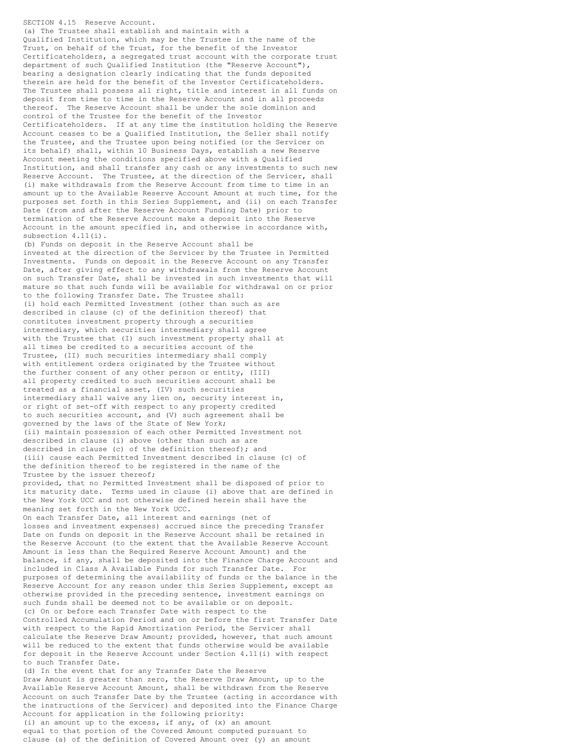SECTION 4.15 Reserve Account.

(a) The Trustee shall establish and maintain with a Qualified Institution, which may be the Trustee in the name of the Trust, on behalf of the Trust, for the benefit of the Investor Certificateholders, a segregated trust account with the corporate trust department of such Qualified Institution (the "Reserve Account"), bearing a designation clearly indicating that the funds deposited therein are held for the benefit of the Investor Certificateholders. The Trustee shall possess all right, title and interest in all funds on deposit from time to time in the Reserve Account and in all proceeds thereof. The Reserve Account shall be under the sole dominion and control of the Trustee for the benefit of the Investor Certificateholders. If at any time the institution holding the Reserve Account ceases to be a Qualified Institution, the Seller shall notify the Trustee, and the Trustee upon being notified (or the Servicer on its behalf) shall, within 10 Business Days, establish a new Reserve Account meeting the conditions specified above with a Qualified Institution, and shall transfer any cash or any investments to such new Reserve Account. The Trustee, at the direction of the Servicer, shall (i) make withdrawals from the Reserve Account from time to time in an amount up to the Available Reserve Account Amount at such time, for the purposes set forth in this Series Supplement, and (ii) on each Transfer Date (from and after the Reserve Account Funding Date) prior to termination of the Reserve Account make a deposit into the Reserve Account in the amount specified in, and otherwise in accordance with, subsection 4.11(i).

(b) Funds on deposit in the Reserve Account shall be invested at the direction of the Servicer by the Trustee in Permitted Investments. Funds on deposit in the Reserve Account on any Transfer Date, after giving effect to any withdrawals from the Reserve Account on such Transfer Date, shall be invested in such investments that will mature so that such funds will be available for withdrawal on or prior to the following Transfer Date. The Trustee shall:

(i) hold each Permitted Investment (other than such as are described in clause (c) of the definition thereof) that constitutes investment property through a securities intermediary, which securities intermediary shall agree with the Trustee that (I) such investment property shall at all times be credited to a securities account of the Trustee, (II) such securities intermediary shall comply with entitlement orders originated by the Trustee without the further consent of any other person or entity, (III) all property credited to such securities account shall be treated as a financial asset, (IV) such securities intermediary shall waive any lien on, security interest in, or right of set-off with respect to any property credited to such securities account, and (V) such agreement shall be governed by the laws of the State of New York;

(ii) maintain possession of each other Permitted Investment not described in clause (i) above (other than such as are described in clause (c) of the definition thereof); and

(iii) cause each Permitted Investment described in clause (c) of the definition thereof to be registered in the name of the Trustee by the issuer thereof;

provided, that no Permitted Investment shall be disposed of prior to its maturity date. Terms used in clause (i) above that are defined in the New York UCC and not otherwise defined herein shall have the meaning set forth in the New York UCC.

On each Transfer Date, all interest and earnings (net of losses and investment expenses) accrued since the preceding Transfer Date on funds on deposit in the Reserve Account shall be retained in the Reserve Account (to the extent that the Available Reserve Account Amount is less than the Required Reserve Account Amount) and the balance, if any, shall be deposited into the Finance Charge Account and included in Class A Available Funds for such Transfer Date. For purposes of determining the availability of funds or the balance in the Reserve Account for any reason under this Series Supplement, except as otherwise provided in the preceding sentence, investment earnings on such funds shall be deemed not to be available or on deposit.

(c) On or before each Transfer Date with respect to the Controlled Accumulation Period and on or before the first Transfer Date with respect to the Rapid Amortization Period, the Servicer shall calculate the Reserve Draw Amount; provided, however, that such amount will be reduced to the extent that funds otherwise would be available for deposit in the Reserve Account under Section 4.11(i) with respect to such Transfer Date.

(d) In the event that for any Transfer Date the Reserve Draw Amount is greater than zero, the Reserve Draw Amount, up to the Available Reserve Account Amount, shall be withdrawn from the Reserve Account on such Transfer Date by the Trustee (acting in accordance with the instructions of the Servicer) and deposited into the Finance Charge Account for application in the following priority:

(i) an amount up to the excess, if any, of (x) an amount equal to that portion of the Covered Amount computed pursuant to clause (a) of the definition of Covered Amount over (y) an amount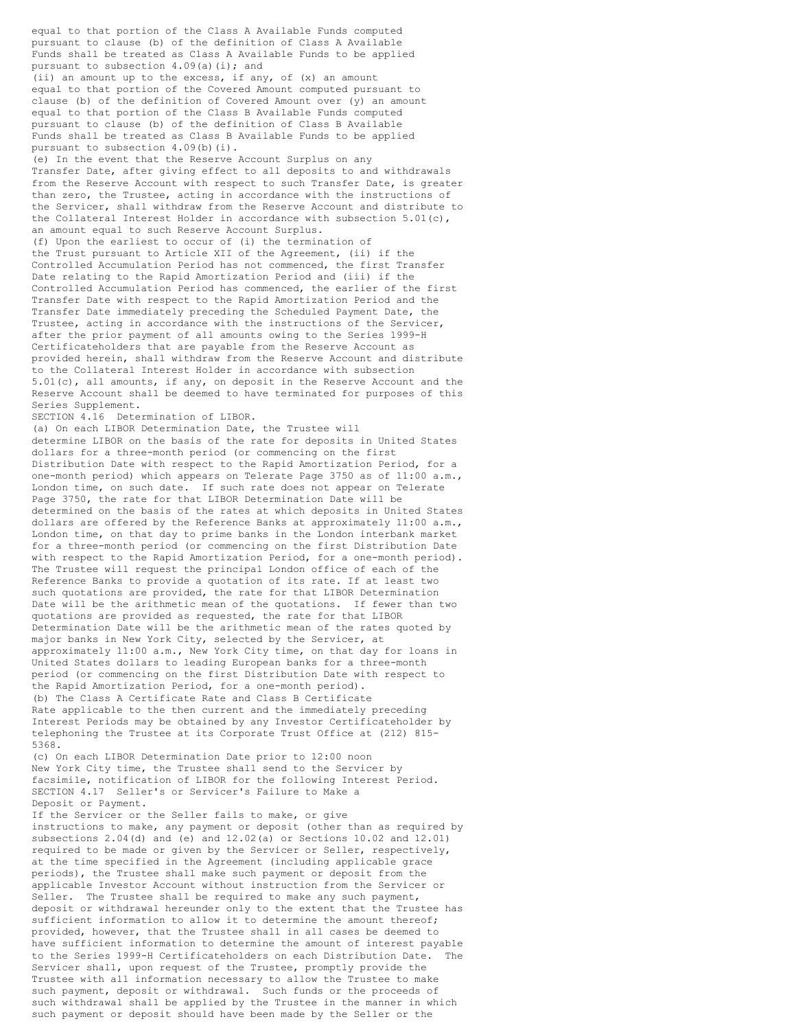equal to that portion of the Class A Available Funds computed pursuant to clause (b) of the definition of Class A Available Funds shall be treated as Class A Available Funds to be applied pursuant to subsection 4.09(a)(i); and

(ii) an amount up to the excess, if any, of (x) an amount equal to that portion of the Covered Amount computed pursuant to clause (b) of the definition of Covered Amount over (y) an amount equal to that portion of the Class B Available Funds computed pursuant to clause (b) of the definition of Class B Available Funds shall be treated as Class B Available Funds to be applied pursuant to subsection 4.09(b)(i).

(e) In the event that the Reserve Account Surplus on any Transfer Date, after giving effect to all deposits to and withdrawals from the Reserve Account with respect to such Transfer Date, is greater than zero, the Trustee, acting in accordance with the instructions of the Servicer, shall withdraw from the Reserve Account and distribute to the Collateral Interest Holder in accordance with subsection 5.01(c), an amount equal to such Reserve Account Surplus.

(f) Upon the earliest to occur of (i) the termination of the Trust pursuant to Article XII of the Agreement, (ii) if the Controlled Accumulation Period has not commenced, the first Transfer Date relating to the Rapid Amortization Period and (iii) if the Controlled Accumulation Period has commenced, the earlier of the first Transfer Date with respect to the Rapid Amortization Period and the Transfer Date immediately preceding the Scheduled Payment Date, the Trustee, acting in accordance with the instructions of the Servicer, after the prior payment of all amounts owing to the Series 1999-H Certificateholders that are payable from the Reserve Account as provided herein, shall withdraw from the Reserve Account and distribute to the Collateral Interest Holder in accordance with subsection 5.01(c), all amounts, if any, on deposit in the Reserve Account and the Reserve Account shall be deemed to have terminated for purposes of this Series Supplement.

SECTION 4.16 Determination of LIBOR.

(a) On each LIBOR Determination Date, the Trustee will determine LIBOR on the basis of the rate for deposits in United States dollars for a three-month period (or commencing on the first Distribution Date with respect to the Rapid Amortization Period, for a one-month period) which appears on Telerate Page 3750 as of 11:00 a.m., London time, on such date. If such rate does not appear on Telerate Page 3750, the rate for that LIBOR Determination Date will be determined on the basis of the rates at which deposits in United States dollars are offered by the Reference Banks at approximately 11:00 a.m., London time, on that day to prime banks in the London interbank market for a three-month period (or commencing on the first Distribution Date with respect to the Rapid Amortization Period, for a one-month period). The Trustee will request the principal London office of each of the Reference Banks to provide a quotation of its rate. If at least two such quotations are provided, the rate for that LIBOR Determination Date will be the arithmetic mean of the quotations. If fewer than two quotations are provided as requested, the rate for that LIBOR Determination Date will be the arithmetic mean of the rates quoted by major banks in New York City, selected by the Servicer, at approximately 11:00 a.m., New York City time, on that day for loans in United States dollars to leading European banks for a three-month period (or commencing on the first Distribution Date with respect to the Rapid Amortization Period, for a one-month period).

(b) The Class A Certificate Rate and Class B Certificate Rate applicable to the then current and the immediately preceding Interest Periods may be obtained by any Investor Certificateholder by telephoning the Trustee at its Corporate Trust Office at (212) 815-5368.

(c) On each LIBOR Determination Date prior to 12:00 noon New York City time, the Trustee shall send to the Servicer by facsimile, notification of LIBOR for the following Interest Period.

SECTION 4.17 Seller's or Servicer's Failure to Make a Deposit or Payment.

If the Servicer or the Seller fails to make, or give instructions to make, any payment or deposit (other than as required by subsections 2.04(d) and (e) and 12.02(a) or Sections 10.02 and 12.01) required to be made or given by the Servicer or Seller, respectively, at the time specified in the Agreement (including applicable grace periods), the Trustee shall make such payment or deposit from the applicable Investor Account without instruction from the Servicer or Seller. The Trustee shall be required to make any such payment, deposit or withdrawal hereunder only to the extent that the Trustee has sufficient information to allow it to determine the amount thereof; provided, however, that the Trustee shall in all cases be deemed to have sufficient information to determine the amount of interest payable to the Series 1999-H Certificateholders on each Distribution Date. The Servicer shall, upon request of the Trustee, promptly provide the Trustee with all information necessary to allow the Trustee to make such payment, deposit or withdrawal. Such funds or the proceeds of such withdrawal shall be applied by the Trustee in the manner in which such payment or deposit should have been made by the Seller or the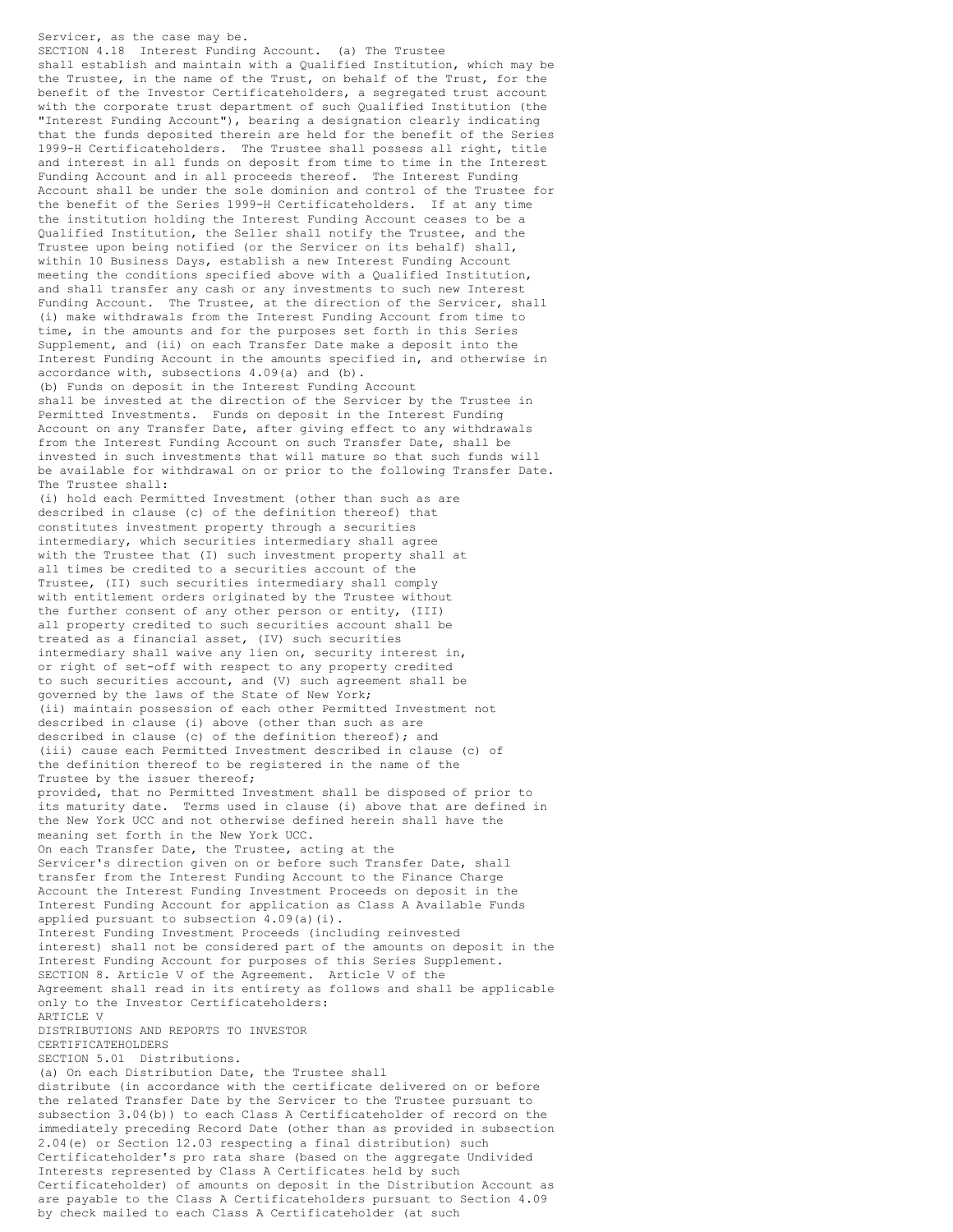Servicer, as the case may be.

SECTION 4.18 Interest Funding Account. (a) The Trustee shall establish and maintain with a Qualified Institution, which may be the Trustee, in the name of the Trust, on behalf of the Trust, for the benefit of the Investor Certificateholders, a segregated trust account with the corporate trust department of such Qualified Institution (the "Interest Funding Account"), bearing a designation clearly indicating that the funds deposited therein are held for the benefit of the Series 1999-H Certificateholders. The Trustee shall possess all right, title and interest in all funds on deposit from time to time in the Interest Funding Account and in all proceeds thereof. The Interest Funding Account shall be under the sole dominion and control of the Trustee for the benefit of the Series 1999-H Certificateholders. If at any time the institution holding the Interest Funding Account ceases to be a Qualified Institution, the Seller shall notify the Trustee, and the Trustee upon being notified (or the Servicer on its behalf) shall, within 10 Business Days, establish a new Interest Funding Account meeting the conditions specified above with a Qualified Institution, and shall transfer any cash or any investments to such new Interest Funding Account. The Trustee, at the direction of the Servicer, shall (i) make withdrawals from the Interest Funding Account from time to time, in the amounts and for the purposes set forth in this Series Supplement, and (ii) on each Transfer Date make a deposit into the Interest Funding Account in the amounts specified in, and otherwise in accordance with, subsections 4.09(a) and (b).

(b) Funds on deposit in the Interest Funding Account shall be invested at the direction of the Servicer by the Trustee in Permitted Investments. Funds on deposit in the Interest Funding Account on any Transfer Date, after giving effect to any withdrawals from the Interest Funding Account on such Transfer Date, shall be invested in such investments that will mature so that such funds will be available for withdrawal on or prior to the following Transfer Date. The Trustee shall:

(i) hold each Permitted Investment (other than such as are described in clause (c) of the definition thereof) that constitutes investment property through a securities intermediary, which securities intermediary shall agree with the Trustee that (I) such investment property shall at all times be credited to a securities account of the Trustee, (II) such securities intermediary shall comply with entitlement orders originated by the Trustee without the further consent of any other person or entity, (III) all property credited to such securities account shall be treated as a financial asset, (IV) such securities intermediary shall waive any lien on, security interest in, or right of set-off with respect to any property credited to such securities account, and (V) such agreement shall be governed by the laws of the State of New York;

(ii) maintain possession of each other Permitted Investment not described in clause (i) above (other than such as are described in clause (c) of the definition thereof); and

(iii) cause each Permitted Investment described in clause (c) of the definition thereof to be registered in the name of the Trustee by the issuer thereof;

provided, that no Permitted Investment shall be disposed of prior to its maturity date. Terms used in clause (i) above that are defined in the New York UCC and not otherwise defined herein shall have the meaning set forth in the New York UCC.

On each Transfer Date, the Trustee, acting at the Servicer's direction given on or before such Transfer Date, shall transfer from the Interest Funding Account to the Finance Charge Account the Interest Funding Investment Proceeds on deposit in the Interest Funding Account for application as Class A Available Funds applied pursuant to subsection 4.09(a)(i).

Interest Funding Investment Proceeds (including reinvested interest) shall not be considered part of the amounts on deposit in the Interest Funding Account for purposes of this Series Supplement.

SECTION 8. Article V of the Agreement. Article V of the Agreement shall read in its entirety as follows and shall be applicable only to the Investor Certificateholders:

ARTICLE V

DISTRIBUTIONS AND REPORTS TO INVESTOR CERTIFICATEHOLDERS

SECTION 5.01 Distributions.

(a) On each Distribution Date, the Trustee shall distribute (in accordance with the certificate delivered on or before the related Transfer Date by the Servicer to the Trustee pursuant to subsection 3.04(b)) to each Class A Certificateholder of record on the immediately preceding Record Date (other than as provided in subsection 2.04(e) or Section 12.03 respecting a final distribution) such Certificateholder's pro rata share (based on the aggregate Undivided Interests represented by Class A Certificates held by such Certificateholder) of amounts on deposit in the Distribution Account as are payable to the Class A Certificateholders pursuant to Section 4.09 by check mailed to each Class A Certificateholder (at such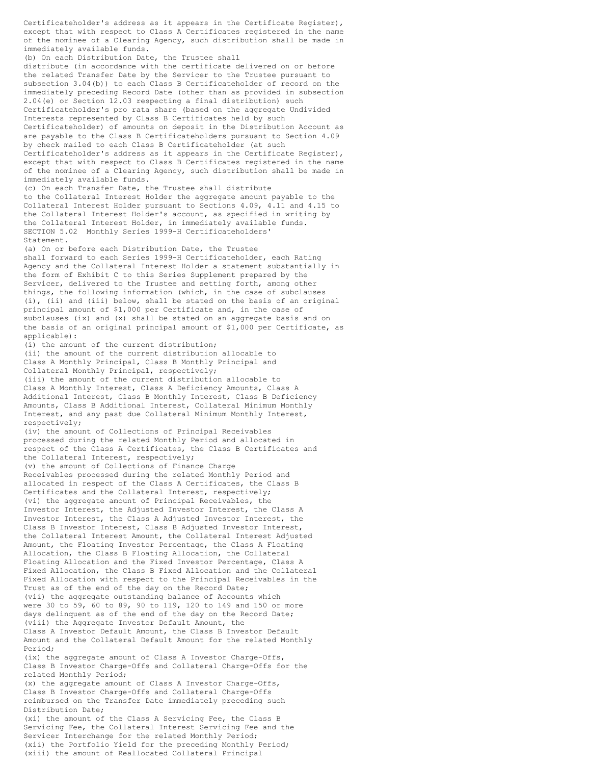Certificateholder's address as it appears in the Certificate Register), except that with respect to Class A Certificates registered in the name of the nominee of a Clearing Agency, such distribution shall be made in immediately available funds.

(b) On each Distribution Date, the Trustee shall distribute (in accordance with the certificate delivered on or before the related Transfer Date by the Servicer to the Trustee pursuant to subsection 3.04(b)) to each Class B Certificateholder of record on the immediately preceding Record Date (other than as provided in subsection 2.04(e) or Section 12.03 respecting a final distribution) such Certificateholder's pro rata share (based on the aggregate Undivided Interests represented by Class B Certificates held by such Certificateholder) of amounts on deposit in the Distribution Account as are payable to the Class B Certificateholders pursuant to Section 4.09 by check mailed to each Class B Certificateholder (at such Certificateholder's address as it appears in the Certificate Register), except that with respect to Class B Certificates registered in the name of the nominee of a Clearing Agency, such distribution shall be made in immediately available funds.

(c) On each Transfer Date, the Trustee shall distribute to the Collateral Interest Holder the aggregate amount payable to the Collateral Interest Holder pursuant to Sections 4.09, 4.11 and 4.15 to the Collateral Interest Holder's account, as specified in writing by the Collateral Interest Holder, in immediately available funds.

SECTION 5.02 Monthly Series 1999-H Certificateholders' Statement.

(a) On or before each Distribution Date, the Trustee shall forward to each Series 1999-H Certificateholder, each Rating Agency and the Collateral Interest Holder a statement substantially in the form of Exhibit C to this Series Supplement prepared by the Servicer, delivered to the Trustee and setting forth, among other things, the following information (which, in the case of subclauses (i), (ii) and (iii) below, shall be stated on the basis of an original principal amount of $1,000 per Certificate and, in the case of subclauses (ix) and (x) shall be stated on an aggregate basis and on the basis of an original principal amount of $1,000 per Certificate, as applicable):

(i) the amount of the current distribution;

(ii) the amount of the current distribution allocable to Class A Monthly Principal, Class B Monthly Principal and Collateral Monthly Principal, respectively;

(iii) the amount of the current distribution allocable to Class A Monthly Interest, Class A Deficiency Amounts, Class A Additional Interest, Class B Monthly Interest, Class B Deficiency Amounts, Class B Additional Interest, Collateral Minimum Monthly Interest, and any past due Collateral Minimum Monthly Interest, respectively;

(iv) the amount of Collections of Principal Receivables processed during the related Monthly Period and allocated in respect of the Class A Certificates, the Class B Certificates and the Collateral Interest, respectively;

(v) the amount of Collections of Finance Charge Receivables processed during the related Monthly Period and allocated in respect of the Class A Certificates, the Class B Certificates and the Collateral Interest, respectively;

(vi) the aggregate amount of Principal Receivables, the Investor Interest, the Adjusted Investor Interest, the Class A Investor Interest, the Class A Adjusted Investor Interest, the Class B Investor Interest, Class B Adjusted Investor Interest, the Collateral Interest Amount, the Collateral Interest Adjusted Amount, the Floating Investor Percentage, the Class A Floating Allocation, the Class B Floating Allocation, the Collateral Floating Allocation and the Fixed Investor Percentage, Class A Fixed Allocation, the Class B Fixed Allocation and the Collateral Fixed Allocation with respect to the Principal Receivables in the Trust as of the end of the day on the Record Date;

(vii) the aggregate outstanding balance of Accounts which were 30 to 59, 60 to 89, 90 to 119, 120 to 149 and 150 or more days delinquent as of the end of the day on the Record Date;

(viii) the Aggregate Investor Default Amount, the Class A Investor Default Amount, the Class B Investor Default Amount and the Collateral Default Amount for the related Monthly Period;

(ix) the aggregate amount of Class A Investor Charge-Offs, Class B Investor Charge-Offs and Collateral Charge-Offs for the related Monthly Period;

(x) the aggregate amount of Class A Investor Charge-Offs, Class B Investor Charge-Offs and Collateral Charge-Offs reimbursed on the Transfer Date immediately preceding such Distribution Date;

(xi) the amount of the Class A Servicing Fee, the Class B Servicing Fee, the Collateral Interest Servicing Fee and the Servicer Interchange for the related Monthly Period;

(xii) the Portfolio Yield for the preceding Monthly Period;

(xiii) the amount of Reallocated Collateral Principal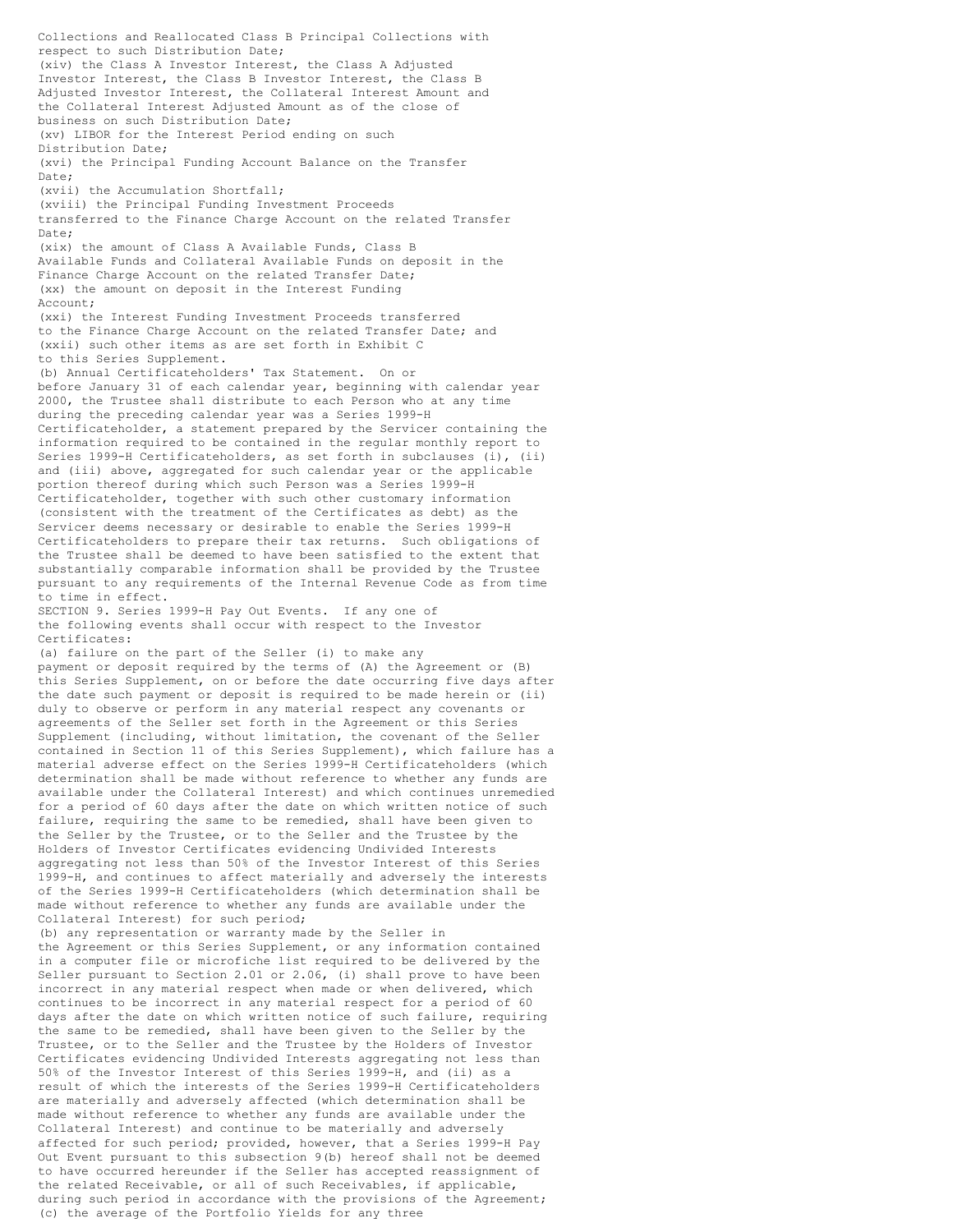Collections and Reallocated Class B Principal Collections with respect to such Distribution Date;

(xiv) the Class A Investor Interest, the Class A Adjusted Investor Interest, the Class B Investor Interest, the Class B Adjusted Investor Interest, the Collateral Interest Amount and the Collateral Interest Adjusted Amount as of the close of business on such Distribution Date;

(xv) LIBOR for the Interest Period ending on such Distribution Date;

(xvi) the Principal Funding Account Balance on the Transfer Date;

(xvii) the Accumulation Shortfall;

(xviii) the Principal Funding Investment Proceeds transferred to the Finance Charge Account on the related Transfer Date;

(xix) the amount of Class A Available Funds, Class B Available Funds and Collateral Available Funds on deposit in the Finance Charge Account on the related Transfer Date;

(xx) the amount on deposit in the Interest Funding Account;

(xxi) the Interest Funding Investment Proceeds transferred to the Finance Charge Account on the related Transfer Date; and

(xxii) such other items as are set forth in Exhibit C to this Series Supplement.

(b) Annual Certificateholders' Tax Statement. On or before January 31 of each calendar year, beginning with calendar year 2000, the Trustee shall distribute to each Person who at any time during the preceding calendar year was a Series 1999-H Certificateholder, a statement prepared by the Servicer containing the information required to be contained in the regular monthly report to Series 1999-H Certificateholders, as set forth in subclauses (i), (ii) and (iii) above, aggregated for such calendar year or the applicable portion thereof during which such Person was a Series 1999-H Certificateholder, together with such other customary information (consistent with the treatment of the Certificates as debt) as the Servicer deems necessary or desirable to enable the Series 1999-H Certificateholders to prepare their tax returns. Such obligations of the Trustee shall be deemed to have been satisfied to the extent that substantially comparable information shall be provided by the Trustee pursuant to any requirements of the Internal Revenue Code as from time to time in effect.

SECTION 9. Series 1999-H Pay Out Events. If any one of the following events shall occur with respect to the Investor Certificates:

(a) failure on the part of the Seller (i) to make any payment or deposit required by the terms of (A) the Agreement or (B) this Series Supplement, on or before the date occurring five days after the date such payment or deposit is required to be made herein or (ii) duly to observe or perform in any material respect any covenants or agreements of the Seller set forth in the Agreement or this Series Supplement (including, without limitation, the covenant of the Seller contained in Section 11 of this Series Supplement), which failure has a material adverse effect on the Series 1999-H Certificateholders (which determination shall be made without reference to whether any funds are available under the Collateral Interest) and which continues unremedied for a period of 60 days after the date on which written notice of such failure, requiring the same to be remedied, shall have been given to the Seller by the Trustee, or to the Seller and the Trustee by the Holders of Investor Certificates evidencing Undivided Interests aggregating not less than 50% of the Investor Interest of this Series 1999-H, and continues to affect materially and adversely the interests of the Series 1999-H Certificateholders (which determination shall be made without reference to whether any funds are available under the Collateral Interest) for such period;

(b) any representation or warranty made by the Seller in the Agreement or this Series Supplement, or any information contained in a computer file or microfiche list required to be delivered by the Seller pursuant to Section 2.01 or 2.06, (i) shall prove to have been incorrect in any material respect when made or when delivered, which continues to be incorrect in any material respect for a period of 60 days after the date on which written notice of such failure, requiring the same to be remedied, shall have been given to the Seller by the Trustee, or to the Seller and the Trustee by the Holders of Investor Certificates evidencing Undivided Interests aggregating not less than 50% of the Investor Interest of this Series 1999-H, and (ii) as a result of which the interests of the Series 1999-H Certificateholders are materially and adversely affected (which determination shall be made without reference to whether any funds are available under the Collateral Interest) and continue to be materially and adversely affected for such period; provided, however, that a Series 1999-H Pay Out Event pursuant to this subsection 9(b) hereof shall not be deemed to have occurred hereunder if the Seller has accepted reassignment of the related Receivable, or all of such Receivables, if applicable, during such period in accordance with the provisions of the Agreement;

(c) the average of the Portfolio Yields for any three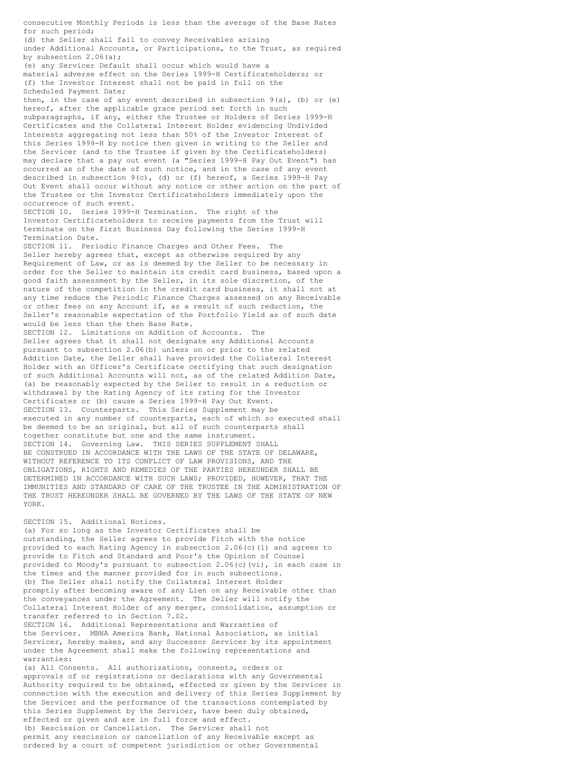consecutive Monthly Periods is less than the average of the Base Rates for such period;

(d) the Seller shall fail to convey Receivables arising under Additional Accounts, or Participations, to the Trust, as required by subsection 2.06(a);

(e) any Servicer Default shall occur which would have a material adverse effect on the Series 1999-H Certificateholders; or

(f) the Investor Interest shall not be paid in full on the Scheduled Payment Date;

then, in the case of any event described in subsection 9(a), (b) or (e) hereof, after the applicable grace period set forth in such subparagraphs, if any, either the Trustee or Holders of Series 1999-H Certificates and the Collateral Interest Holder evidencing Undivided Interests aggregating not less than 50% of the Investor Interest of this Series 1999-H by notice then given in writing to the Seller and the Servicer (and to the Trustee if given by the Certificateholders) may declare that a pay out event (a "Series 1999-H Pay Out Event") has occurred as of the date of such notice, and in the case of any event described in subsection 9(c), (d) or (f) hereof, a Series 1999-H Pay Out Event shall occur without any notice or other action on the part of the Trustee or the Investor Certificateholders immediately upon the occurrence of such event.

SECTION 10. Series 1999-H Termination. The right of the Investor Certificateholders to receive payments from the Trust will terminate on the first Business Day following the Series 1999-H Termination Date.

SECTION 11. Periodic Finance Charges and Other Fees. The Seller hereby agrees that, except as otherwise required by any Requirement of Law, or as is deemed by the Seller to be necessary in order for the Seller to maintain its credit card business, based upon a good faith assessment by the Seller, in its sole discretion, of the nature of the competition in the credit card business, it shall not at any time reduce the Periodic Finance Charges assessed on any Receivable or other fees on any Account if, as a result of such reduction, the Seller's reasonable expectation of the Portfolio Yield as of such date would be less than the then Base Rate.

SECTION 12. Limitations on Addition of Accounts. The Seller agrees that it shall not designate any Additional Accounts pursuant to subsection 2.06(b) unless on or prior to the related Addition Date, the Seller shall have provided the Collateral Interest Holder with an Officer's Certificate certifying that such designation of such Additional Accounts will not, as of the related Addition Date, (a) be reasonably expected by the Seller to result in a reduction or withdrawal by the Rating Agency of its rating for the Investor Certificates or (b) cause a Series 1999-H Pay Out Event.

SECTION 13. Counterparts. This Series Supplement may be executed in any number of counterparts, each of which so executed shall be deemed to be an original, but all of such counterparts shall together constitute but one and the same instrument.

SECTION 14. Governing Law. THIS SERIES SUPPLEMENT SHALL BE CONSTRUED IN ACCORDANCE WITH THE LAWS OF THE STATE OF DELAWARE, WITHOUT REFERENCE TO ITS CONFLICT OF LAW PROVISIONS, AND THE OBLIGATIONS, RIGHTS AND REMEDIES OF THE PARTIES HEREUNDER SHALL BE DETERMINED IN ACCORDANCE WITH SUCH LAWS; PROVIDED, HOWEVER, THAT THE IMMUNITIES AND STANDARD OF CARE OF THE TRUSTEE IN THE ADMINISTRATION OF THE TRUST HEREUNDER SHALL BE GOVERNED BY THE LAWS OF THE STATE OF NEW YORK.

SECTION 15. Additional Notices.

(a) For so long as the Investor Certificates shall be outstanding, the Seller agrees to provide Fitch with the notice provided to each Rating Agency in subsection 2.06(c)(i) and agrees to provide to Fitch and Standard and Poor's the Opinion of Counsel provided to Moody's pursuant to subsection 2.06(c)(vi), in each case in the times and the manner provided for in such subsections.

(b) The Seller shall notify the Collateral Interest Holder promptly after becoming aware of any Lien on any Receivable other than the conveyances under the Agreement. The Seller will notify the Collateral Interest Holder of any merger, consolidation, assumption or transfer referred to in Section 7.02.

SECTION 16. Additional Representations and Warranties of the Servicer. MBNA America Bank, National Association, as initial Servicer, hereby makes, and any Successor Servicer by its appointment under the Agreement shall make the following representations and warranties:

(a) All Consents. All authorizations, consents, orders or approvals of or registrations or declarations with any Governmental Authority required to be obtained, effected or given by the Servicer in connection with the execution and delivery of this Series Supplement by the Servicer and the performance of the transactions contemplated by this Series Supplement by the Servicer, have been duly obtained, effected or given and are in full force and effect.

(b) Rescission or Cancellation. The Servicer shall not permit any rescission or cancellation of any Receivable except as ordered by a court of competent jurisdiction or other Governmental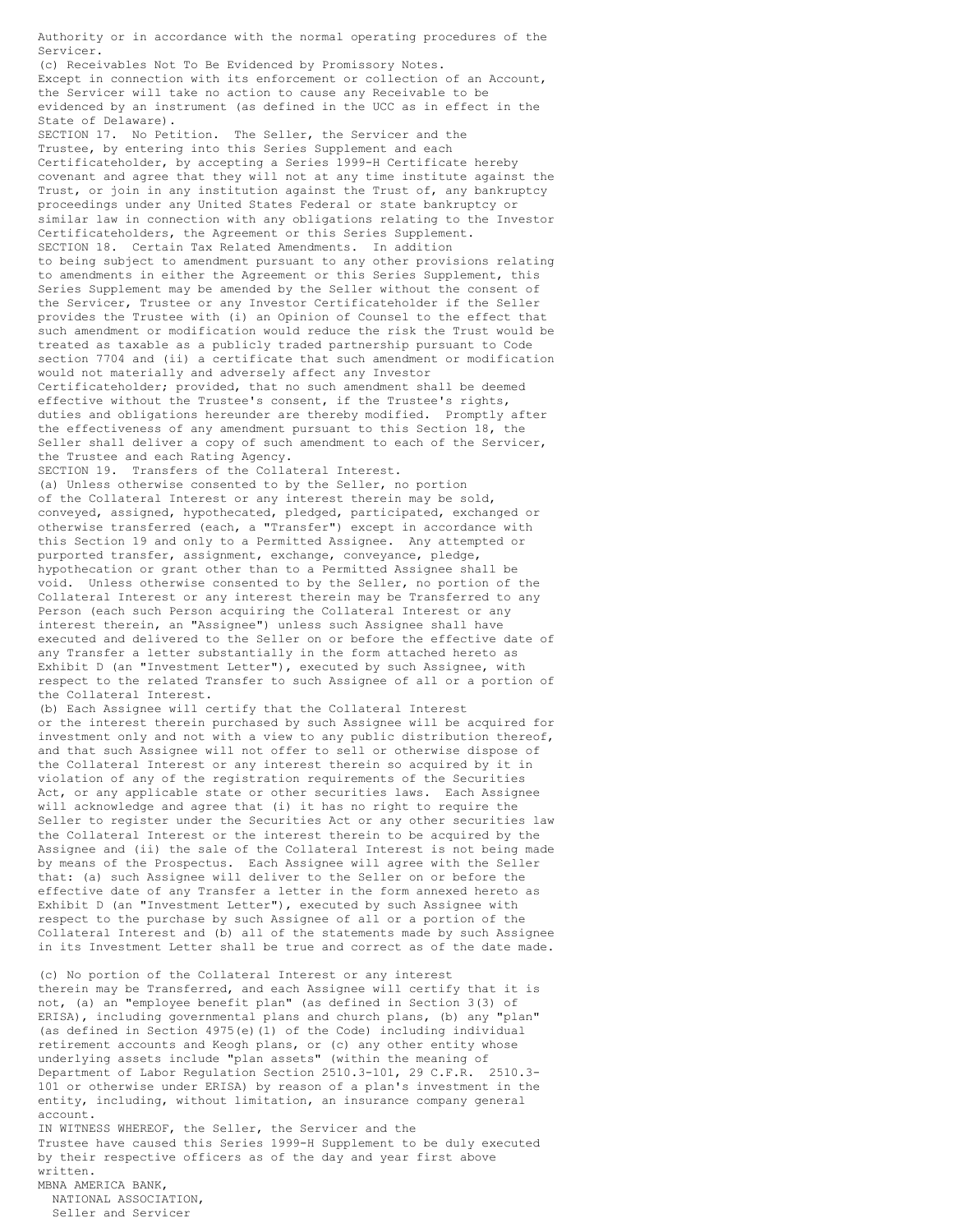Authority or in accordance with the normal operating procedures of the Servicer.

(c) Receivables Not To Be Evidenced by Promissory Notes. Except in connection with its enforcement or collection of an Account, the Servicer will take no action to cause any Receivable to be evidenced by an instrument (as defined in the UCC as in effect in the State of Delaware).

SECTION 17. No Petition. The Seller, the Servicer and the Trustee, by entering into this Series Supplement and each Certificateholder, by accepting a Series 1999-H Certificate hereby covenant and agree that they will not at any time institute against the Trust, or join in any institution against the Trust of, any bankruptcy proceedings under any United States Federal or state bankruptcy or similar law in connection with any obligations relating to the Investor Certificateholders, the Agreement or this Series Supplement.

SECTION 18. Certain Tax Related Amendments. In addition to being subject to amendment pursuant to any other provisions relating to amendments in either the Agreement or this Series Supplement, this Series Supplement may be amended by the Seller without the consent of the Servicer, Trustee or any Investor Certificateholder if the Seller provides the Trustee with (i) an Opinion of Counsel to the effect that such amendment or modification would reduce the risk the Trust would be treated as taxable as a publicly traded partnership pursuant to Code section 7704 and (ii) a certificate that such amendment or modification would not materially and adversely affect any Investor Certificateholder; provided, that no such amendment shall be deemed effective without the Trustee's consent, if the Trustee's rights, duties and obligations hereunder are thereby modified. Promptly after the effectiveness of any amendment pursuant to this Section 18, the Seller shall deliver a copy of such amendment to each of the Servicer, the Trustee and each Rating Agency.

SECTION 19. Transfers of the Collateral Interest.

(a) Unless otherwise consented to by the Seller, no portion of the Collateral Interest or any interest therein may be sold, conveyed, assigned, hypothecated, pledged, participated, exchanged or otherwise transferred (each, a "Transfer") except in accordance with this Section 19 and only to a Permitted Assignee. Any attempted or purported transfer, assignment, exchange, conveyance, pledge, hypothecation or grant other than to a Permitted Assignee shall be void. Unless otherwise consented to by the Seller, no portion of the Collateral Interest or any interest therein may be Transferred to any Person (each such Person acquiring the Collateral Interest or any interest therein, an "Assignee") unless such Assignee shall have executed and delivered to the Seller on or before the effective date of any Transfer a letter substantially in the form attached hereto as Exhibit D (an "Investment Letter"), executed by such Assignee, with respect to the related Transfer to such Assignee of all or a portion of the Collateral Interest.

(b) Each Assignee will certify that the Collateral Interest or the interest therein purchased by such Assignee will be acquired for investment only and not with a view to any public distribution thereof, and that such Assignee will not offer to sell or otherwise dispose of the Collateral Interest or any interest therein so acquired by it in violation of any of the registration requirements of the Securities Act, or any applicable state or other securities laws. Each Assignee will acknowledge and agree that (i) it has no right to require the Seller to register under the Securities Act or any other securities law the Collateral Interest or the interest therein to be acquired by the Assignee and (ii) the sale of the Collateral Interest is not being made by means of the Prospectus. Each Assignee will agree with the Seller that: (a) such Assignee will deliver to the Seller on or before the effective date of any Transfer a letter in the form annexed hereto as Exhibit D (an "Investment Letter"), executed by such Assignee with respect to the purchase by such Assignee of all or a portion of the Collateral Interest and (b) all of the statements made by such Assignee in its Investment Letter shall be true and correct as of the date made.

(c) No portion of the Collateral Interest or any interest therein may be Transferred, and each Assignee will certify that it is not, (a) an "employee benefit plan" (as defined in Section 3(3) of ERISA), including governmental plans and church plans, (b) any "plan" (as defined in Section 4975(e)(1) of the Code) including individual retirement accounts and Keogh plans, or (c) any other entity whose underlying assets include "plan assets" (within the meaning of Department of Labor Regulation Section 2510.3-101, 29 C.F.R. 2510.3-101 or otherwise under ERISA) by reason of a plan's investment in the entity, including, without limitation, an insurance company general account.

IN WITNESS WHEREOF, the Seller, the Servicer and the Trustee have caused this Series 1999-H Supplement to be duly executed by their respective officers as of the day and year first above written.

MBNA AMERICA BANK,
NATIONAL ASSOCIATION,
Seller and Servicer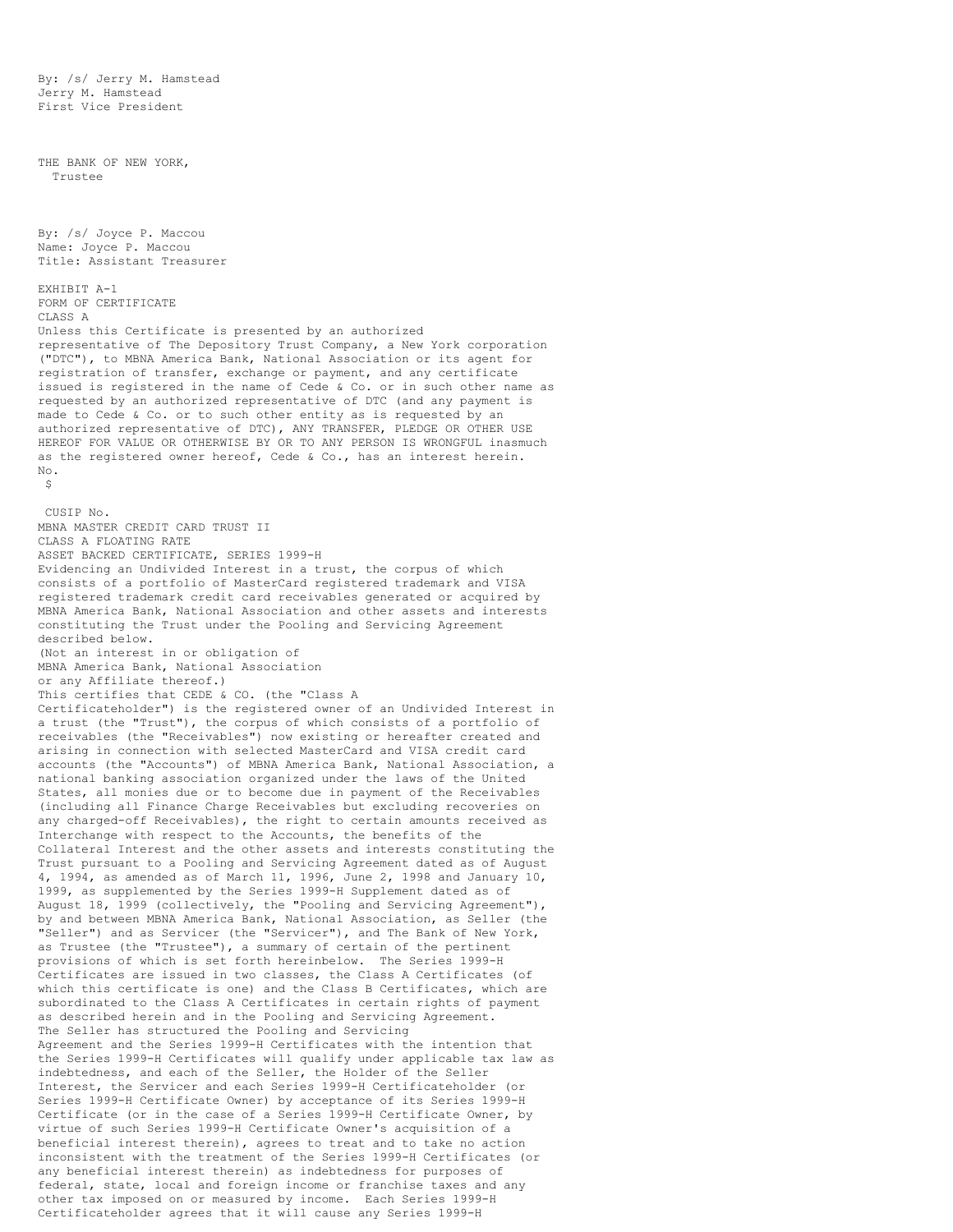By: /s/ Jerry M. Hamstead
Jerry M. Hamstead
First Vice President

THE BANK OF NEW YORK,
Trustee

By: /s/ Joyce P. Maccou
Name: Joyce P. Maccou
Title: Assistant Treasurer

EXHIBIT A-1
FORM OF CERTIFICATE
CLASS A

Unless this Certificate is presented by an authorized representative of The Depository Trust Company, a New York corporation ("DTC"), to MBNA America Bank, National Association or its agent for registration of transfer, exchange or payment, and any certificate issued is registered in the name of Cede & Co. or in such other name as requested by an authorized representative of DTC (and any payment is made to Cede & Co. or to such other entity as is requested by an authorized representative of DTC), ANY TRANSFER, PLEDGE OR OTHER USE HEREOF FOR VALUE OR OTHERWISE BY OR TO ANY PERSON IS WRONGFUL inasmuch as the registered owner hereof, Cede & Co., has an interest herein.

No.
$

CUSIP No.

MBNA MASTER CREDIT CARD TRUST II
CLASS A FLOATING RATE
ASSET BACKED CERTIFICATE, SERIES 1999-H

Evidencing an Undivided Interest in a trust, the corpus of which consists of a portfolio of MasterCard registered trademark and VISA registered trademark credit card receivables generated or acquired by MBNA America Bank, National Association and other assets and interests constituting the Trust under the Pooling and Servicing Agreement described below.

(Not an interest in or obligation of
MBNA America Bank, National Association
or any Affiliate thereof.)

This certifies that CEDE & CO. (the "Class A Certificateholder") is the registered owner of an Undivided Interest in a trust (the "Trust"), the corpus of which consists of a portfolio of receivables (the "Receivables") now existing or hereafter created and arising in connection with selected MasterCard and VISA credit card accounts (the "Accounts") of MBNA America Bank, National Association, a national banking association organized under the laws of the United States, all monies due or to become due in payment of the Receivables (including all Finance Charge Receivables but excluding recoveries on any charged-off Receivables), the right to certain amounts received as Interchange with respect to the Accounts, the benefits of the Collateral Interest and the other assets and interests constituting the Trust pursuant to a Pooling and Servicing Agreement dated as of August 4, 1994, as amended as of March 11, 1996, June 2, 1998 and January 10, 1999, as supplemented by the Series 1999-H Supplement dated as of August 18, 1999 (collectively, the "Pooling and Servicing Agreement"), by and between MBNA America Bank, National Association, as Seller (the "Seller") and as Servicer (the "Servicer"), and The Bank of New York, as Trustee (the "Trustee"), a summary of certain of the pertinent provisions of which is set forth hereinbelow. The Series 1999-H Certificates are issued in two classes, the Class A Certificates (of which this certificate is one) and the Class B Certificates, which are subordinated to the Class A Certificates in certain rights of payment as described herein and in the Pooling and Servicing Agreement.

The Seller has structured the Pooling and Servicing Agreement and the Series 1999-H Certificates with the intention that the Series 1999-H Certificates will qualify under applicable tax law as indebtedness, and each of the Seller, the Holder of the Seller Interest, the Servicer and each Series 1999-H Certificateholder (or Series 1999-H Certificate Owner) by acceptance of its Series 1999-H Certificate (or in the case of a Series 1999-H Certificate Owner, by virtue of such Series 1999-H Certificate Owner's acquisition of a beneficial interest therein), agrees to treat and to take no action inconsistent with the treatment of the Series 1999-H Certificates (or any beneficial interest therein) as indebtedness for purposes of federal, state, local and foreign income or franchise taxes and any other tax imposed on or measured by income. Each Series 1999-H Certificateholder agrees that it will cause any Series 1999-H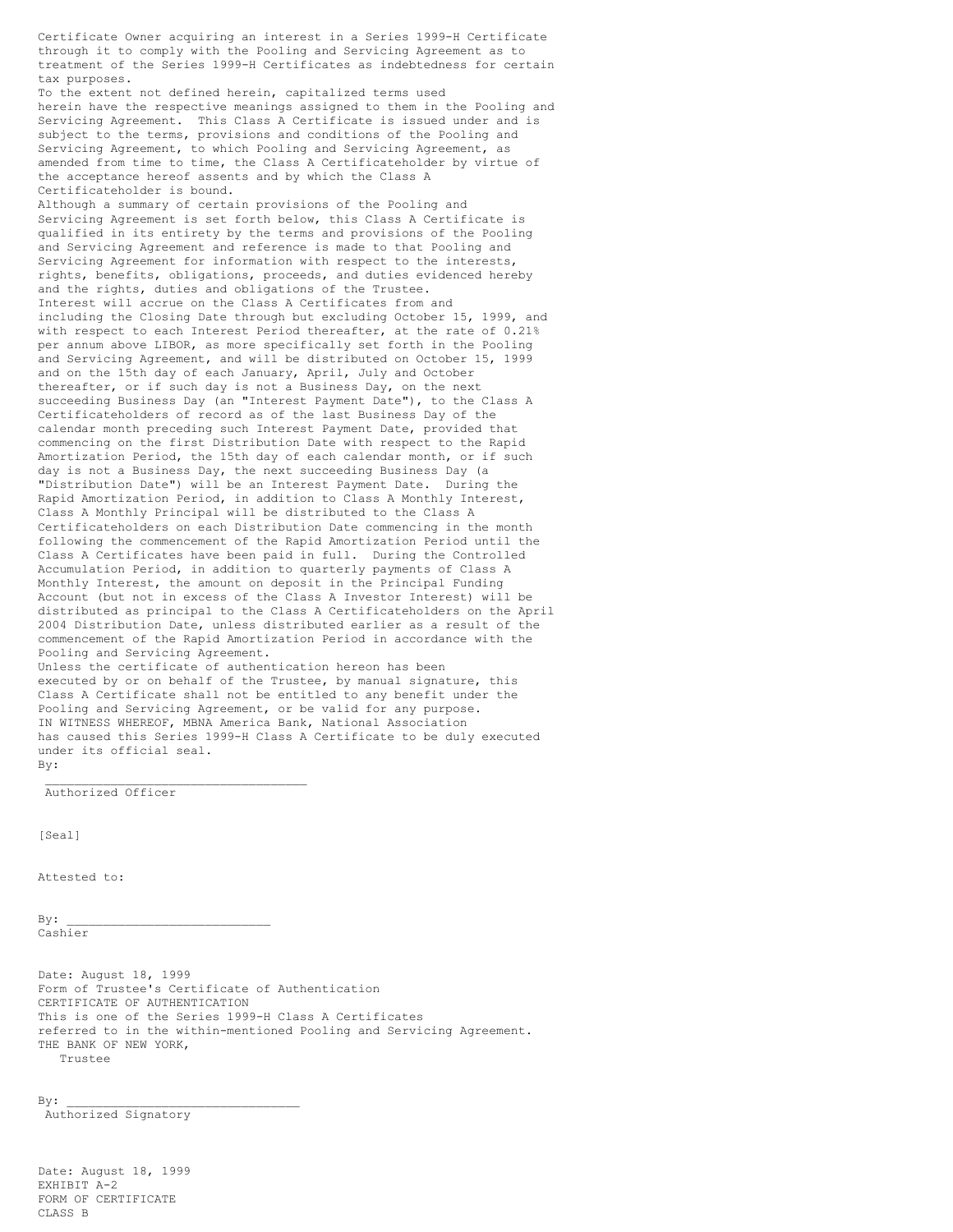Certificate Owner acquiring an interest in a Series 1999-H Certificate through it to comply with the Pooling and Servicing Agreement as to treatment of the Series 1999-H Certificates as indebtedness for certain tax purposes.

To the extent not defined herein, capitalized terms used herein have the respective meanings assigned to them in the Pooling and Servicing Agreement. This Class A Certificate is issued under and is subject to the terms, provisions and conditions of the Pooling and Servicing Agreement, to which Pooling and Servicing Agreement, as amended from time to time, the Class A Certificateholder by virtue of the acceptance hereof assents and by which the Class A Certificateholder is bound.

Although a summary of certain provisions of the Pooling and Servicing Agreement is set forth below, this Class A Certificate is qualified in its entirety by the terms and provisions of the Pooling and Servicing Agreement and reference is made to that Pooling and Servicing Agreement for information with respect to the interests, rights, benefits, obligations, proceeds, and duties evidenced hereby and the rights, duties and obligations of the Trustee.

Interest will accrue on the Class A Certificates from and including the Closing Date through but excluding October 15, 1999, and with respect to each Interest Period thereafter, at the rate of 0.21% per annum above LIBOR, as more specifically set forth in the Pooling and Servicing Agreement, and will be distributed on October 15, 1999 and on the 15th day of each January, April, July and October thereafter, or if such day is not a Business Day, on the next succeeding Business Day (an "Interest Payment Date"), to the Class A Certificateholders of record as of the last Business Day of the calendar month preceding such Interest Payment Date, provided that commencing on the first Distribution Date with respect to the Rapid Amortization Period, the 15th day of each calendar month, or if such day is not a Business Day, the next succeeding Business Day (a "Distribution Date") will be an Interest Payment Date. During the Rapid Amortization Period, in addition to Class A Monthly Interest, Class A Monthly Principal will be distributed to the Class A Certificateholders on each Distribution Date commencing in the month following the commencement of the Rapid Amortization Period until the Class A Certificates have been paid in full. During the Controlled Accumulation Period, in addition to quarterly payments of Class A Monthly Interest, the amount on deposit in the Principal Funding Account (but not in excess of the Class A Investor Interest) will be distributed as principal to the Class A Certificateholders on the April 2004 Distribution Date, unless distributed earlier as a result of the commencement of the Rapid Amortization Period in accordance with the Pooling and Servicing Agreement.

Unless the certificate of authentication hereon has been executed by or on behalf of the Trustee, by manual signature, this Class A Certificate shall not be entitled to any benefit under the Pooling and Servicing Agreement, or be valid for any purpose.

IN WITNESS WHEREOF, MBNA America Bank, National Association has caused this Series 1999-H Class A Certificate to be duly executed under its official seal.

By:

\_\_\_\_\_\_\_\_\_\_\_\_\_\_\_\_\_\_\_\_\_\_\_\_\_\_\_\_\_\_\_\_\_\_\_
Authorized Officer

[Seal]

Attested to:

By: \_\_\_\_\_\_\_\_\_\_\_\_\_\_\_\_\_\_\_\_\_\_\_\_\_\_\_\_
Cashier

Date: August 18, 1999

Form of Trustee's Certificate of Authentication

CERTIFICATE OF AUTHENTICATION

This is one of the Series 1999-H Class A Certificates referred to in the within-mentioned Pooling and Servicing Agreement.

THE BANK OF NEW YORK,
Trustee

By: \_\_\_\_\_\_\_\_\_\_\_\_\_\_\_\_\_\_\_\_\_\_\_\_\_\_\_\_\_\_\_\_
Authorized Signatory

Date: August 18, 1999

EXHIBIT A-2

FORM OF CERTIFICATE

CLASS B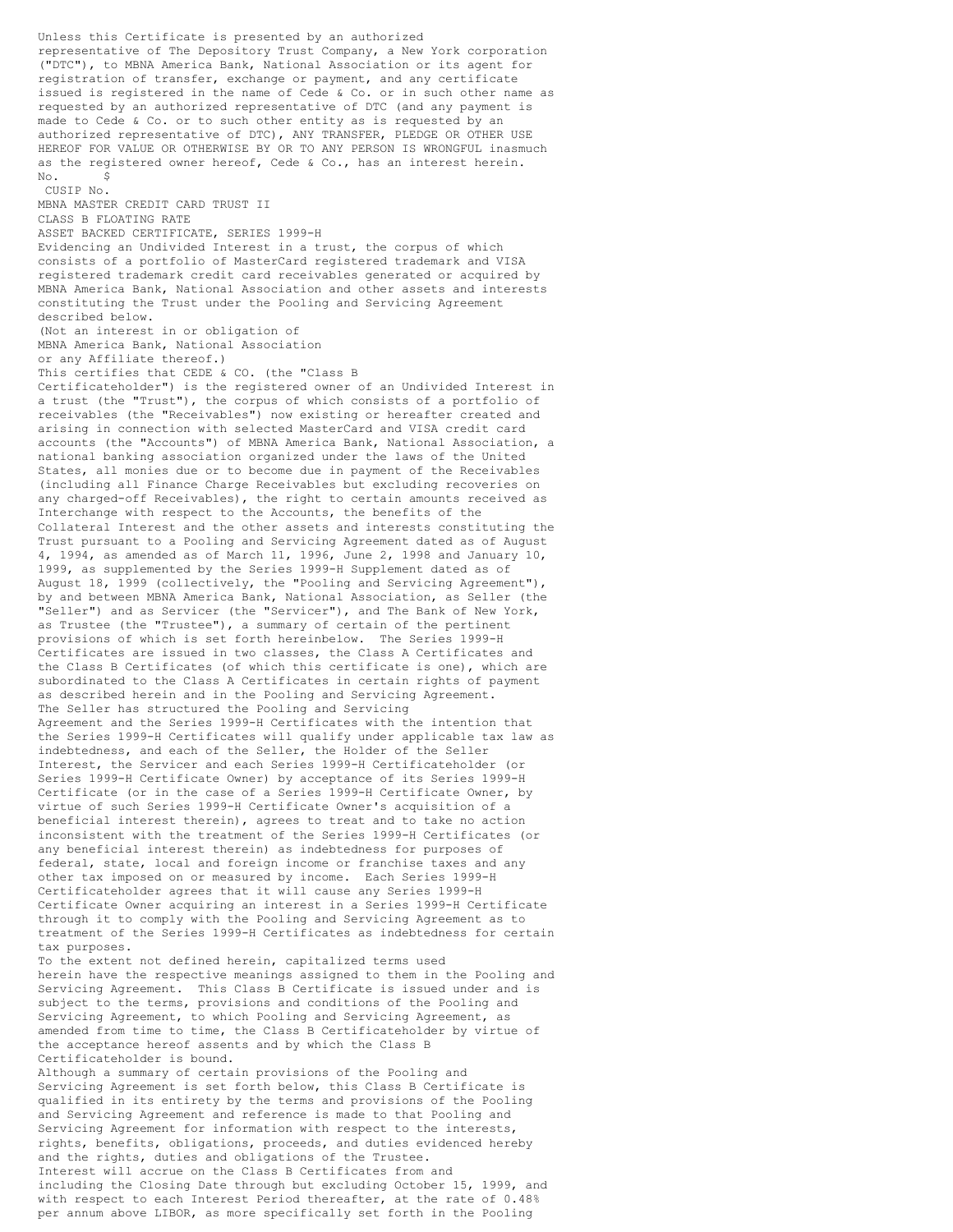Unless this Certificate is presented by an authorized representative of The Depository Trust Company, a New York corporation ("DTC"), to MBNA America Bank, National Association or its agent for registration of transfer, exchange or payment, and any certificate issued is registered in the name of Cede & Co. or in such other name as requested by an authorized representative of DTC (and any payment is made to Cede & Co. or to such other entity as is requested by an authorized representative of DTC), ANY TRANSFER, PLEDGE OR OTHER USE HEREOF FOR VALUE OR OTHERWISE BY OR TO ANY PERSON IS WRONGFUL inasmuch as the registered owner hereof, Cede & Co., has an interest herein.

No. $

CUSIP No.

MBNA MASTER CREDIT CARD TRUST II

CLASS B FLOATING RATE

ASSET BACKED CERTIFICATE, SERIES 1999-H

Evidencing an Undivided Interest in a trust, the corpus of which consists of a portfolio of MasterCard registered trademark and VISA registered trademark credit card receivables generated or acquired by MBNA America Bank, National Association and other assets and interests constituting the Trust under the Pooling and Servicing Agreement described below.

(Not an interest in or obligation of MBNA America Bank, National Association or any Affiliate thereof.)

This certifies that CEDE & CO. (the "Class B Certificateholder") is the registered owner of an Undivided Interest in a trust (the "Trust"), the corpus of which consists of a portfolio of receivables (the "Receivables") now existing or hereafter created and arising in connection with selected MasterCard and VISA credit card accounts (the "Accounts") of MBNA America Bank, National Association, a national banking association organized under the laws of the United States, all monies due or to become due in payment of the Receivables (including all Finance Charge Receivables but excluding recoveries on any charged-off Receivables), the right to certain amounts received as Interchange with respect to the Accounts, the benefits of the Collateral Interest and the other assets and interests constituting the Trust pursuant to a Pooling and Servicing Agreement dated as of August 4, 1994, as amended as of March 11, 1996, June 2, 1998 and January 10, 1999, as supplemented by the Series 1999-H Supplement dated as of August 18, 1999 (collectively, the "Pooling and Servicing Agreement"), by and between MBNA America Bank, National Association, as Seller (the "Seller") and as Servicer (the "Servicer"), and The Bank of New York, as Trustee (the "Trustee"), a summary of certain of the pertinent provisions of which is set forth hereinbelow. The Series 1999-H Certificates are issued in two classes, the Class A Certificates and the Class B Certificates (of which this certificate is one), which are subordinated to the Class A Certificates in certain rights of payment as described herein and in the Pooling and Servicing Agreement.

The Seller has structured the Pooling and Servicing Agreement and the Series 1999-H Certificates with the intention that the Series 1999-H Certificates will qualify under applicable tax law as indebtedness, and each of the Seller, the Holder of the Seller Interest, the Servicer and each Series 1999-H Certificateholder (or Series 1999-H Certificate Owner) by acceptance of its Series 1999-H Certificate (or in the case of a Series 1999-H Certificate Owner, by virtue of such Series 1999-H Certificate Owner's acquisition of a beneficial interest therein), agrees to treat and to take no action inconsistent with the treatment of the Series 1999-H Certificates (or any beneficial interest therein) as indebtedness for purposes of federal, state, local and foreign income or franchise taxes and any other tax imposed on or measured by income. Each Series 1999-H Certificateholder agrees that it will cause any Series 1999-H Certificate Owner acquiring an interest in a Series 1999-H Certificate through it to comply with the Pooling and Servicing Agreement as to treatment of the Series 1999-H Certificates as indebtedness for certain tax purposes.

To the extent not defined herein, capitalized terms used herein have the respective meanings assigned to them in the Pooling and Servicing Agreement. This Class B Certificate is issued under and is subject to the terms, provisions and conditions of the Pooling and Servicing Agreement, to which Pooling and Servicing Agreement, as amended from time to time, the Class B Certificateholder by virtue of the acceptance hereof assents and by which the Class B Certificateholder is bound.

Although a summary of certain provisions of the Pooling and Servicing Agreement is set forth below, this Class B Certificate is qualified in its entirety by the terms and provisions of the Pooling and Servicing Agreement and reference is made to that Pooling and Servicing Agreement for information with respect to the interests, rights, benefits, obligations, proceeds, and duties evidenced hereby and the rights, duties and obligations of the Trustee.

Interest will accrue on the Class B Certificates from and including the Closing Date through but excluding October 15, 1999, and with respect to each Interest Period thereafter, at the rate of 0.48% per annum above LIBOR, as more specifically set forth in the Pooling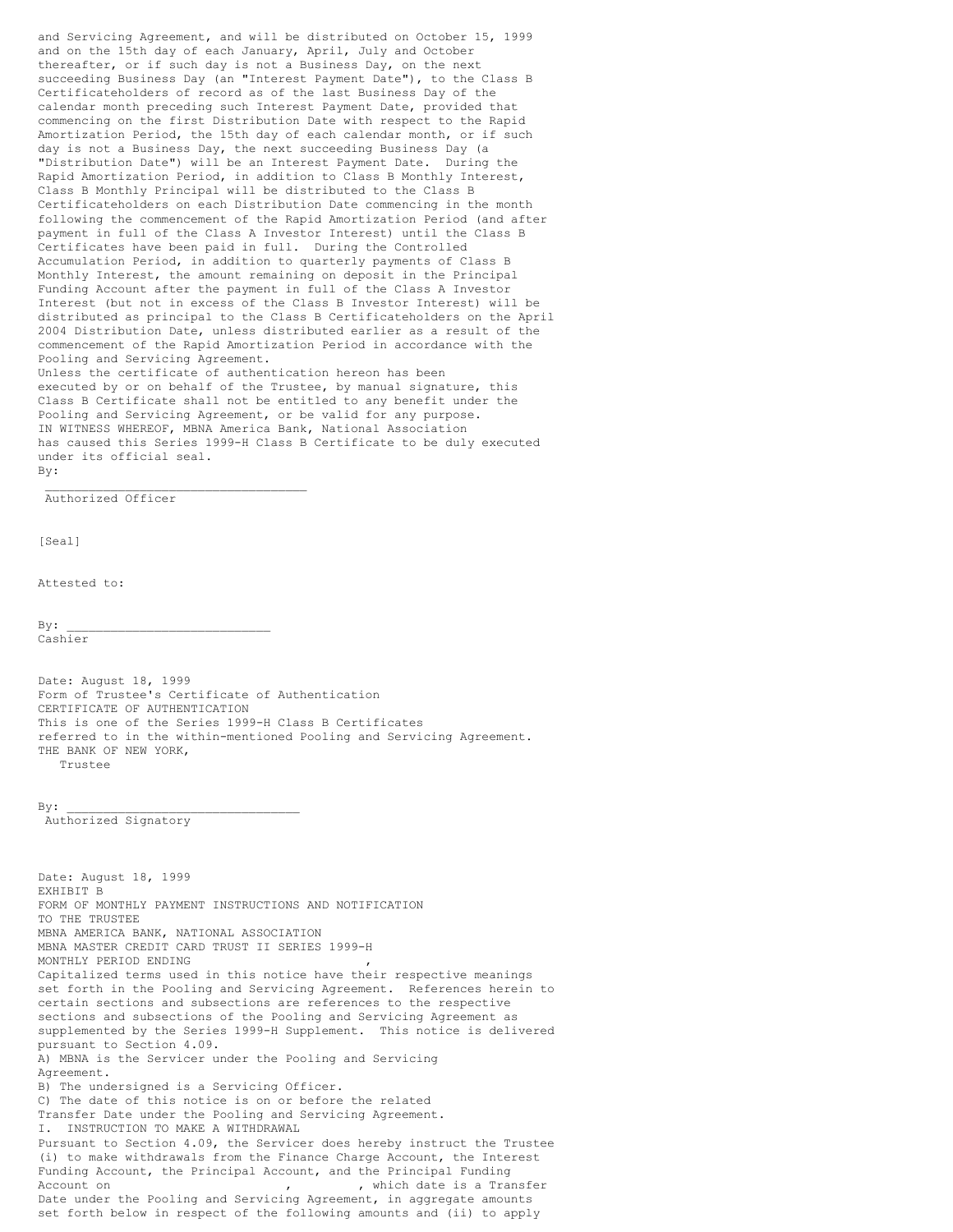and Servicing Agreement, and will be distributed on October 15, 1999 and on the 15th day of each January, April, July and October thereafter, or if such day is not a Business Day, on the next succeeding Business Day (an "Interest Payment Date"), to the Class B Certificateholders of record as of the last Business Day of the calendar month preceding such Interest Payment Date, provided that commencing on the first Distribution Date with respect to the Rapid Amortization Period, the 15th day of each calendar month, or if such day is not a Business Day, the next succeeding Business Day (a "Distribution Date") will be an Interest Payment Date. During the Rapid Amortization Period, in addition to Class B Monthly Interest, Class B Monthly Principal will be distributed to the Class B Certificateholders on each Distribution Date commencing in the month following the commencement of the Rapid Amortization Period (and after payment in full of the Class A Investor Interest) until the Class B Certificates have been paid in full. During the Controlled Accumulation Period, in addition to quarterly payments of Class B Monthly Interest, the amount remaining on deposit in the Principal Funding Account after the payment in full of the Class A Investor Interest (but not in excess of the Class B Investor Interest) will be distributed as principal to the Class B Certificateholders on the April 2004 Distribution Date, unless distributed earlier as a result of the commencement of the Rapid Amortization Period in accordance with the Pooling and Servicing Agreement.

Unless the certificate of authentication hereon has been executed by or on behalf of the Trustee, by manual signature, this Class B Certificate shall not be entitled to any benefit under the Pooling and Servicing Agreement, or be valid for any purpose.

IN WITNESS WHEREOF, MBNA America Bank, National Association has caused this Series 1999-H Class B Certificate to be duly executed under its official seal.

By:

___________________________________
Authorized Officer

[Seal]

Attested to:

By: ____________________________
Cashier

Date: August 18, 1999

Form of Trustee's Certificate of Authentication

CERTIFICATE OF AUTHENTICATION

This is one of the Series 1999-H Class B Certificates referred to in the within-mentioned Pooling and Servicing Agreement.

THE BANK OF NEW YORK,
Trustee

By: ________________________________
Authorized Signatory

Date: August 18, 1999

EXHIBIT B

FORM OF MONTHLY PAYMENT INSTRUCTIONS AND NOTIFICATION TO THE TRUSTEE

MBNA AMERICA BANK, NATIONAL ASSOCIATION

MBNA MASTER CREDIT CARD TRUST II SERIES 1999-H

MONTHLY PERIOD ENDING                    ,

Capitalized terms used in this notice have their respective meanings set forth in the Pooling and Servicing Agreement. References herein to certain sections and subsections are references to the respective sections and subsections of the Pooling and Servicing Agreement as supplemented by the Series 1999-H Supplement. This notice is delivered pursuant to Section 4.09.

A) MBNA is the Servicer under the Pooling and Servicing Agreement.

B) The undersigned is a Servicing Officer.

C) The date of this notice is on or before the related Transfer Date under the Pooling and Servicing Agreement.

I. INSTRUCTION TO MAKE A WITHDRAWAL

Pursuant to Section 4.09, the Servicer does hereby instruct the Trustee (i) to make withdrawals from the Finance Charge Account, the Interest Funding Account, the Principal Account, and the Principal Funding Account on                    ,          , which date is a Transfer Date under the Pooling and Servicing Agreement, in aggregate amounts set forth below in respect of the following amounts and (ii) to apply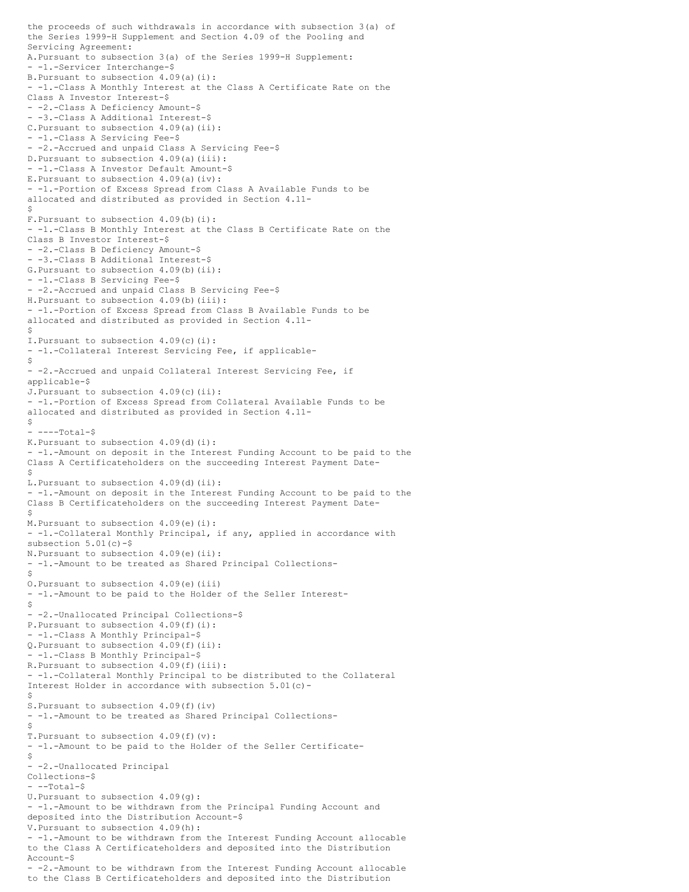the proceeds of such withdrawals in accordance with subsection 3(a) of the Series 1999-H Supplement and Section 4.09 of the Pooling and Servicing Agreement:

A. Pursuant to subsection 3(a) of the Series 1999-H Supplement:
- 1. Servicer Interchange-$

B. Pursuant to subsection 4.09(a)(i):
- 1. Class A Monthly Interest at the Class A Certificate Rate on the Class A Investor Interest-$
- 2. Class A Deficiency Amount-$
- 3. Class A Additional Interest-$

C. Pursuant to subsection 4.09(a)(ii):
- 1. Class A Servicing Fee-$
- 2. Accrued and unpaid Class A Servicing Fee-$

D. Pursuant to subsection 4.09(a)(iii):
- 1. Class A Investor Default Amount-$

E. Pursuant to subsection 4.09(a)(iv):
- 1. Portion of Excess Spread from Class A Available Funds to be allocated and distributed as provided in Section 4.11-$

F. Pursuant to subsection 4.09(b)(i):
- 1. Class B Monthly Interest at the Class B Certificate Rate on the Class B Investor Interest-$
- 2. Class B Deficiency Amount-$
- 3. Class B Additional Interest-$

G. Pursuant to subsection 4.09(b)(ii):
- 1. Class B Servicing Fee-$
- 2. Accrued and unpaid Class B Servicing Fee-$

H. Pursuant to subsection 4.09(b)(iii):
- 1. Portion of Excess Spread from Class B Available Funds to be allocated and distributed as provided in Section 4.11-$

I. Pursuant to subsection 4.09(c)(i):
- 1. Collateral Interest Servicing Fee, if applicable-$
- 2. Accrued and unpaid Collateral Interest Servicing Fee, if applicable-$

J. Pursuant to subsection 4.09(c)(ii):
- 1. Portion of Excess Spread from Collateral Available Funds to be allocated and distributed as provided in Section 4.11-$
- Total-$

K. Pursuant to subsection 4.09(d)(i):
- 1. Amount on deposit in the Interest Funding Account to be paid to the Class A Certificateholders on the succeeding Interest Payment Date-$

L. Pursuant to subsection 4.09(d)(ii):
- 1. Amount on deposit in the Interest Funding Account to be paid to the Class B Certificateholders on the succeeding Interest Payment Date-$

M. Pursuant to subsection 4.09(e)(i):
- 1. Collateral Monthly Principal, if any, applied in accordance with subsection 5.01(c)-$

N. Pursuant to subsection 4.09(e)(ii):
- 1. Amount to be treated as Shared Principal Collections-$

O. Pursuant to subsection 4.09(e)(iii)
- 1. Amount to be paid to the Holder of the Seller Interest-$
- 2. Unallocated Principal Collections-$

P. Pursuant to subsection 4.09(f)(i):
- 1. Class A Monthly Principal-$

Q. Pursuant to subsection 4.09(f)(ii):
- 1. Class B Monthly Principal-$

R. Pursuant to subsection 4.09(f)(iii):
- 1. Collateral Monthly Principal to be distributed to the Collateral Interest Holder in accordance with subsection 5.01(c)-$

S. Pursuant to subsection 4.09(f)(iv)
- 1. Amount to be treated as Shared Principal Collections-$

T. Pursuant to subsection 4.09(f)(v):
- 1. Amount to be paid to the Holder of the Seller Certificate-$
- 2. Unallocated Principal Collections-$
- Total-$

U. Pursuant to subsection 4.09(g):
- 1. Amount to be withdrawn from the Principal Funding Account and deposited into the Distribution Account-$

V. Pursuant to subsection 4.09(h):
- 1. Amount to be withdrawn from the Interest Funding Account allocable to the Class A Certificateholders and deposited into the Distribution Account-$
- 2. Amount to be withdrawn from the Interest Funding Account allocable to the Class B Certificateholders and deposited into the Distribution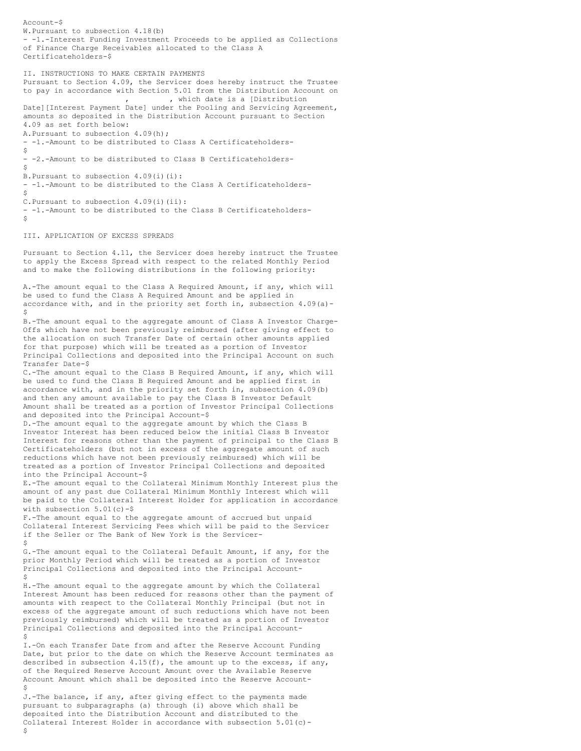Account-$

W. Pursuant to subsection 4.18(b)

- 1. Interest Funding Investment Proceeds to be applied as Collections of Finance Charge Receivables allocated to the Class A Certificateholders-$

## II. INSTRUCTIONS TO MAKE CERTAIN PAYMENTS

Pursuant to Section 4.09, the Servicer does hereby instruct the Trustee to pay in accordance with Section 5.01 from the Distribution Account on , , which date is a [Distribution Date][Interest Payment Date] under the Pooling and Servicing Agreement, amounts so deposited in the Distribution Account pursuant to Section 4.09 as set forth below:

A. Pursuant to subsection 4.09(h);

- 1. Amount to be distributed to Class A Certificateholders-$
- 2. Amount to be distributed to Class B Certificateholders-$

B. Pursuant to subsection 4.09(i)(i):

- 1. Amount to be distributed to the Class A Certificateholders-$

C. Pursuant to subsection 4.09(i)(ii):

- 1. Amount to be distributed to the Class B Certificateholders-$

## III. APPLICATION OF EXCESS SPREADS

Pursuant to Section 4.11, the Servicer does hereby instruct the Trustee to apply the Excess Spread with respect to the related Monthly Period and to make the following distributions in the following priority:

A. The amount equal to the Class A Required Amount, if any, which will be used to fund the Class A Required Amount and be applied in accordance with, and in the priority set forth in, subsection 4.09(a)-$

B. The amount equal to the aggregate amount of Class A Investor Charge-Offs which have not been previously reimbursed (after giving effect to the allocation on such Transfer Date of certain other amounts applied for that purpose) which will be treated as a portion of Investor Principal Collections and deposited into the Principal Account on such Transfer Date-$

C. The amount equal to the Class B Required Amount, if any, which will be used to fund the Class B Required Amount and be applied first in accordance with, and in the priority set forth in, subsection 4.09(b) and then any amount available to pay the Class B Investor Default Amount shall be treated as a portion of Investor Principal Collections and deposited into the Principal Account-$

D. The amount equal to the aggregate amount by which the Class B Investor Interest has been reduced below the initial Class B Investor Interest for reasons other than the payment of principal to the Class B Certificateholders (but not in excess of the aggregate amount of such reductions which have not been previously reimbursed) which will be treated as a portion of Investor Principal Collections and deposited into the Principal Account-$

E. The amount equal to the Collateral Minimum Monthly Interest plus the amount of any past due Collateral Minimum Monthly Interest which will be paid to the Collateral Interest Holder for application in accordance with subsection 5.01(c)-$

F. The amount equal to the aggregate amount of accrued but unpaid Collateral Interest Servicing Fees which will be paid to the Servicer if the Seller or The Bank of New York is the Servicer-$

G. The amount equal to the Collateral Default Amount, if any, for the prior Monthly Period which will be treated as a portion of Investor Principal Collections and deposited into the Principal Account-$

H. The amount equal to the aggregate amount by which the Collateral Interest Amount has been reduced for reasons other than the payment of amounts with respect to the Collateral Monthly Principal (but not in excess of the aggregate amount of such reductions which have not been previously reimbursed) which will be treated as a portion of Investor Principal Collections and deposited into the Principal Account-$

I. On each Transfer Date from and after the Reserve Account Funding Date, but prior to the date on which the Reserve Account terminates as described in subsection 4.15(f), the amount up to the excess, if any, of the Required Reserve Account Amount over the Available Reserve Account Amount which shall be deposited into the Reserve Account-$

J. The balance, if any, after giving effect to the payments made pursuant to subparagraphs (a) through (i) above which shall be deposited into the Distribution Account and distributed to the Collateral Interest Holder in accordance with subsection 5.01(c)-$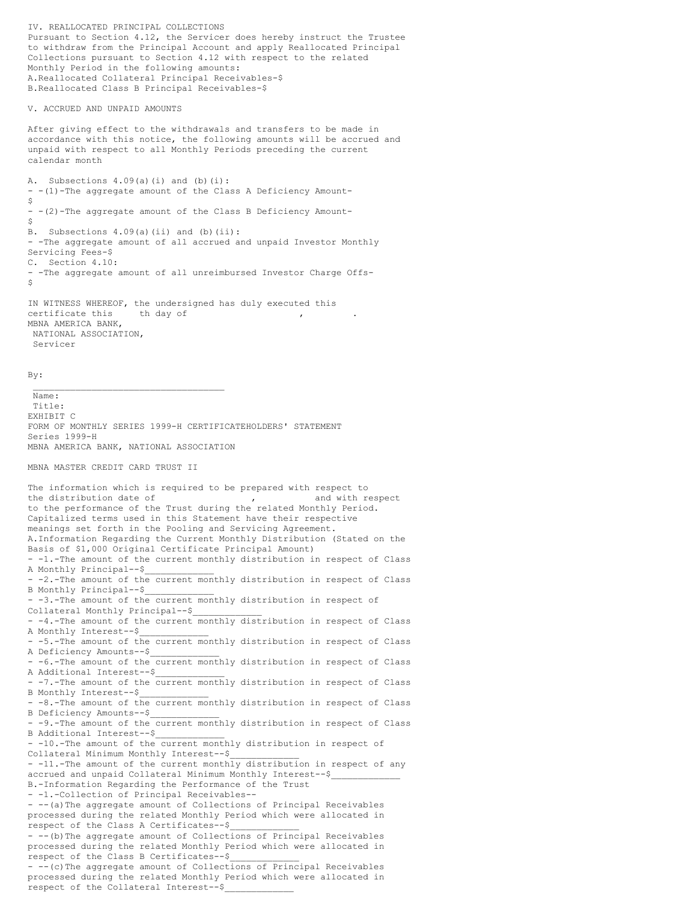IV. REALLOCATED PRINCIPAL COLLECTIONS

Pursuant to Section 4.12, the Servicer does hereby instruct the Trustee to withdraw from the Principal Account and apply Reallocated Principal Collections pursuant to Section 4.12 with respect to the related Monthly Period in the following amounts:

A. Reallocated Collateral Principal Receivables-$

B. Reallocated Class B Principal Receivables-$

V. ACCRUED AND UNPAID AMOUNTS

After giving effect to the withdrawals and transfers to be made in accordance with this notice, the following amounts will be accrued and unpaid with respect to all Monthly Periods preceding the current calendar month

A. Subsections 4.09(a)(i) and (b)(i):

- (1) The aggregate amount of the Class A Deficiency Amount-$
- (2) The aggregate amount of the Class B Deficiency Amount-$

B. Subsections 4.09(a)(ii) and (b)(ii):

- The aggregate amount of all accrued and unpaid Investor Monthly Servicing Fees-$

C. Section 4.10:

- The aggregate amount of all unreimbursed Investor Charge Offs-$

IN WITNESS WHEREOF, the undersigned has duly executed this certificate this      th day of                        ,          .

MBNA AMERICA BANK,
NATIONAL ASSOCIATION,
Servicer

By: ___________________________________

Name:
Title:

EXHIBIT C

FORM OF MONTHLY SERIES 1999-H CERTIFICATEHOLDERS' STATEMENT

Series 1999-H

MBNA AMERICA BANK, NATIONAL ASSOCIATION

MBNA MASTER CREDIT CARD TRUST II

The information which is required to be prepared with respect to the distribution date of                    ,            and with respect to the performance of the Trust during the related Monthly Period. Capitalized terms used in this Statement have their respective meanings set forth in the Pooling and Servicing Agreement.

A. Information Regarding the Current Monthly Distribution (Stated on the Basis of $1,000 Original Certificate Principal Amount)

- 1. The amount of the current monthly distribution in respect of Class A Monthly Principal--$_____________
- 2. The amount of the current monthly distribution in respect of Class B Monthly Principal--$_____________
- 3. The amount of the current monthly distribution in respect of Collateral Monthly Principal--$_____________
- 4. The amount of the current monthly distribution in respect of Class A Monthly Interest--$_____________
- 5. The amount of the current monthly distribution in respect of Class A Deficiency Amounts--$_____________
- 6. The amount of the current monthly distribution in respect of Class A Additional Interest--$_____________
- 7. The amount of the current monthly distribution in respect of Class B Monthly Interest--$_____________
- 8. The amount of the current monthly distribution in respect of Class B Deficiency Amounts--$_____________
- 9. The amount of the current monthly distribution in respect of Class B Additional Interest--$_____________
- 10. The amount of the current monthly distribution in respect of Collateral Minimum Monthly Interest--$_____________
- 11. The amount of the current monthly distribution in respect of any accrued and unpaid Collateral Minimum Monthly Interest--$_____________

B. Information Regarding the Performance of the Trust

- 1. Collection of Principal Receivables--
  - (a) The aggregate amount of Collections of Principal Receivables processed during the related Monthly Period which were allocated in respect of the Class A Certificates--$_____________
  - (b) The aggregate amount of Collections of Principal Receivables processed during the related Monthly Period which were allocated in respect of the Class B Certificates--$_____________
  - (c) The aggregate amount of Collections of Principal Receivables processed during the related Monthly Period which were allocated in respect of the Collateral Interest--$_____________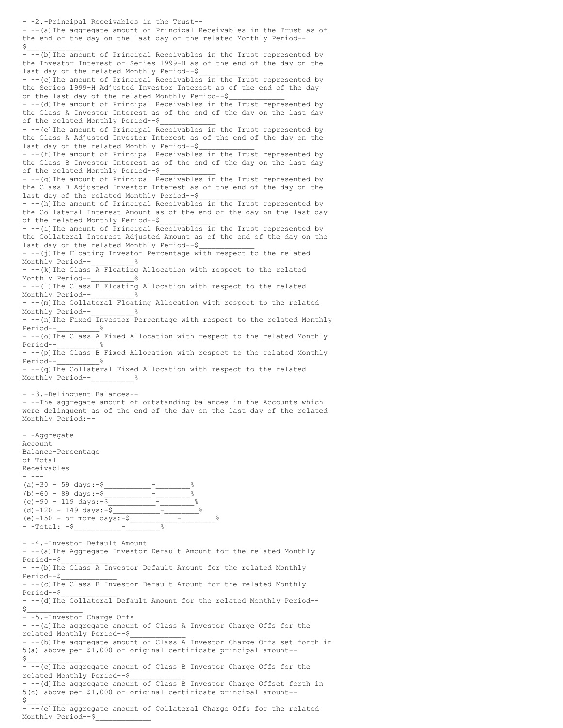2. Principal Receivables in the Trust

(a) The aggregate amount of Principal Receivables in the Trust as of the end of the day on the last day of the related Monthly Period--$____________

(b) The amount of Principal Receivables in the Trust represented by the Investor Interest of Series 1999-H as of the end of the day on the last day of the related Monthly Period--$____________

(c) The amount of Principal Receivables in the Trust represented by the Series 1999-H Adjusted Investor Interest as of the end of the day on the last day of the related Monthly Period--$____________

(d) The amount of Principal Receivables in the Trust represented by the Class A Investor Interest as of the end of the day on the last day of the related Monthly Period--$____________

(e) The amount of Principal Receivables in the Trust represented by the Class A Adjusted Investor Interest as of the end of the day on the last day of the related Monthly Period--$____________

(f) The amount of Principal Receivables in the Trust represented by the Class B Investor Interest as of the end of the day on the last day of the related Monthly Period--$____________

(g) The amount of Principal Receivables in the Trust represented by the Class B Adjusted Investor Interest as of the end of the day on the last day of the related Monthly Period--$____________

(h) The amount of Principal Receivables in the Trust represented by the Collateral Interest Amount as of the end of the day on the last day of the related Monthly Period--$____________

(i) The amount of Principal Receivables in the Trust represented by the Collateral Interest Adjusted Amount as of the end of the day on the last day of the related Monthly Period--$____________

(j) The Floating Investor Percentage with respect to the related Monthly Period--_________%

(k) The Class A Floating Allocation with respect to the related Monthly Period--_________%

(l) The Class B Floating Allocation with respect to the related Monthly Period--_________%

(m) The Collateral Floating Allocation with respect to the related Monthly Period--_________%

(n) The Fixed Investor Percentage with respect to the related Monthly Period--_________%

(o) The Class A Fixed Allocation with respect to the related Monthly Period--_________%

(p) The Class B Fixed Allocation with respect to the related Monthly Period--_________%

(q) The Collateral Fixed Allocation with respect to the related Monthly Period--_________%

3. Delinquent Balances

The aggregate amount of outstanding balances in the Accounts which were delinquent as of the end of the day on the last day of the related Monthly Period:

| | Aggregate Account Balance | Percentage of Total Receivables |
|---|---|---|
| (a) 30 - 59 days: | $__________ | ________% |
| (b) 60 - 89 days: | $__________ | ________% |
| (c) 90 - 119 days: | $__________ | ________% |
| (d) 120 - 149 days: | $__________ | ________% |
| (e) 150 - or more days: | $__________ | ________% |
| Total: | $__________ | ________% |

4. Investor Default Amount

(a) The Aggregate Investor Default Amount for the related Monthly Period--$____________

(b) The Class A Investor Default Amount for the related Monthly Period--$____________

(c) The Class B Investor Default Amount for the related Monthly Period--$____________

(d) The Collateral Default Amount for the related Monthly Period--$____________

5. Investor Charge Offs

(a) The aggregate amount of Class A Investor Charge Offs for the related Monthly Period--$____________

(b) The aggregate amount of Class A Investor Charge Offs set forth in 5(a) above per $1,000 of original certificate principal amount--$____________

(c) The aggregate amount of Class B Investor Charge Offs for the related Monthly Period--$____________

(d) The aggregate amount of Class B Investor Charge Offset forth in 5(c) above per $1,000 of original certificate principal amount--$____________

(e) The aggregate amount of Collateral Charge Offs for the related Monthly Period--$____________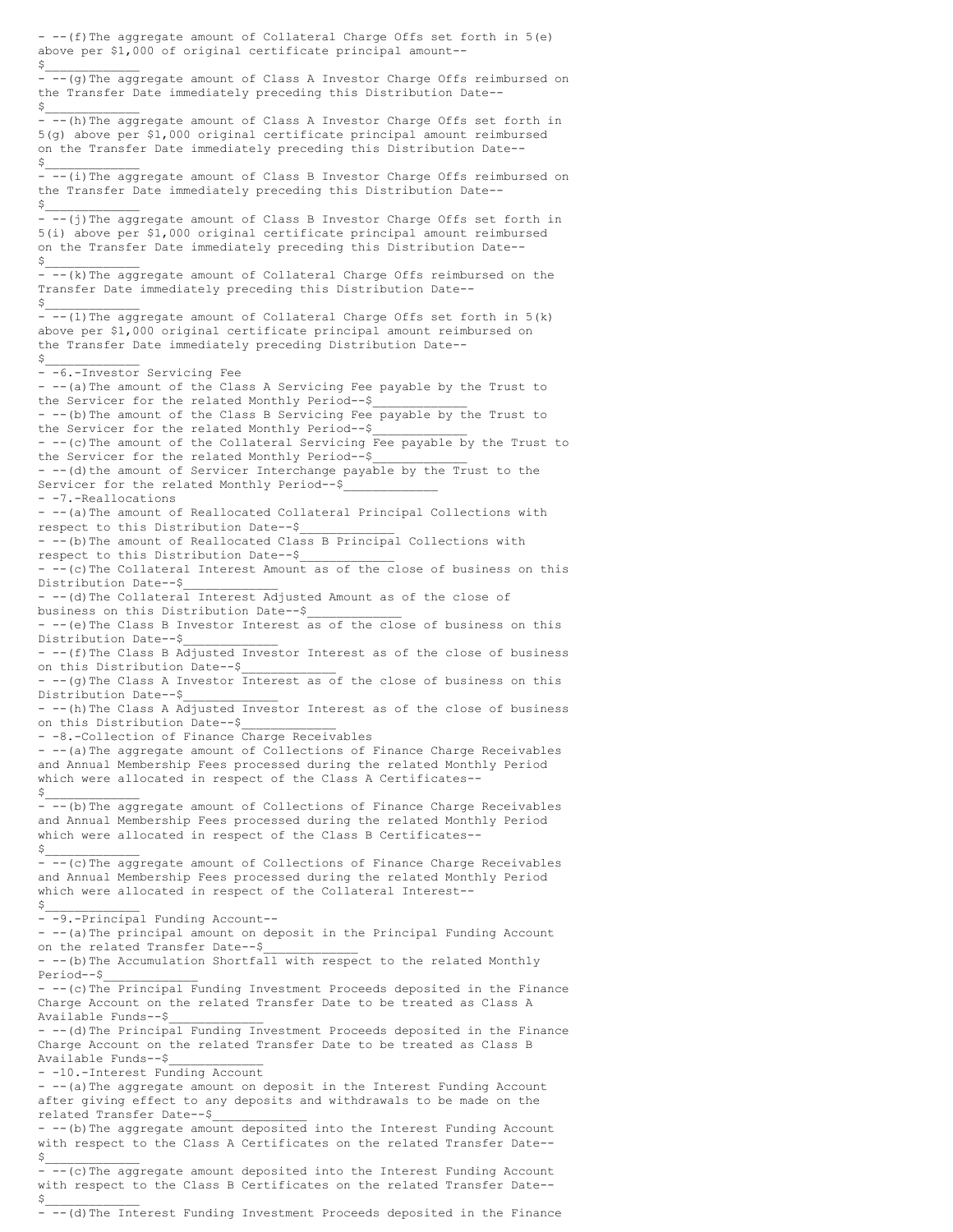- --(f) The aggregate amount of Collateral Charge Offs set forth in 5(e) above per $1,000 of original certificate principal amount--
$_____________

- --(g) The aggregate amount of Class A Investor Charge Offs reimbursed on the Transfer Date immediately preceding this Distribution Date--
$_____________

- --(h) The aggregate amount of Class A Investor Charge Offs set forth in 5(g) above per $1,000 original certificate principal amount reimbursed on the Transfer Date immediately preceding this Distribution Date--
$_____________

- --(i) The aggregate amount of Class B Investor Charge Offs reimbursed on the Transfer Date immediately preceding this Distribution Date--
$_____________

- --(j) The aggregate amount of Class B Investor Charge Offs set forth in 5(i) above per $1,000 original certificate principal amount reimbursed on the Transfer Date immediately preceding this Distribution Date--
$_____________

- --(k) The aggregate amount of Collateral Charge Offs reimbursed on the Transfer Date immediately preceding this Distribution Date--
$_____________

- --(l) The aggregate amount of Collateral Charge Offs set forth in 5(k) above per $1,000 original certificate principal amount reimbursed on the Transfer Date immediately preceding Distribution Date--
$_____________

- -6.-Investor Servicing Fee
- --(a) The amount of the Class A Servicing Fee payable by the Trust to the Servicer for the related Monthly Period--$_____________
- --(b) The amount of the Class B Servicing Fee payable by the Trust to the Servicer for the related Monthly Period--$_____________
- --(c) The amount of the Collateral Servicing Fee payable by the Trust to the Servicer for the related Monthly Period--$_____________
- --(d) the amount of Servicer Interchange payable by the Trust to the Servicer for the related Monthly Period--$_____________

- -7.-Reallocations
- --(a) The amount of Reallocated Collateral Principal Collections with respect to this Distribution Date--$_____________
- --(b) The amount of Reallocated Class B Principal Collections with respect to this Distribution Date--$_____________
- --(c) The Collateral Interest Amount as of the close of business on this Distribution Date--$_____________
- --(d) The Collateral Interest Adjusted Amount as of the close of business on this Distribution Date--$_____________
- --(e) The Class B Investor Interest as of the close of business on this Distribution Date--$_____________
- --(f) The Class B Adjusted Investor Interest as of the close of business on this Distribution Date--$_____________
- --(g) The Class A Investor Interest as of the close of business on this Distribution Date--$_____________
- --(h) The Class A Adjusted Investor Interest as of the close of business on this Distribution Date--$_____________

- -8.-Collection of Finance Charge Receivables
- --(a) The aggregate amount of Collections of Finance Charge Receivables and Annual Membership Fees processed during the related Monthly Period which were allocated in respect of the Class A Certificates--
$_____________
- --(b) The aggregate amount of Collections of Finance Charge Receivables and Annual Membership Fees processed during the related Monthly Period which were allocated in respect of the Class B Certificates--
$_____________
- --(c) The aggregate amount of Collections of Finance Charge Receivables and Annual Membership Fees processed during the related Monthly Period which were allocated in respect of the Collateral Interest--
$_____________

- -9.-Principal Funding Account--
- --(a) The principal amount on deposit in the Principal Funding Account on the related Transfer Date--$_____________
- --(b) The Accumulation Shortfall with respect to the related Monthly Period--$_____________
- --(c) The Principal Funding Investment Proceeds deposited in the Finance Charge Account on the related Transfer Date to be treated as Class A Available Funds--$_____________
- --(d) The Principal Funding Investment Proceeds deposited in the Finance Charge Account on the related Transfer Date to be treated as Class B Available Funds--$_____________

- -10.-Interest Funding Account
- --(a) The aggregate amount on deposit in the Interest Funding Account after giving effect to any deposits and withdrawals to be made on the related Transfer Date--$_____________
- --(b) The aggregate amount deposited into the Interest Funding Account with respect to the Class A Certificates on the related Transfer Date--
$_____________
- --(c) The aggregate amount deposited into the Interest Funding Account with respect to the Class B Certificates on the related Transfer Date--
$_____________
- --(d) The Interest Funding Investment Proceeds deposited in the Finance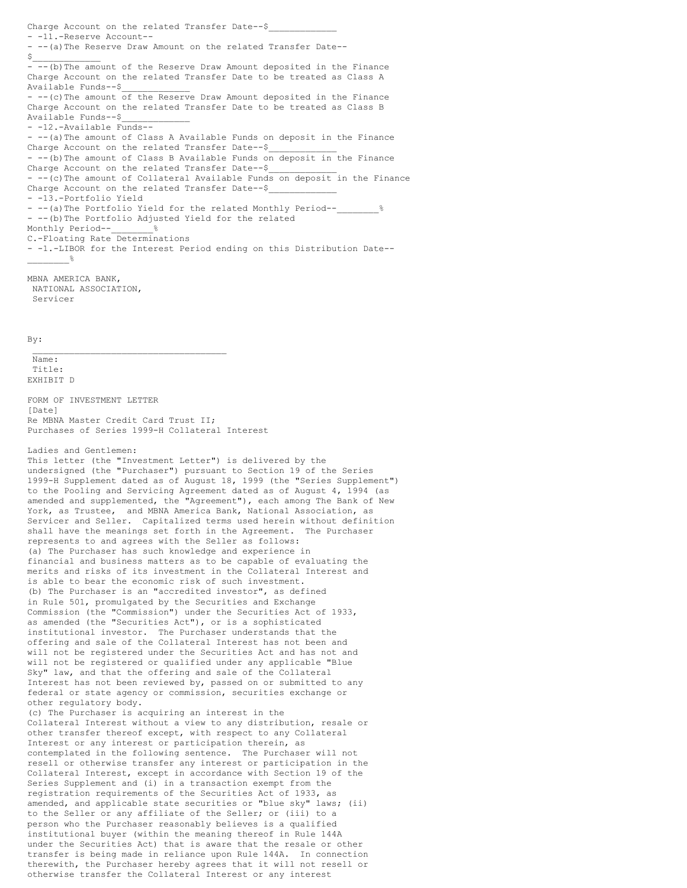Charge Account on the related Transfer Date--$____________

11. Reserve Account--

(a) The Reserve Draw Amount on the related Transfer Date--$____________

(b) The amount of the Reserve Draw Amount deposited in the Finance Charge Account on the related Transfer Date to be treated as Class A Available Funds--$____________

(c) The amount of the Reserve Draw Amount deposited in the Finance Charge Account on the related Transfer Date to be treated as Class B Available Funds--$____________

12. Available Funds--

(a) The amount of Class A Available Funds on deposit in the Finance Charge Account on the related Transfer Date--$____________

(b) The amount of Class B Available Funds on deposit in the Finance Charge Account on the related Transfer Date--$____________

(c) The amount of Collateral Available Funds on deposit in the Finance Charge Account on the related Transfer Date--$____________

13. Portfolio Yield

(a) The Portfolio Yield for the related Monthly Period--_______%

(b) The Portfolio Adjusted Yield for the related Monthly Period--_______%

C. Floating Rate Determinations

1. LIBOR for the Interest Period ending on this Distribution Date--_______%

MBNA AMERICA BANK,
NATIONAL ASSOCIATION,
Servicer

By: ___________________________________
Name:
Title:

EXHIBIT D

FORM OF INVESTMENT LETTER

[Date]

Re MBNA Master Credit Card Trust II;
Purchases of Series 1999-H Collateral Interest

Ladies and Gentlemen:

This letter (the "Investment Letter") is delivered by the undersigned (the "Purchaser") pursuant to Section 19 of the Series 1999-H Supplement dated as of August 18, 1999 (the "Series Supplement") to the Pooling and Servicing Agreement dated as of August 4, 1994 (as amended and supplemented, the "Agreement"), each among The Bank of New York, as Trustee, and MBNA America Bank, National Association, as Servicer and Seller. Capitalized terms used herein without definition shall have the meanings set forth in the Agreement. The Purchaser represents to and agrees with the Seller as follows:

(a) The Purchaser has such knowledge and experience in financial and business matters as to be capable of evaluating the merits and risks of its investment in the Collateral Interest and is able to bear the economic risk of such investment.

(b) The Purchaser is an "accredited investor", as defined in Rule 501, promulgated by the Securities and Exchange Commission (the "Commission") under the Securities Act of 1933, as amended (the "Securities Act"), or is a sophisticated institutional investor. The Purchaser understands that the offering and sale of the Collateral Interest has not been and will not be registered under the Securities Act and has not and will not be registered or qualified under any applicable "Blue Sky" law, and that the offering and sale of the Collateral Interest has not been reviewed by, passed on or submitted to any federal or state agency or commission, securities exchange or other regulatory body.

(c) The Purchaser is acquiring an interest in the Collateral Interest without a view to any distribution, resale or other transfer thereof except, with respect to any Collateral Interest or any interest or participation therein, as contemplated in the following sentence. The Purchaser will not resell or otherwise transfer any interest or participation in the Collateral Interest, except in accordance with Section 19 of the Series Supplement and (i) in a transaction exempt from the registration requirements of the Securities Act of 1933, as amended, and applicable state securities or "blue sky" laws; (ii) to the Seller or any affiliate of the Seller; or (iii) to a person who the Purchaser reasonably believes is a qualified institutional buyer (within the meaning thereof in Rule 144A under the Securities Act) that is aware that the resale or other transfer is being made in reliance upon Rule 144A. In connection therewith, the Purchaser hereby agrees that it will not resell or otherwise transfer the Collateral Interest or any interest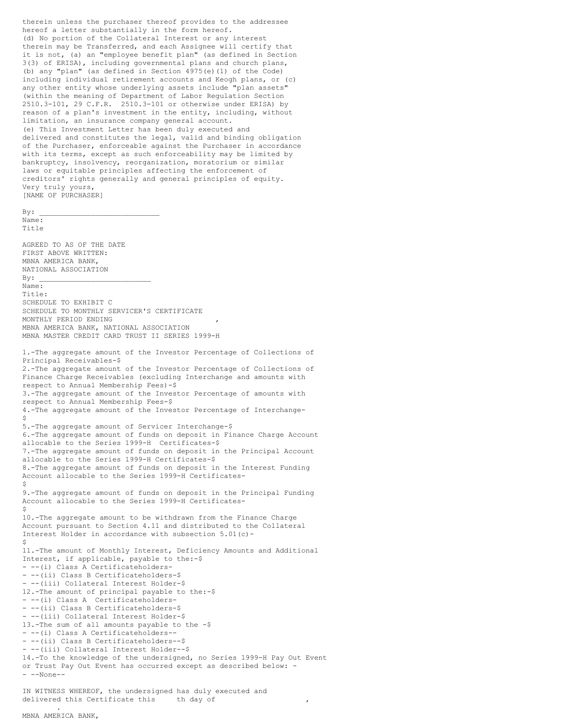therein unless the purchaser thereof provides to the addressee hereof a letter substantially in the form hereof.

(d) No portion of the Collateral Interest or any interest therein may be Transferred, and each Assignee will certify that it is not, (a) an "employee benefit plan" (as defined in Section 3(3) of ERISA), including governmental plans and church plans, (b) any "plan" (as defined in Section 4975(e)(1) of the Code) including individual retirement accounts and Keogh plans, or (c) any other entity whose underlying assets include "plan assets" (within the meaning of Department of Labor Regulation Section 2510.3-101, 29 C.F.R. 2510.3-101 or otherwise under ERISA) by reason of a plan's investment in the entity, including, without limitation, an insurance company general account.

(e) This Investment Letter has been duly executed and delivered and constitutes the legal, valid and binding obligation of the Purchaser, enforceable against the Purchaser in accordance with its terms, except as such enforceability may be limited by bankruptcy, insolvency, reorganization, moratorium or similar laws or equitable principles affecting the enforcement of creditors' rights generally and general principles of equity.

Very truly yours,

[NAME OF PURCHASER]

By: ____________________________

Name:

Title

AGREED TO AS OF THE DATE
FIRST ABOVE WRITTEN:
MBNA AMERICA BANK,
NATIONAL ASSOCIATION

By: __________________________

Name:

Title:

SCHEDULE TO EXHIBIT C

SCHEDULE TO MONTHLY SERVICER'S CERTIFICATE

MONTHLY PERIOD ENDING ,

MBNA AMERICA BANK, NATIONAL ASSOCIATION

MBNA MASTER CREDIT CARD TRUST II SERIES 1999-H

1.-The aggregate amount of the Investor Percentage of Collections of Principal Receivables-$

2.-The aggregate amount of the Investor Percentage of Collections of Finance Charge Receivables (excluding Interchange and amounts with respect to Annual Membership Fees)-$

3.-The aggregate amount of the Investor Percentage of amounts with respect to Annual Membership Fees-$

4.-The aggregate amount of the Investor Percentage of Interchange-$

5.-The aggregate amount of Servicer Interchange-$

6.-The aggregate amount of funds on deposit in Finance Charge Account allocable to the Series 1999-H Certificates-$

7.-The aggregate amount of funds on deposit in the Principal Account allocable to the Series 1999-H Certificates-$

8.-The aggregate amount of funds on deposit in the Interest Funding Account allocable to the Series 1999-H Certificates-$

9.-The aggregate amount of funds on deposit in the Principal Funding Account allocable to the Series 1999-H Certificates-$

10.-The aggregate amount to be withdrawn from the Finance Charge Account pursuant to Section 4.11 and distributed to the Collateral Interest Holder in accordance with subsection 5.01(c)-$

11.-The amount of Monthly Interest, Deficiency Amounts and Additional Interest, if applicable, payable to the:-$
- --(i) Class A Certificateholders-
- --(ii) Class B Certificateholders-$
- --(iii) Collateral Interest Holder-$

12.-The amount of principal payable to the:-$
- --(i) Class A Certificateholders-
- --(ii) Class B Certificateholders-$
- --(iii) Collateral Interest Holder-$

13.-The sum of all amounts payable to the -$
- --(i) Class A Certificateholders--
- --(ii) Class B Certificateholders--$
- --(iii) Collateral Interest Holder--$

14.-To the knowledge of the undersigned, no Series 1999-H Pay Out Event or Trust Pay Out Event has occurred except as described below: -
- --None--

IN WITNESS WHEREOF, the undersigned has duly executed and delivered this Certificate this th day of , .

MBNA AMERICA BANK,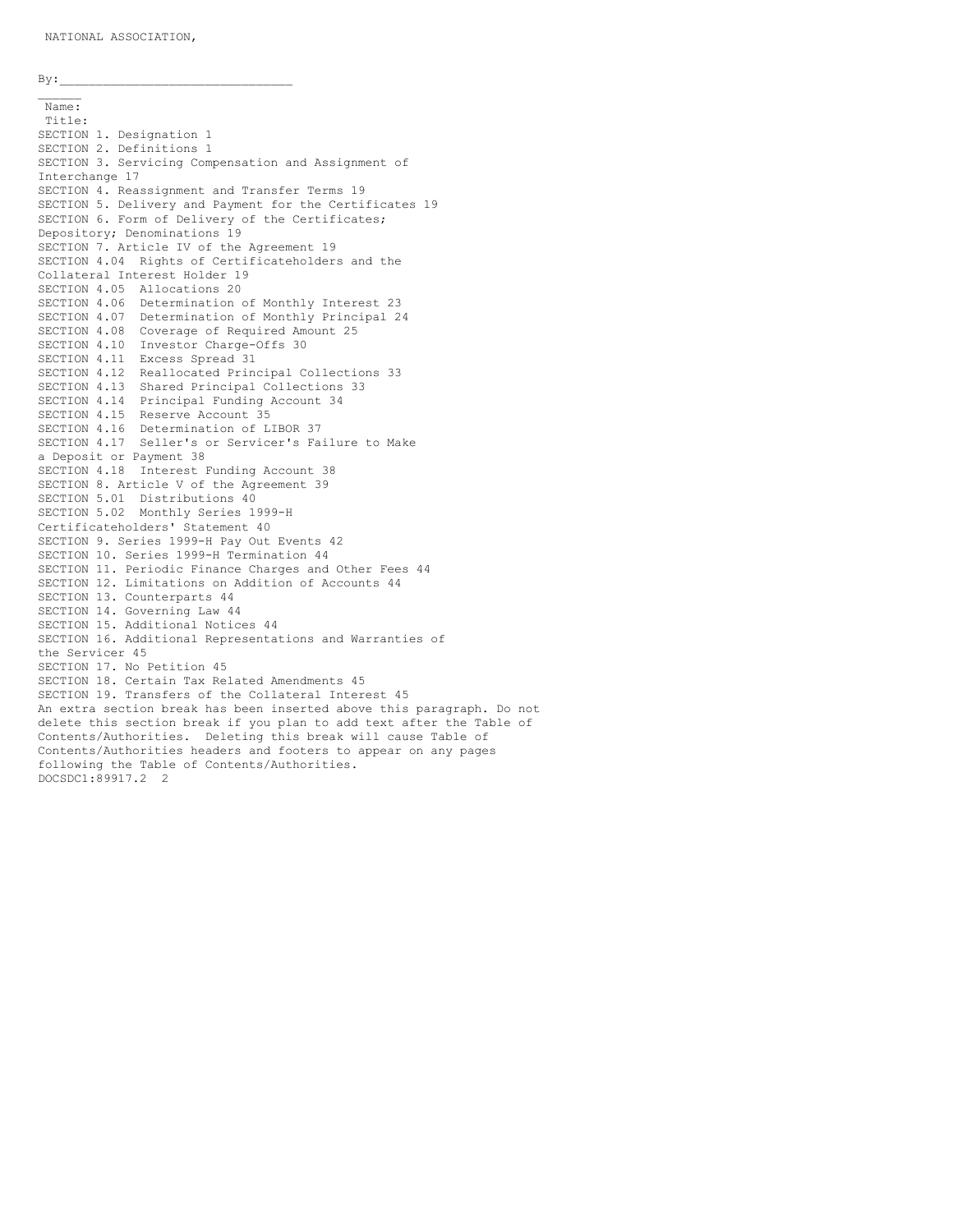NATIONAL ASSOCIATION,

By:\_\_\_\_\_\_\_\_\_\_\_\_\_\_\_\_\_\_\_\_\_\_\_\_\_\_\_\_\_\_\_\_\_\_\_\_

Name:
Title:

SECTION 1. Designation 1
SECTION 2. Definitions 1
SECTION 3. Servicing Compensation and Assignment of Interchange 17
SECTION 4. Reassignment and Transfer Terms 19
SECTION 5. Delivery and Payment for the Certificates 19
SECTION 6. Form of Delivery of the Certificates; Depository; Denominations 19
SECTION 7. Article IV of the Agreement 19
SECTION 4.04 Rights of Certificateholders and the Collateral Interest Holder 19
SECTION 4.05 Allocations 20
SECTION 4.06 Determination of Monthly Interest 23
SECTION 4.07 Determination of Monthly Principal 24
SECTION 4.08 Coverage of Required Amount 25
SECTION 4.10 Investor Charge-Offs 30
SECTION 4.11 Excess Spread 31
SECTION 4.12 Reallocated Principal Collections 33
SECTION 4.13 Shared Principal Collections 33
SECTION 4.14 Principal Funding Account 34
SECTION 4.15 Reserve Account 35
SECTION 4.16 Determination of LIBOR 37
SECTION 4.17 Seller's or Servicer's Failure to Make a Deposit or Payment 38
SECTION 4.18 Interest Funding Account 38
SECTION 8. Article V of the Agreement 39
SECTION 5.01 Distributions 40
SECTION 5.02 Monthly Series 1999-H Certificateholders' Statement 40
SECTION 9. Series 1999-H Pay Out Events 42
SECTION 10. Series 1999-H Termination 44
SECTION 11. Periodic Finance Charges and Other Fees 44
SECTION 12. Limitations on Addition of Accounts 44
SECTION 13. Counterparts 44
SECTION 14. Governing Law 44
SECTION 15. Additional Notices 44
SECTION 16. Additional Representations and Warranties of the Servicer 45
SECTION 17. No Petition 45
SECTION 18. Certain Tax Related Amendments 45
SECTION 19. Transfers of the Collateral Interest 45

An extra section break has been inserted above this paragraph. Do not delete this section break if you plan to add text after the Table of Contents/Authorities. Deleting this break will cause Table of Contents/Authorities headers and footers to appear on any pages following the Table of Contents/Authorities.

DOCSDC1:89917.2 2